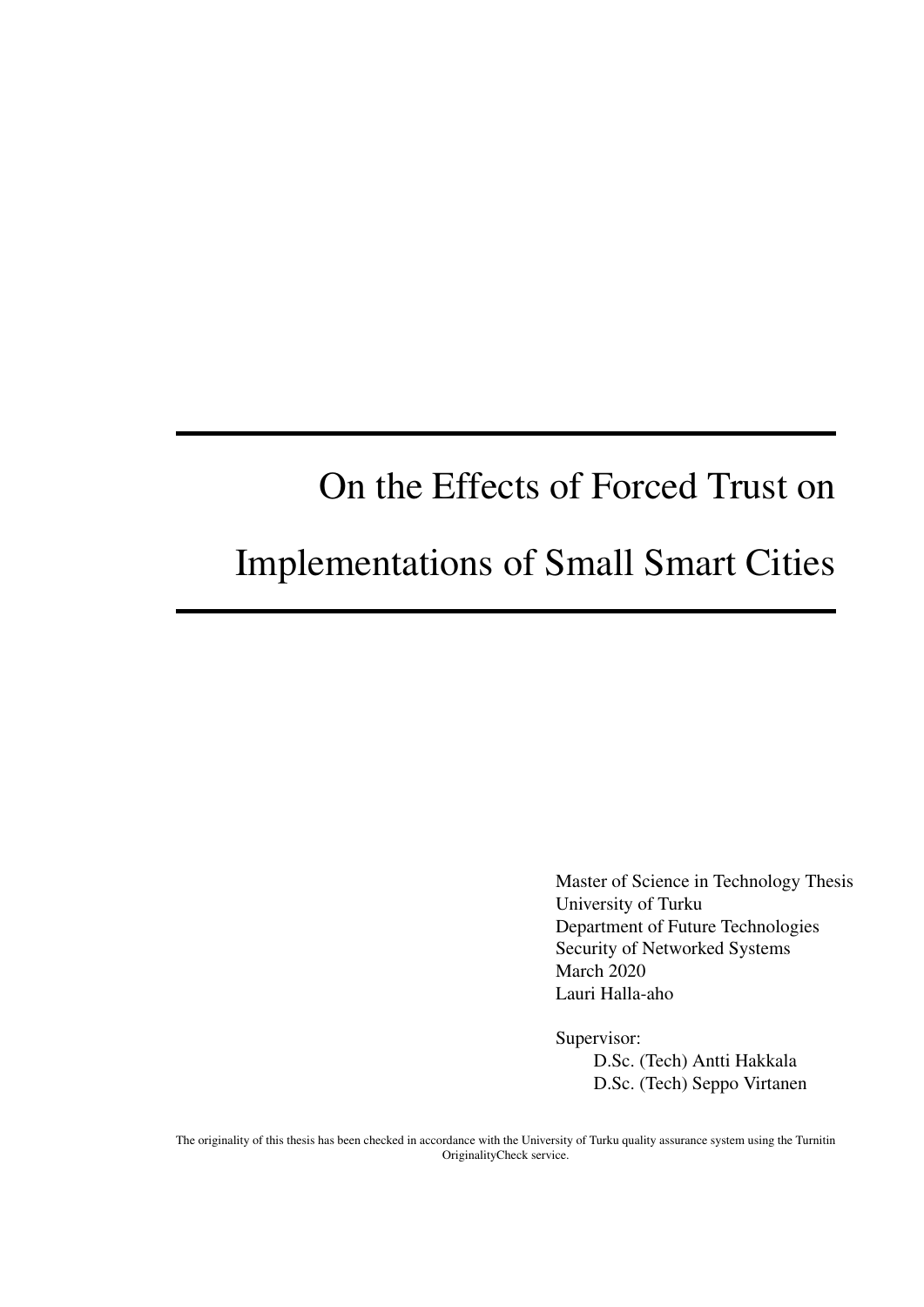# On the Effects of Forced Trust on Implementations of Small Smart Cities

Master of Science in Technology Thesis
University of Turku
Department of Future Technologies
Security of Networked Systems
March 2020
Lauri Halla-aho

Supervisor:
D.Sc. (Tech) Antti Hakkala
D.Sc. (Tech) Seppo Virtanen

The originality of this thesis has been checked in accordance with the University of Turku quality assurance system using the Turnitin OriginalityCheck service.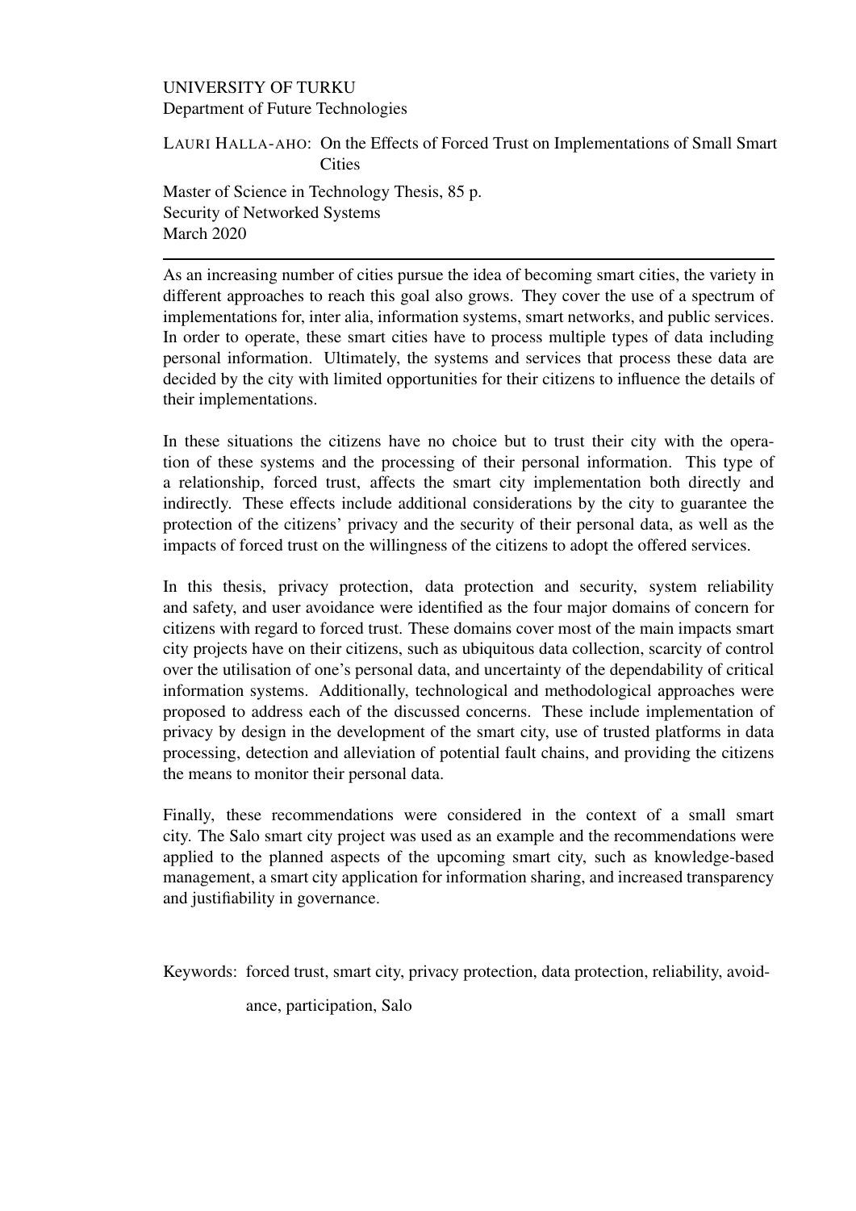UNIVERSITY OF TURKU
Department of Future Technologies

LAURI HALLA-AHO: On the Effects of Forced Trust on Implementations of Small Smart Cities

Master of Science in Technology Thesis, 85 p.
Security of Networked Systems
March 2020

---

As an increasing number of cities pursue the idea of becoming smart cities, the variety in different approaches to reach this goal also grows. They cover the use of a spectrum of implementations for, inter alia, information systems, smart networks, and public services. In order to operate, these smart cities have to process multiple types of data including personal information. Ultimately, the systems and services that process these data are decided by the city with limited opportunities for their citizens to influence the details of their implementations.

In these situations the citizens have no choice but to trust their city with the operation of these systems and the processing of their personal information. This type of a relationship, forced trust, affects the smart city implementation both directly and indirectly. These effects include additional considerations by the city to guarantee the protection of the citizens' privacy and the security of their personal data, as well as the impacts of forced trust on the willingness of the citizens to adopt the offered services.

In this thesis, privacy protection, data protection and security, system reliability and safety, and user avoidance were identified as the four major domains of concern for citizens with regard to forced trust. These domains cover most of the main impacts smart city projects have on their citizens, such as ubiquitous data collection, scarcity of control over the utilisation of one's personal data, and uncertainty of the dependability of critical information systems. Additionally, technological and methodological approaches were proposed to address each of the discussed concerns. These include implementation of privacy by design in the development of the smart city, use of trusted platforms in data processing, detection and alleviation of potential fault chains, and providing the citizens the means to monitor their personal data.

Finally, these recommendations were considered in the context of a small smart city. The Salo smart city project was used as an example and the recommendations were applied to the planned aspects of the upcoming smart city, such as knowledge-based management, a smart city application for information sharing, and increased transparency and justifiability in governance.

Keywords: forced trust, smart city, privacy protection, data protection, reliability, avoidance, participation, Salo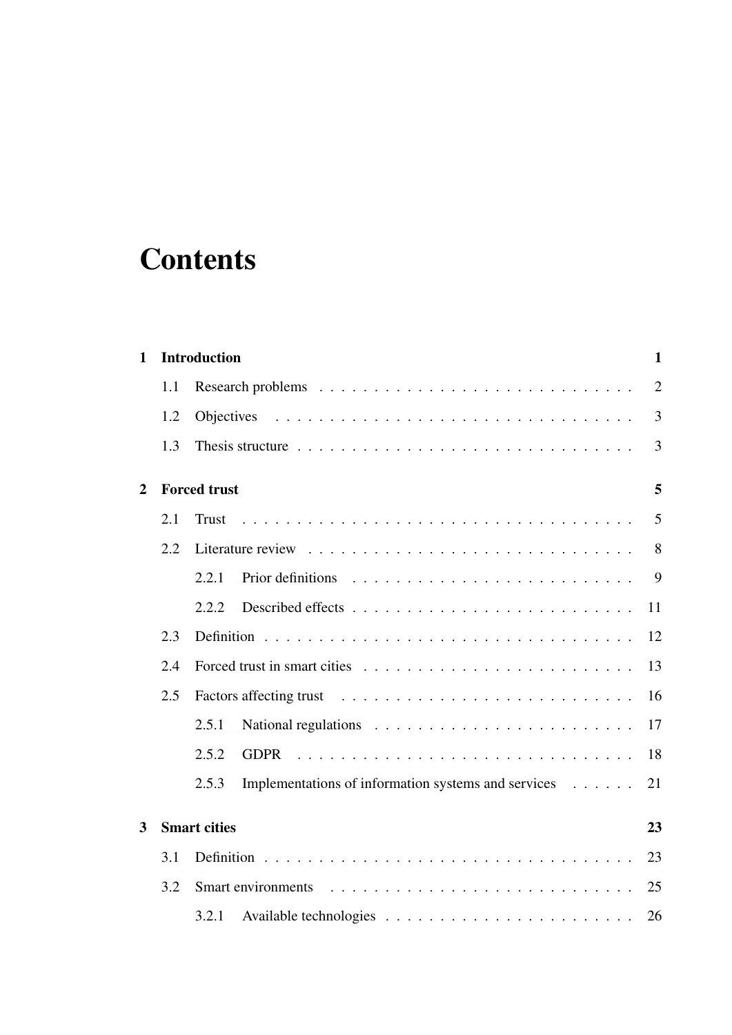# Contents

**1 Introduction** **1**

1.1 Research problems . . . 2

1.2 Objectives . . . 3

1.3 Thesis structure . . . 3

**2 Forced trust** **5**

2.1 Trust . . . 5

2.2 Literature review . . . 8

2.2.1 Prior definitions . . . 9

2.2.2 Described effects . . . 11

2.3 Definition . . . 12

2.4 Forced trust in smart cities . . . 13

2.5 Factors affecting trust . . . 16

2.5.1 National regulations . . . 17

2.5.2 GDPR . . . 18

2.5.3 Implementations of information systems and services . . . 21

**3 Smart cities** **23**

3.1 Definition . . . 23

3.2 Smart environments . . . 25

3.2.1 Available technologies . . . 26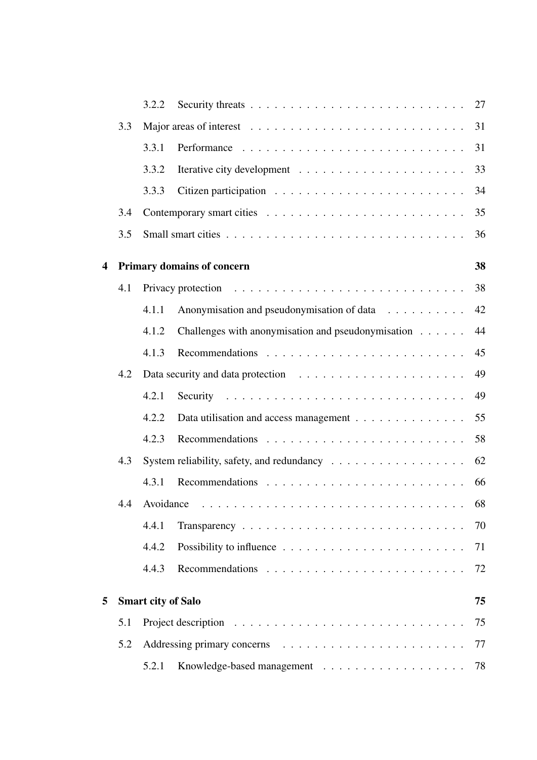3.2.2 Security threats . . . . . . . . . . . . . . . . . . . . . . . . . . 27

3.3 Major areas of interest . . . . . . . . . . . . . . . . . . . . . . . . . . 31

3.3.1 Performance . . . . . . . . . . . . . . . . . . . . . . . . . . 31

3.3.2 Iterative city development . . . . . . . . . . . . . . . . . . . . 33

3.3.3 Citizen participation . . . . . . . . . . . . . . . . . . . . . . . 34

3.4 Contemporary smart cities . . . . . . . . . . . . . . . . . . . . . . . . 35

3.5 Small smart cities . . . . . . . . . . . . . . . . . . . . . . . . . . . . 36

**4 Primary domains of concern** **38**

4.1 Privacy protection . . . . . . . . . . . . . . . . . . . . . . . . . . . . 38

4.1.1 Anonymisation and pseudonymisation of data . . . . . . . . . . 42

4.1.2 Challenges with anonymisation and pseudonymisation . . . . . . 44

4.1.3 Recommendations . . . . . . . . . . . . . . . . . . . . . . . . 45

4.2 Data security and data protection . . . . . . . . . . . . . . . . . . . . 49

4.2.1 Security . . . . . . . . . . . . . . . . . . . . . . . . . . . . . 49

4.2.2 Data utilisation and access management . . . . . . . . . . . . . 55

4.2.3 Recommendations . . . . . . . . . . . . . . . . . . . . . . . . 58

4.3 System reliability, safety, and redundancy . . . . . . . . . . . . . . . . 62

4.3.1 Recommendations . . . . . . . . . . . . . . . . . . . . . . . . 66

4.4 Avoidance . . . . . . . . . . . . . . . . . . . . . . . . . . . . . . . . 68

4.4.1 Transparency . . . . . . . . . . . . . . . . . . . . . . . . . . . 70

4.4.2 Possibility to influence . . . . . . . . . . . . . . . . . . . . . . 71

4.4.3 Recommendations . . . . . . . . . . . . . . . . . . . . . . . . 72

**5 Smart city of Salo** **75**

5.1 Project description . . . . . . . . . . . . . . . . . . . . . . . . . . . . 75

5.2 Addressing primary concerns . . . . . . . . . . . . . . . . . . . . . . 77

5.2.1 Knowledge-based management . . . . . . . . . . . . . . . . . . 78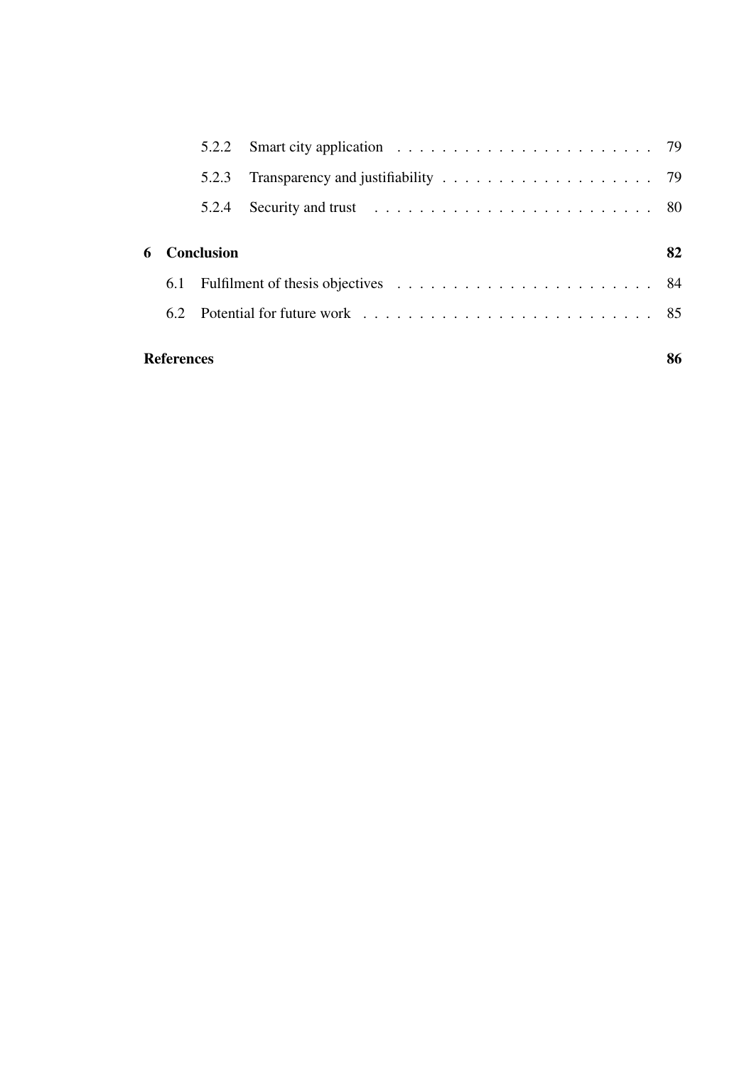5.2.2 Smart city application . . . . . . . . . . . . . . . . . . . . . . 79

5.2.3 Transparency and justifiability . . . . . . . . . . . . . . . . . . . 79

5.2.4 Security and trust . . . . . . . . . . . . . . . . . . . . . . . . 80

**6 Conclusion** **82**

6.1 Fulfilment of thesis objectives . . . . . . . . . . . . . . . . . . . . . . 84

6.2 Potential for future work . . . . . . . . . . . . . . . . . . . . . . . . 85

**References** **86**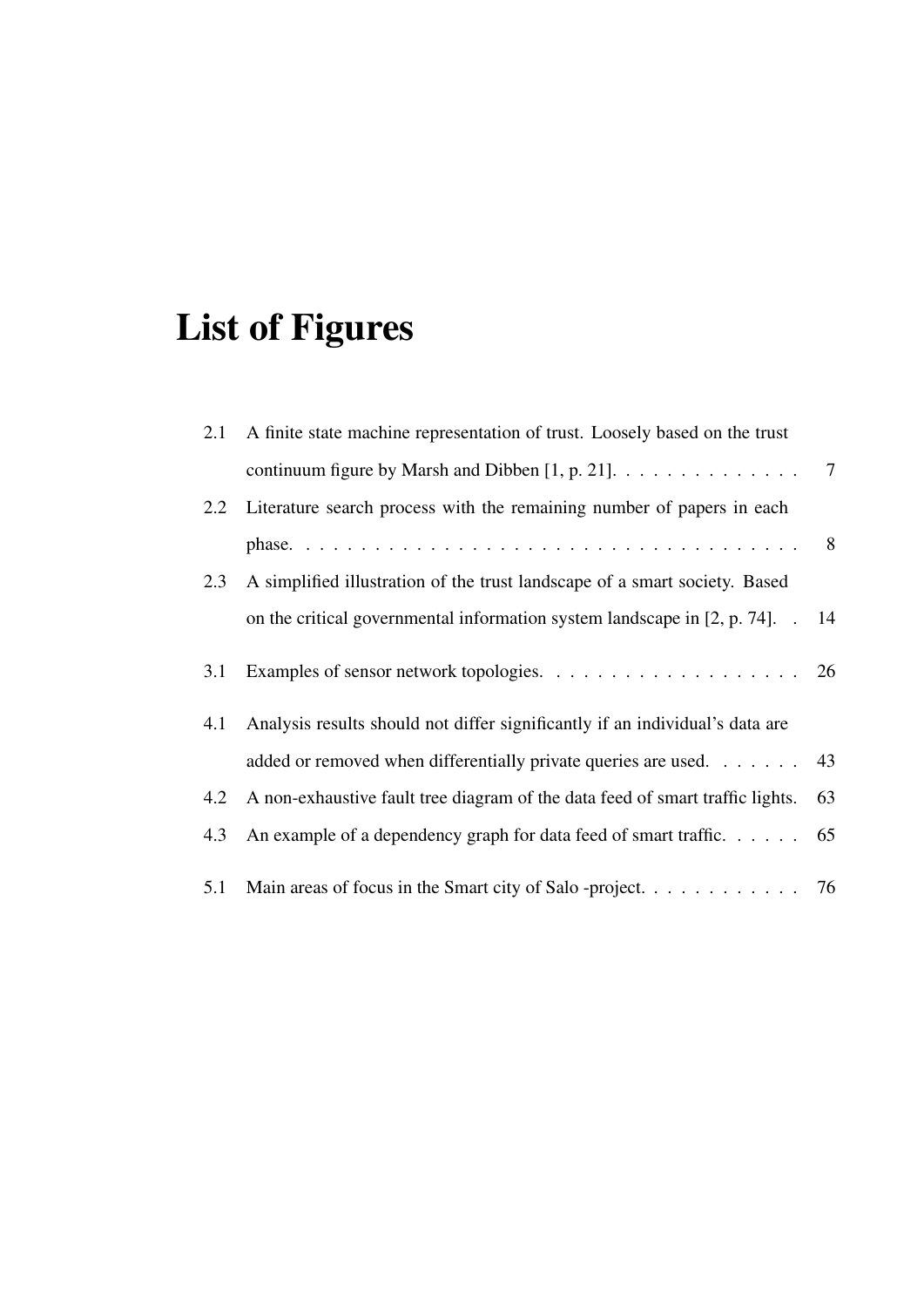# List of Figures

2.1 A finite state machine representation of trust. Loosely based on the trust continuum figure by Marsh and Dibben [1, p. 21]. . . . . . . . . . . . . . 7

2.2 Literature search process with the remaining number of papers in each phase. . . . . . . . . . . . . . . . . . . . . . . . . . . . . . . . . . . . 8

2.3 A simplified illustration of the trust landscape of a smart society. Based on the critical governmental information system landscape in [2, p. 74]. . 14

3.1 Examples of sensor network topologies. . . . . . . . . . . . . . . . . . 26

4.1 Analysis results should not differ significantly if an individual's data are added or removed when differentially private queries are used. . . . . . . 43

4.2 A non-exhaustive fault tree diagram of the data feed of smart traffic lights. 63

4.3 An example of a dependency graph for data feed of smart traffic. . . . . . 65

5.1 Main areas of focus in the Smart city of Salo -project. . . . . . . . . . . . 76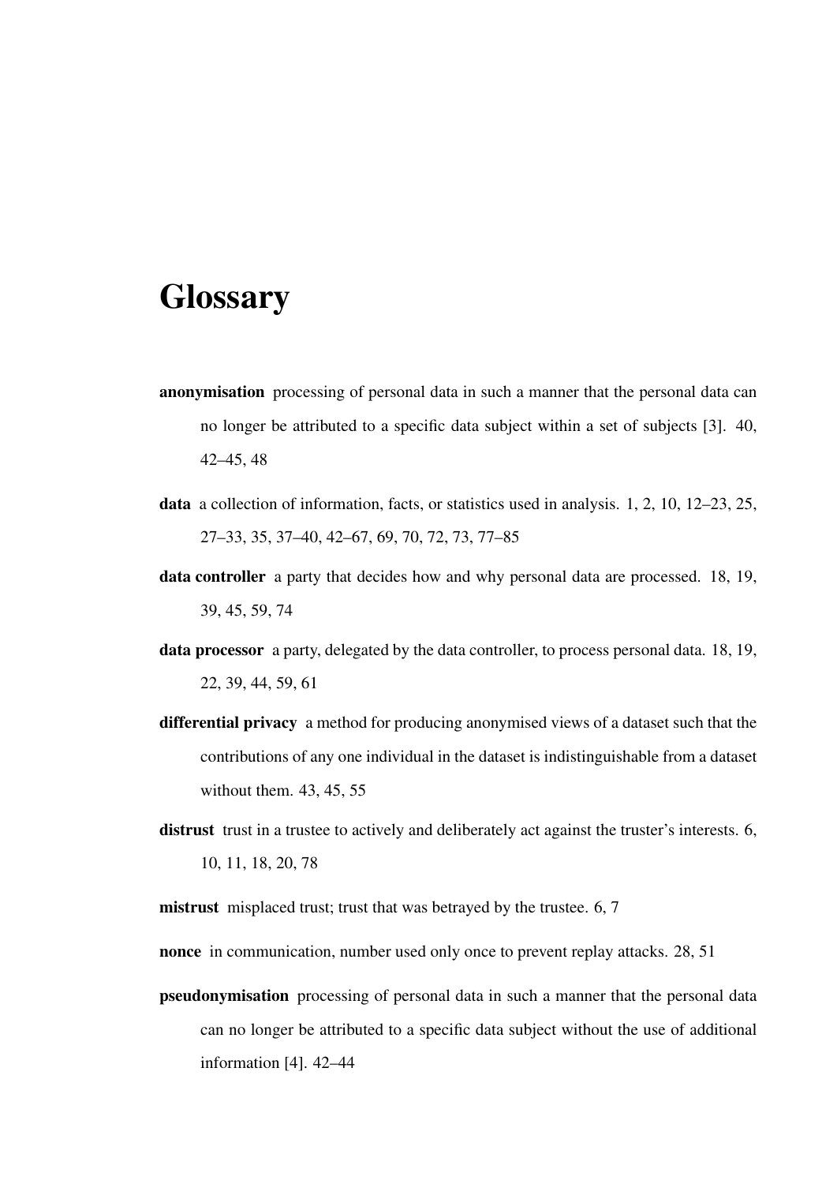# Glossary

**anonymisation** processing of personal data in such a manner that the personal data can no longer be attributed to a specific data subject within a set of subjects [3]. 40, 42–45, 48

**data** a collection of information, facts, or statistics used in analysis. 1, 2, 10, 12–23, 25, 27–33, 35, 37–40, 42–67, 69, 70, 72, 73, 77–85

**data controller** a party that decides how and why personal data are processed. 18, 19, 39, 45, 59, 74

**data processor** a party, delegated by the data controller, to process personal data. 18, 19, 22, 39, 44, 59, 61

**differential privacy** a method for producing anonymised views of a dataset such that the contributions of any one individual in the dataset is indistinguishable from a dataset without them. 43, 45, 55

**distrust** trust in a trustee to actively and deliberately act against the truster's interests. 6, 10, 11, 18, 20, 78

**mistrust** misplaced trust; trust that was betrayed by the trustee. 6, 7

**nonce** in communication, number used only once to prevent replay attacks. 28, 51

**pseudonymisation** processing of personal data in such a manner that the personal data can no longer be attributed to a specific data subject without the use of additional information [4]. 42–44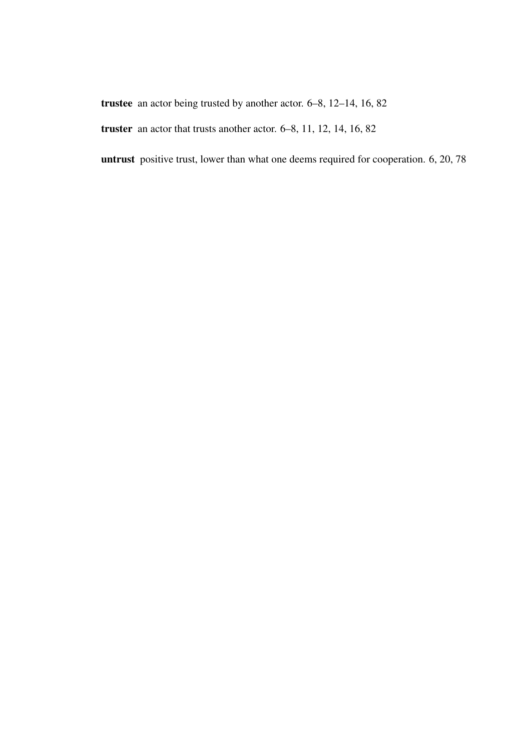**trustee** an actor being trusted by another actor. 6–8, 12–14, 16, 82

**truster** an actor that trusts another actor. 6–8, 11, 12, 14, 16, 82

**untrust** positive trust, lower than what one deems required for cooperation. 6, 20, 78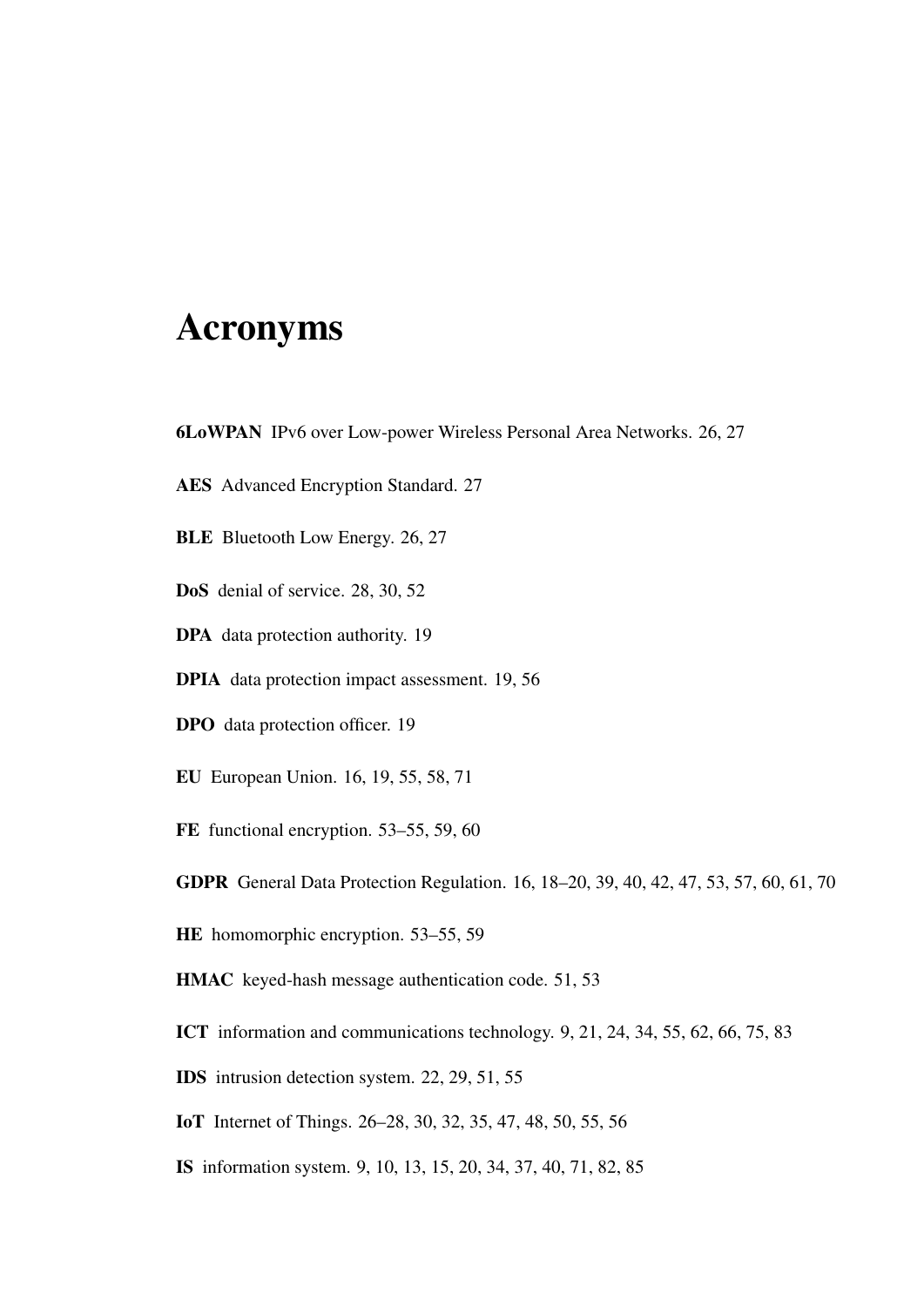# Acronyms

**6LoWPAN** IPv6 over Low-power Wireless Personal Area Networks. 26, 27

**AES** Advanced Encryption Standard. 27

**BLE** Bluetooth Low Energy. 26, 27

**DoS** denial of service. 28, 30, 52

**DPA** data protection authority. 19

**DPIA** data protection impact assessment. 19, 56

**DPO** data protection officer. 19

**EU** European Union. 16, 19, 55, 58, 71

**FE** functional encryption. 53–55, 59, 60

**GDPR** General Data Protection Regulation. 16, 18–20, 39, 40, 42, 47, 53, 57, 60, 61, 70

**HE** homomorphic encryption. 53–55, 59

**HMAC** keyed-hash message authentication code. 51, 53

**ICT** information and communications technology. 9, 21, 24, 34, 55, 62, 66, 75, 83

**IDS** intrusion detection system. 22, 29, 51, 55

**IoT** Internet of Things. 26–28, 30, 32, 35, 47, 48, 50, 55, 56

**IS** information system. 9, 10, 13, 15, 20, 34, 37, 40, 71, 82, 85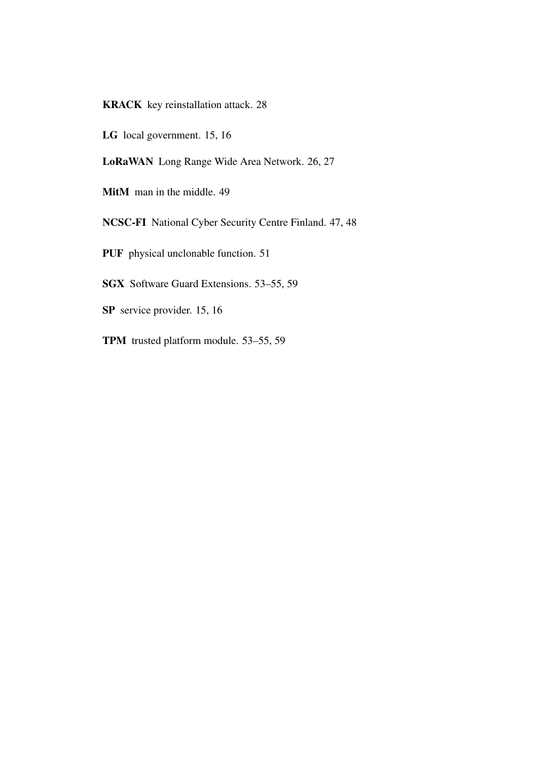**KRACK** key reinstallation attack. 28

**LG** local government. 15, 16

**LoRaWAN** Long Range Wide Area Network. 26, 27

**MitM** man in the middle. 49

**NCSC-FI** National Cyber Security Centre Finland. 47, 48

**PUF** physical unclonable function. 51

**SGX** Software Guard Extensions. 53–55, 59

**SP** service provider. 15, 16

**TPM** trusted platform module. 53–55, 59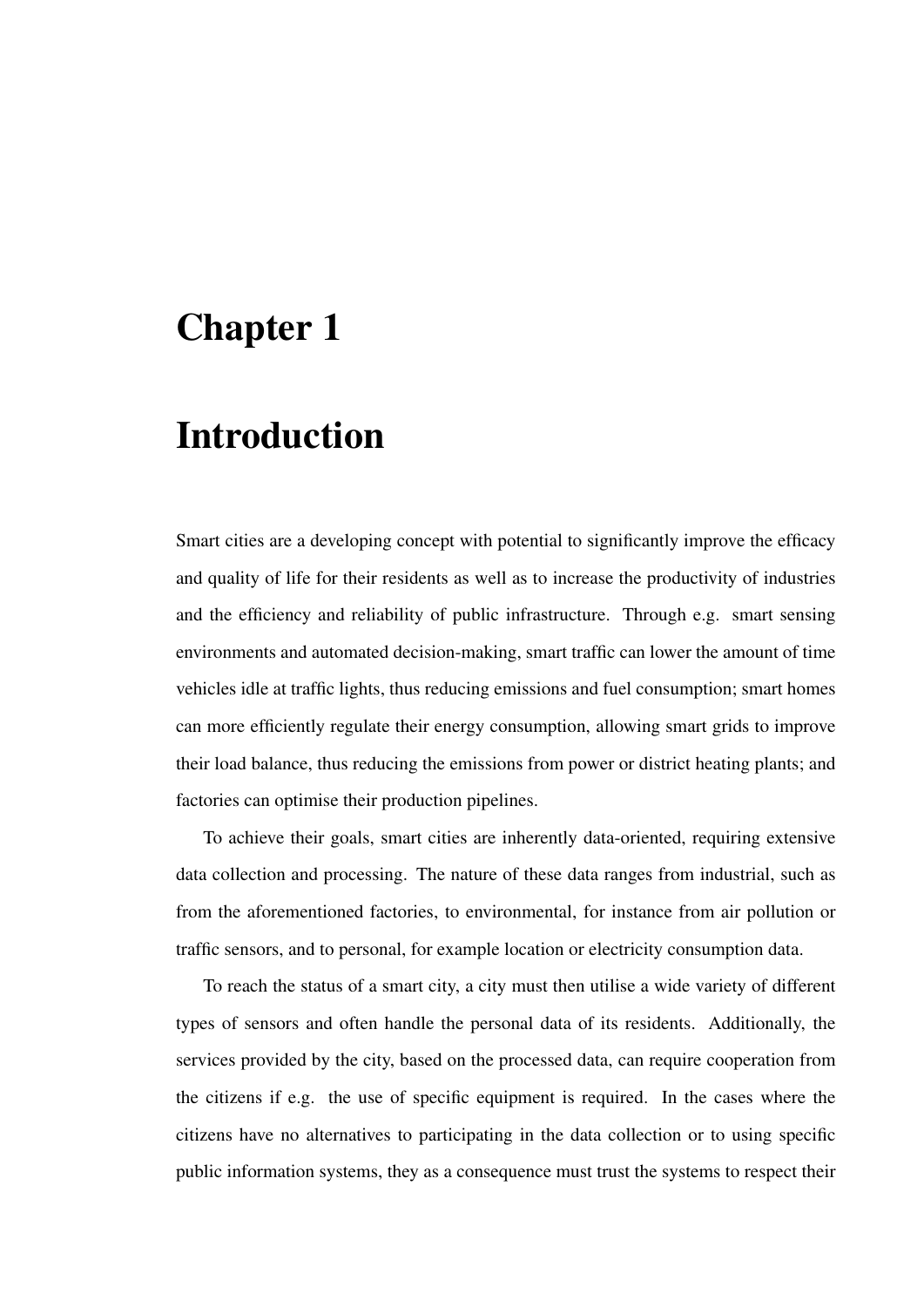# Chapter 1

# Introduction

Smart cities are a developing concept with potential to significantly improve the efficacy and quality of life for their residents as well as to increase the productivity of industries and the efficiency and reliability of public infrastructure. Through e.g. smart sensing environments and automated decision-making, smart traffic can lower the amount of time vehicles idle at traffic lights, thus reducing emissions and fuel consumption; smart homes can more efficiently regulate their energy consumption, allowing smart grids to improve their load balance, thus reducing the emissions from power or district heating plants; and factories can optimise their production pipelines.

To achieve their goals, smart cities are inherently data-oriented, requiring extensive data collection and processing. The nature of these data ranges from industrial, such as from the aforementioned factories, to environmental, for instance from air pollution or traffic sensors, and to personal, for example location or electricity consumption data.

To reach the status of a smart city, a city must then utilise a wide variety of different types of sensors and often handle the personal data of its residents. Additionally, the services provided by the city, based on the processed data, can require cooperation from the citizens if e.g. the use of specific equipment is required. In the cases where the citizens have no alternatives to participating in the data collection or to using specific public information systems, they as a consequence must trust the systems to respect their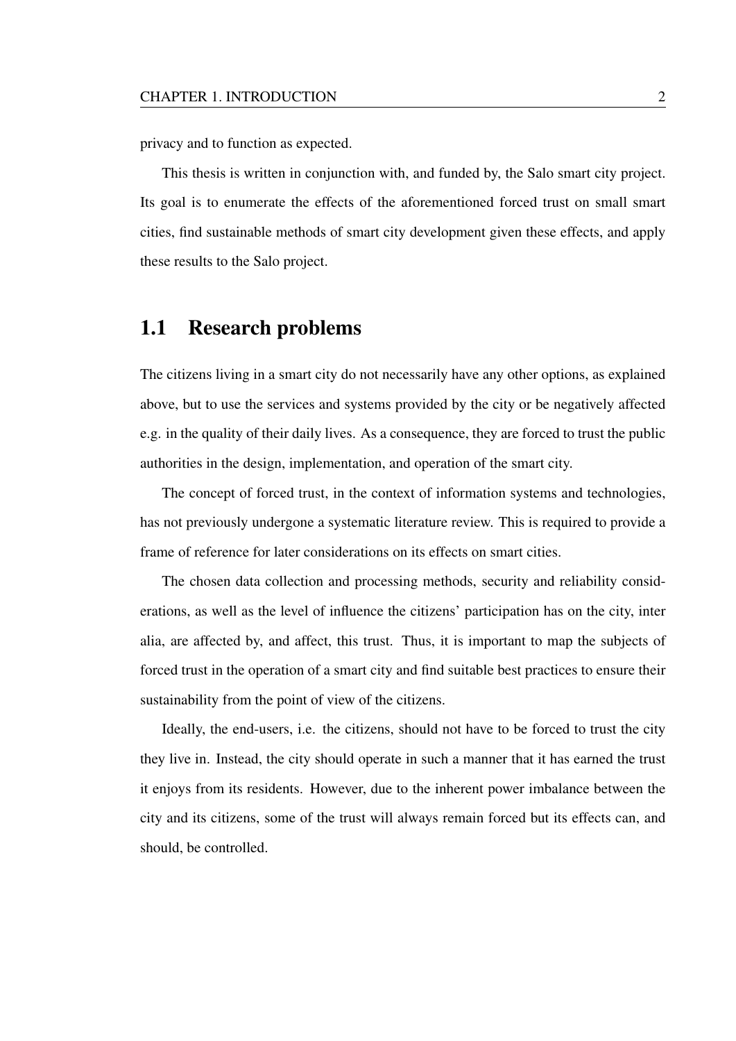privacy and to function as expected.

This thesis is written in conjunction with, and funded by, the Salo smart city project. Its goal is to enumerate the effects of the aforementioned forced trust on small smart cities, find sustainable methods of smart city development given these effects, and apply these results to the Salo project.

## 1.1 Research problems

The citizens living in a smart city do not necessarily have any other options, as explained above, but to use the services and systems provided by the city or be negatively affected e.g. in the quality of their daily lives. As a consequence, they are forced to trust the public authorities in the design, implementation, and operation of the smart city.

The concept of forced trust, in the context of information systems and technologies, has not previously undergone a systematic literature review. This is required to provide a frame of reference for later considerations on its effects on smart cities.

The chosen data collection and processing methods, security and reliability considerations, as well as the level of influence the citizens' participation has on the city, inter alia, are affected by, and affect, this trust. Thus, it is important to map the subjects of forced trust in the operation of a smart city and find suitable best practices to ensure their sustainability from the point of view of the citizens.

Ideally, the end-users, i.e. the citizens, should not have to be forced to trust the city they live in. Instead, the city should operate in such a manner that it has earned the trust it enjoys from its residents. However, due to the inherent power imbalance between the city and its citizens, some of the trust will always remain forced but its effects can, and should, be controlled.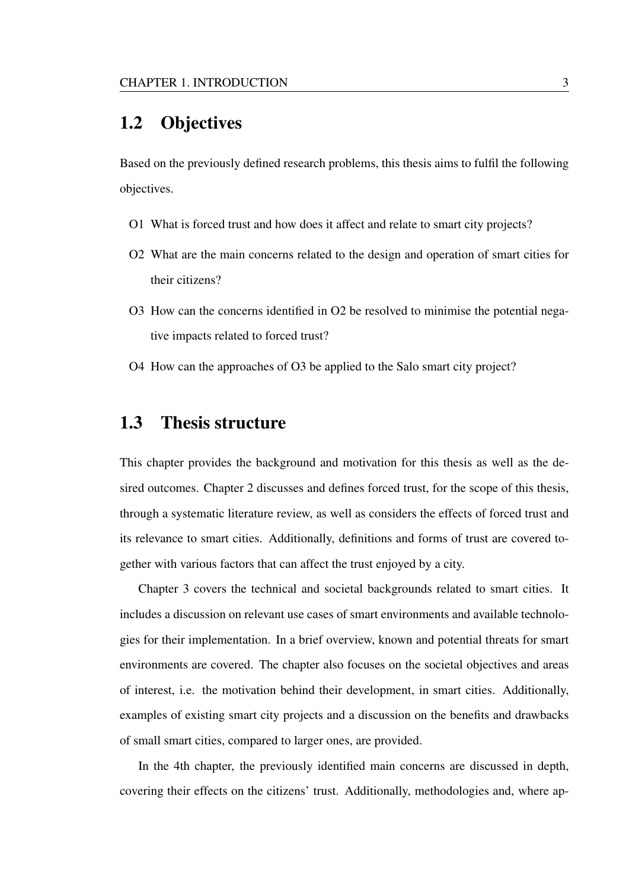## 1.2 Objectives

Based on the previously defined research problems, this thesis aims to fulfil the following objectives.

- O1 What is forced trust and how does it affect and relate to smart city projects?
- O2 What are the main concerns related to the design and operation of smart cities for their citizens?
- O3 How can the concerns identified in O2 be resolved to minimise the potential negative impacts related to forced trust?
- O4 How can the approaches of O3 be applied to the Salo smart city project?

## 1.3 Thesis structure

This chapter provides the background and motivation for this thesis as well as the desired outcomes. Chapter 2 discusses and defines forced trust, for the scope of this thesis, through a systematic literature review, as well as considers the effects of forced trust and its relevance to smart cities. Additionally, definitions and forms of trust are covered together with various factors that can affect the trust enjoyed by a city.

Chapter 3 covers the technical and societal backgrounds related to smart cities. It includes a discussion on relevant use cases of smart environments and available technologies for their implementation. In a brief overview, known and potential threats for smart environments are covered. The chapter also focuses on the societal objectives and areas of interest, i.e. the motivation behind their development, in smart cities. Additionally, examples of existing smart city projects and a discussion on the benefits and drawbacks of small smart cities, compared to larger ones, are provided.

In the 4th chapter, the previously identified main concerns are discussed in depth, covering their effects on the citizens' trust. Additionally, methodologies and, where ap-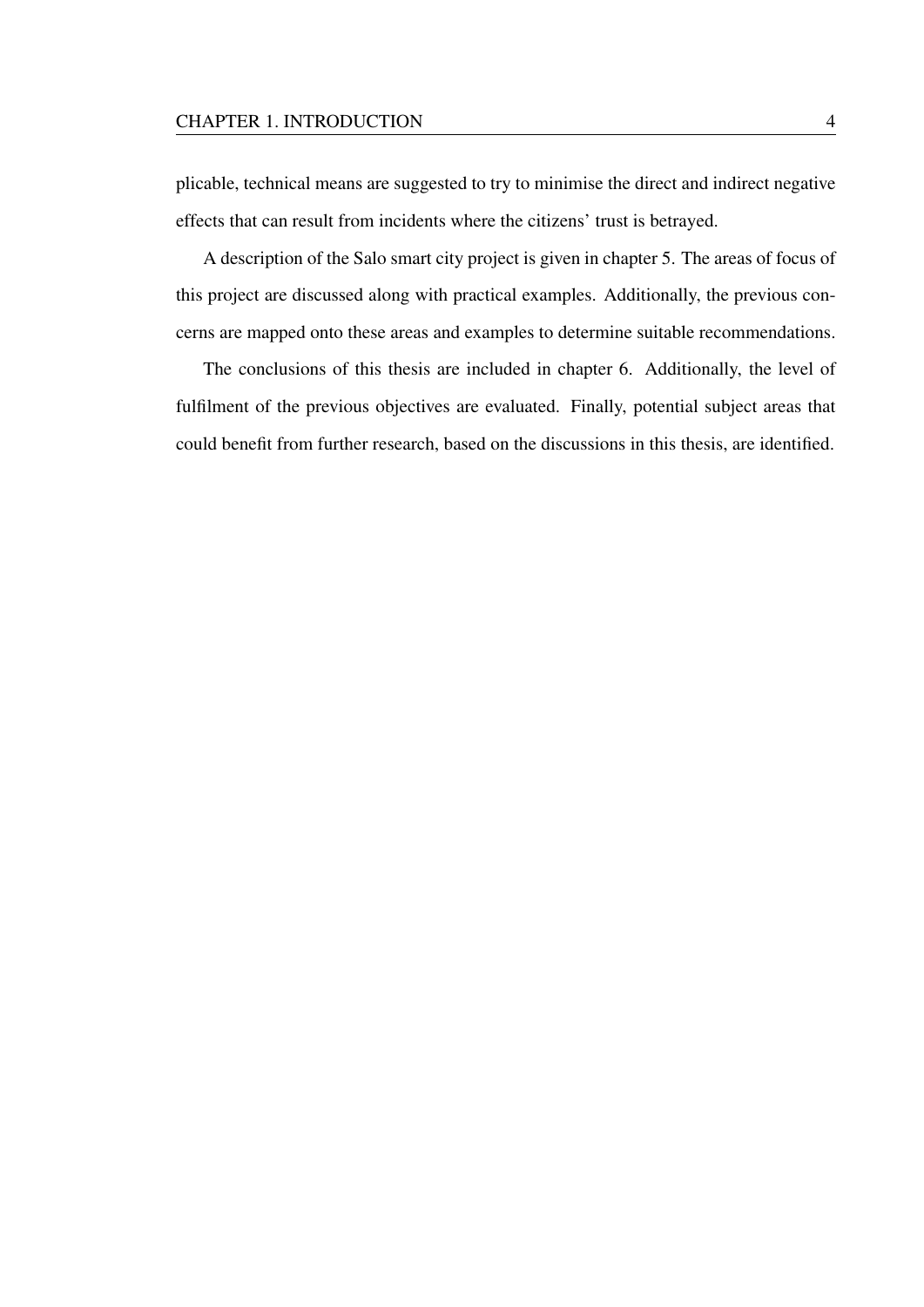plicable, technical means are suggested to try to minimise the direct and indirect negative effects that can result from incidents where the citizens' trust is betrayed.

A description of the Salo smart city project is given in chapter 5. The areas of focus of this project are discussed along with practical examples. Additionally, the previous concerns are mapped onto these areas and examples to determine suitable recommendations.

The conclusions of this thesis are included in chapter 6. Additionally, the level of fulfilment of the previous objectives are evaluated. Finally, potential subject areas that could benefit from further research, based on the discussions in this thesis, are identified.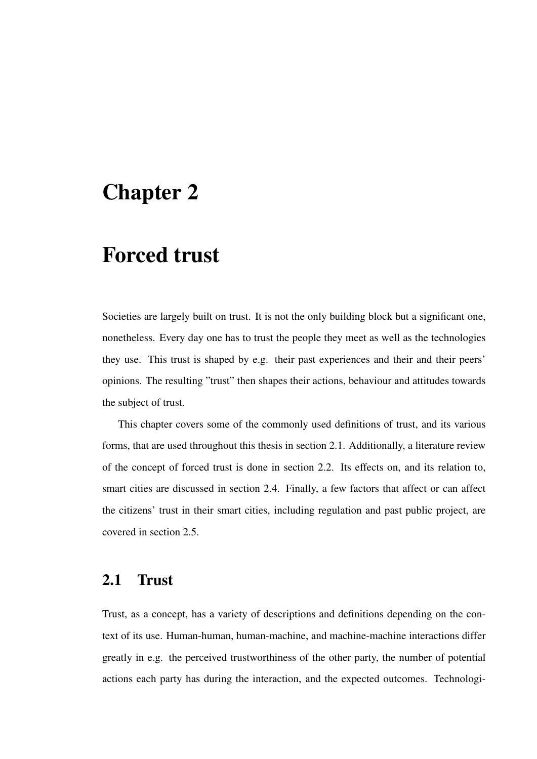# Chapter 2

# Forced trust

Societies are largely built on trust. It is not the only building block but a significant one, nonetheless. Every day one has to trust the people they meet as well as the technologies they use. This trust is shaped by e.g. their past experiences and their and their peers' opinions. The resulting "trust" then shapes their actions, behaviour and attitudes towards the subject of trust.

This chapter covers some of the commonly used definitions of trust, and its various forms, that are used throughout this thesis in section 2.1. Additionally, a literature review of the concept of forced trust is done in section 2.2. Its effects on, and its relation to, smart cities are discussed in section 2.4. Finally, a few factors that affect or can affect the citizens' trust in their smart cities, including regulation and past public project, are covered in section 2.5.

## 2.1 Trust

Trust, as a concept, has a variety of descriptions and definitions depending on the context of its use. Human-human, human-machine, and machine-machine interactions differ greatly in e.g. the perceived trustworthiness of the other party, the number of potential actions each party has during the interaction, and the expected outcomes. Technologi-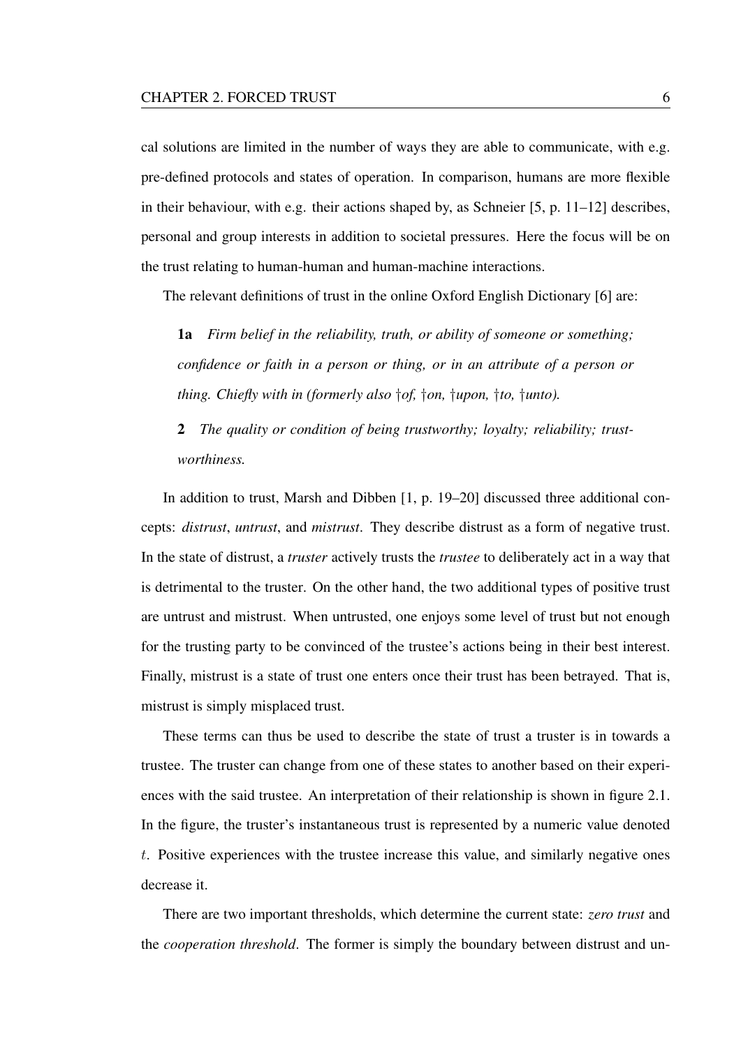cal solutions are limited in the number of ways they are able to communicate, with e.g. pre-defined protocols and states of operation. In comparison, humans are more flexible in their behaviour, with e.g. their actions shaped by, as Schneier [5, p. 11–12] describes, personal and group interests in addition to societal pressures. Here the focus will be on the trust relating to human-human and human-machine interactions.

The relevant definitions of trust in the online Oxford English Dictionary [6] are:

> **1a** *Firm belief in the reliability, truth, or ability of someone or something; confidence or faith in a person or thing, or in an attribute of a person or thing. Chiefly with in (formerly also †of, †on, †upon, †to, †unto).*
>
> **2** *The quality or condition of being trustworthy; loyalty; reliability; trustworthiness.*

In addition to trust, Marsh and Dibben [1, p. 19–20] discussed three additional concepts: *distrust*, *untrust*, and *mistrust*. They describe distrust as a form of negative trust. In the state of distrust, a *truster* actively trusts the *trustee* to deliberately act in a way that is detrimental to the truster. On the other hand, the two additional types of positive trust are untrust and mistrust. When untrusted, one enjoys some level of trust but not enough for the trusting party to be convinced of the trustee's actions being in their best interest. Finally, mistrust is a state of trust one enters once their trust has been betrayed. That is, mistrust is simply misplaced trust.

These terms can thus be used to describe the state of trust a truster is in towards a trustee. The truster can change from one of these states to another based on their experiences with the said trustee. An interpretation of their relationship is shown in figure 2.1. In the figure, the truster's instantaneous trust is represented by a numeric value denoted $t$. Positive experiences with the trustee increase this value, and similarly negative ones decrease it.

There are two important thresholds, which determine the current state: *zero trust* and the *cooperation threshold*. The former is simply the boundary between distrust and un-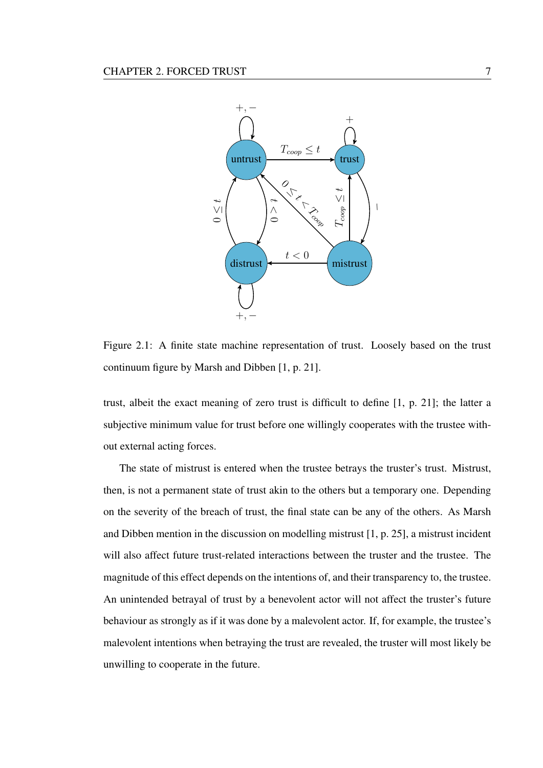Figure 2.1: A finite state machine representation of trust. Loosely based on the trust continuum figure by Marsh and Dibben [1, p. 21].

trust, albeit the exact meaning of zero trust is difficult to define [1, p. 21]; the latter a subjective minimum value for trust before one willingly cooperates with the trustee without external acting forces.

The state of mistrust is entered when the trustee betrays the truster's trust. Mistrust, then, is not a permanent state of trust akin to the others but a temporary one. Depending on the severity of the breach of trust, the final state can be any of the others. As Marsh and Dibben mention in the discussion on modelling mistrust [1, p. 25], a mistrust incident will also affect future trust-related interactions between the truster and the trustee. The magnitude of this effect depends on the intentions of, and their transparency to, the trustee. An unintended betrayal of trust by a benevolent actor will not affect the truster's future behaviour as strongly as if it was done by a malevolent actor. If, for example, the trustee's malevolent intentions when betraying the trust are revealed, the truster will most likely be unwilling to cooperate in the future.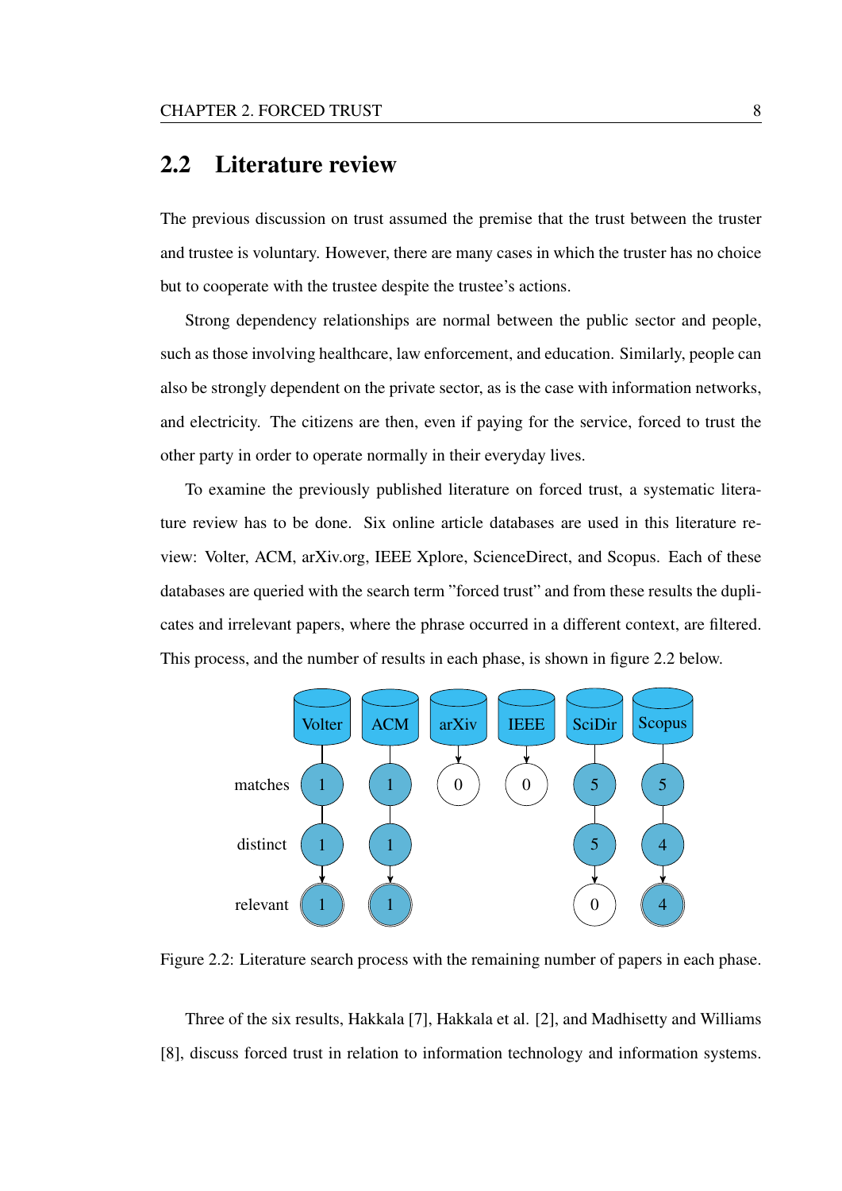## 2.2 Literature review

The previous discussion on trust assumed the premise that the trust between the truster and trustee is voluntary. However, there are many cases in which the truster has no choice but to cooperate with the trustee despite the trustee's actions.

Strong dependency relationships are normal between the public sector and people, such as those involving healthcare, law enforcement, and education. Similarly, people can also be strongly dependent on the private sector, as is the case with information networks, and electricity. The citizens are then, even if paying for the service, forced to trust the other party in order to operate normally in their everyday lives.

To examine the previously published literature on forced trust, a systematic literature review has to be done. Six online article databases are used in this literature review: Volter, ACM, arXiv.org, IEEE Xplore, ScienceDirect, and Scopus. Each of these databases are queried with the search term "forced trust" and from these results the duplicates and irrelevant papers, where the phrase occurred in a different context, are filtered. This process, and the number of results in each phase, is shown in figure 2.2 below.

| | Volter | ACM | arXiv | IEEE | SciDir | Scopus |
|---|---|---|---|---|---|---|
| matches | 1 | 1 | 0 | 0 | 5 | 5 |
| distinct | 1 | 1 | | | 5 | 4 |
| relevant | 1 | 1 | | | 0 | 4 |

Figure 2.2: Literature search process with the remaining number of papers in each phase.

Three of the six results, Hakkala [7], Hakkala et al. [2], and Madhisetty and Williams [8], discuss forced trust in relation to information technology and information systems.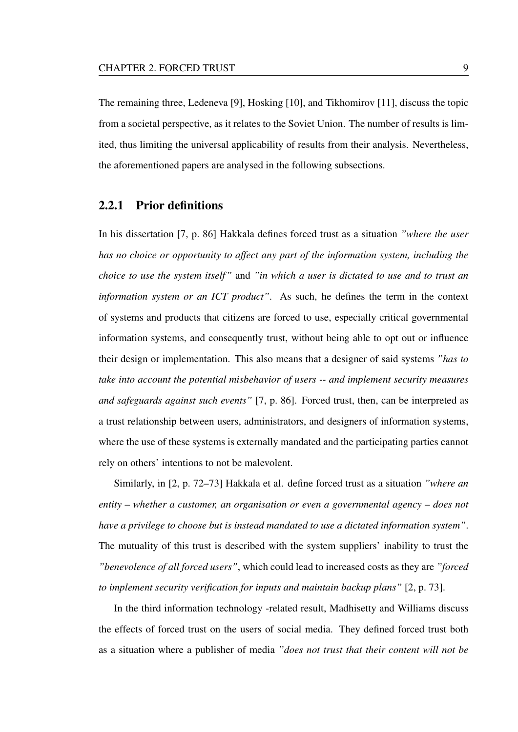The remaining three, Ledeneva [9], Hosking [10], and Tikhomirov [11], discuss the topic from a societal perspective, as it relates to the Soviet Union. The number of results is limited, thus limiting the universal applicability of results from their analysis. Nevertheless, the aforementioned papers are analysed in the following subsections.

### 2.2.1 Prior definitions

In his dissertation [7, p. 86] Hakkala defines forced trust as a situation *"where the user has no choice or opportunity to affect any part of the information system, including the choice to use the system itself"* and *"in which a user is dictated to use and to trust an information system or an ICT product"*. As such, he defines the term in the context of systems and products that citizens are forced to use, especially critical governmental information systems, and consequently trust, without being able to opt out or influence their design or implementation. This also means that a designer of said systems *"has to take into account the potential misbehavior of users -- and implement security measures and safeguards against such events"* [7, p. 86]. Forced trust, then, can be interpreted as a trust relationship between users, administrators, and designers of information systems, where the use of these systems is externally mandated and the participating parties cannot rely on others' intentions to not be malevolent.

Similarly, in [2, p. 72–73] Hakkala et al. define forced trust as a situation *"where an entity – whether a customer, an organisation or even a governmental agency – does not have a privilege to choose but is instead mandated to use a dictated information system"*. The mutuality of this trust is described with the system suppliers' inability to trust the *"benevolence of all forced users"*, which could lead to increased costs as they are *"forced to implement security verification for inputs and maintain backup plans"* [2, p. 73].

In the third information technology -related result, Madhisetty and Williams discuss the effects of forced trust on the users of social media. They defined forced trust both as a situation where a publisher of media *"does not trust that their content will not be*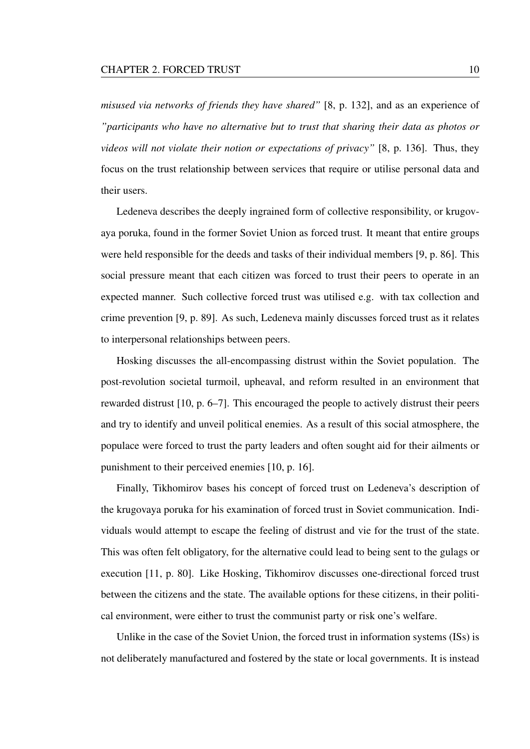*misused via networks of friends they have shared"* [8, p. 132], and as an experience of *"participants who have no alternative but to trust that sharing their data as photos or videos will not violate their notion or expectations of privacy"* [8, p. 136]. Thus, they focus on the trust relationship between services that require or utilise personal data and their users.

Ledeneva describes the deeply ingrained form of collective responsibility, or krugovaya poruka, found in the former Soviet Union as forced trust. It meant that entire groups were held responsible for the deeds and tasks of their individual members [9, p. 86]. This social pressure meant that each citizen was forced to trust their peers to operate in an expected manner. Such collective forced trust was utilised e.g. with tax collection and crime prevention [9, p. 89]. As such, Ledeneva mainly discusses forced trust as it relates to interpersonal relationships between peers.

Hosking discusses the all-encompassing distrust within the Soviet population. The post-revolution societal turmoil, upheaval, and reform resulted in an environment that rewarded distrust [10, p. 6–7]. This encouraged the people to actively distrust their peers and try to identify and unveil political enemies. As a result of this social atmosphere, the populace were forced to trust the party leaders and often sought aid for their ailments or punishment to their perceived enemies [10, p. 16].

Finally, Tikhomirov bases his concept of forced trust on Ledeneva's description of the krugovaya poruka for his examination of forced trust in Soviet communication. Individuals would attempt to escape the feeling of distrust and vie for the trust of the state. This was often felt obligatory, for the alternative could lead to being sent to the gulags or execution [11, p. 80]. Like Hosking, Tikhomirov discusses one-directional forced trust between the citizens and the state. The available options for these citizens, in their political environment, were either to trust the communist party or risk one's welfare.

Unlike in the case of the Soviet Union, the forced trust in information systems (ISs) is not deliberately manufactured and fostered by the state or local governments. It is instead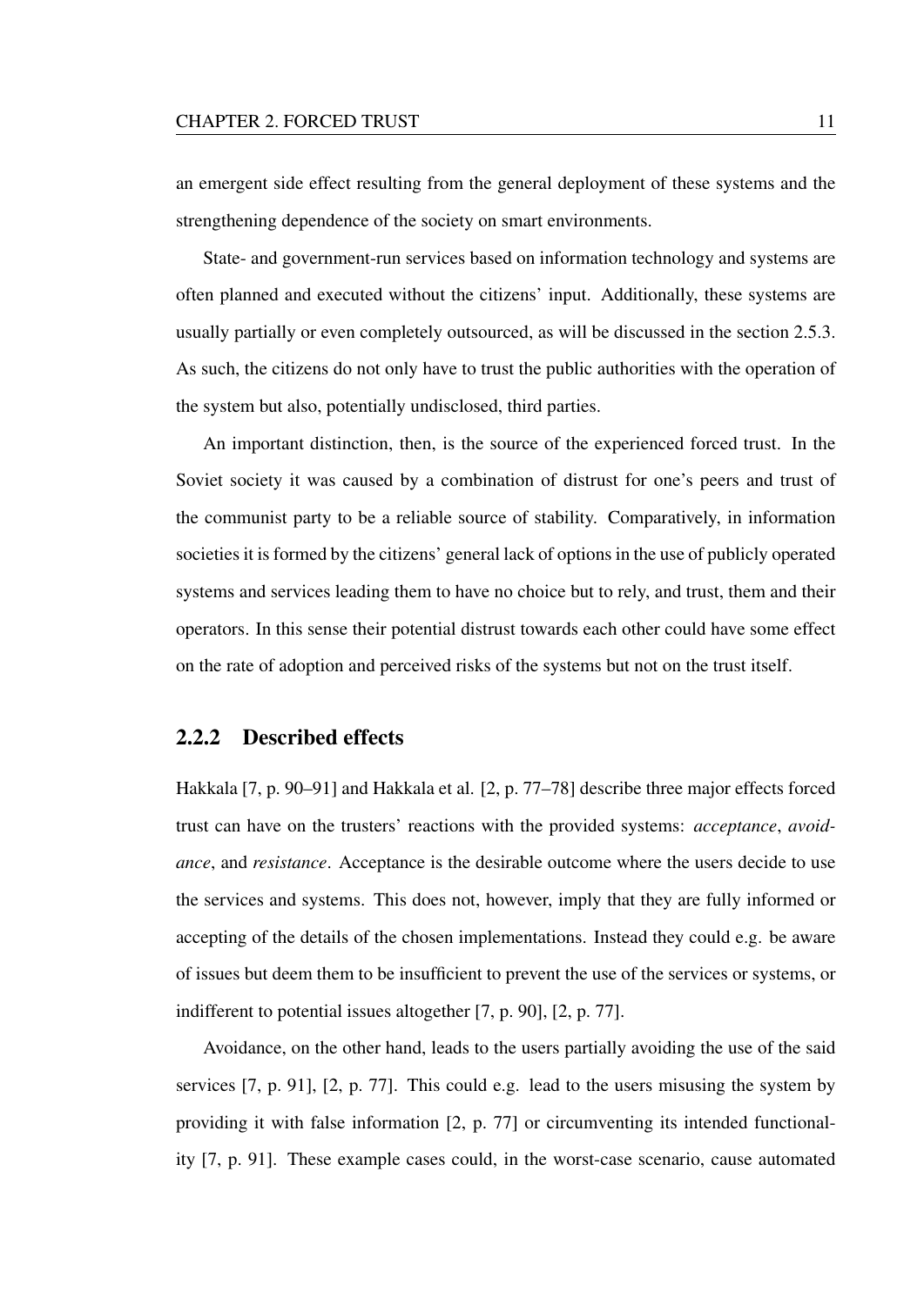an emergent side effect resulting from the general deployment of these systems and the strengthening dependence of the society on smart environments.

State- and government-run services based on information technology and systems are often planned and executed without the citizens' input. Additionally, these systems are usually partially or even completely outsourced, as will be discussed in the section 2.5.3. As such, the citizens do not only have to trust the public authorities with the operation of the system but also, potentially undisclosed, third parties.

An important distinction, then, is the source of the experienced forced trust. In the Soviet society it was caused by a combination of distrust for one's peers and trust of the communist party to be a reliable source of stability. Comparatively, in information societies it is formed by the citizens' general lack of options in the use of publicly operated systems and services leading them to have no choice but to rely, and trust, them and their operators. In this sense their potential distrust towards each other could have some effect on the rate of adoption and perceived risks of the systems but not on the trust itself.

### 2.2.2 Described effects

Hakkala [7, p. 90–91] and Hakkala et al. [2, p. 77–78] describe three major effects forced trust can have on the trusters' reactions with the provided systems: *acceptance*, *avoidance*, and *resistance*. Acceptance is the desirable outcome where the users decide to use the services and systems. This does not, however, imply that they are fully informed or accepting of the details of the chosen implementations. Instead they could e.g. be aware of issues but deem them to be insufficient to prevent the use of the services or systems, or indifferent to potential issues altogether [7, p. 90], [2, p. 77].

Avoidance, on the other hand, leads to the users partially avoiding the use of the said services [7, p. 91], [2, p. 77]. This could e.g. lead to the users misusing the system by providing it with false information [2, p. 77] or circumventing its intended functionality [7, p. 91]. These example cases could, in the worst-case scenario, cause automated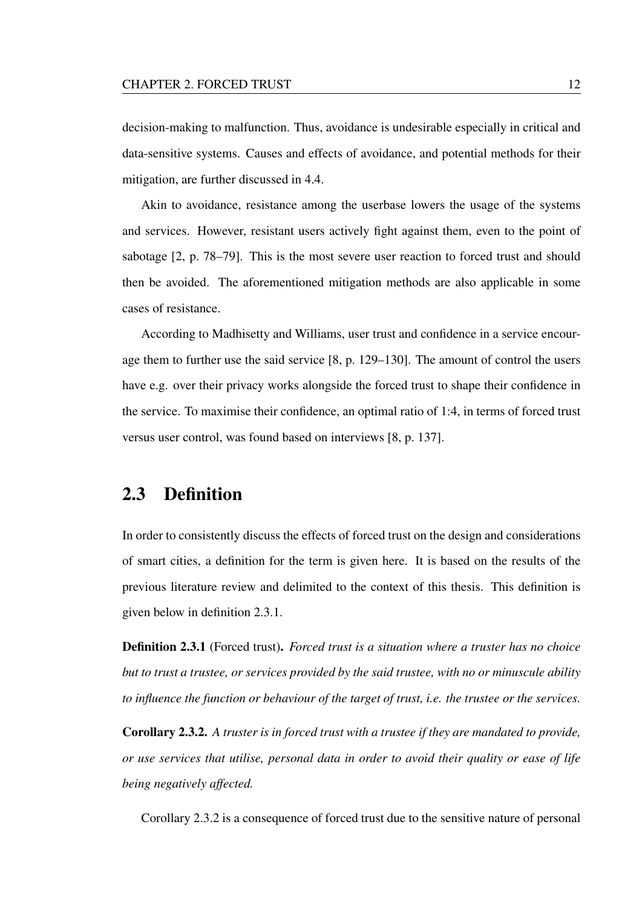decision-making to malfunction. Thus, avoidance is undesirable especially in critical and data-sensitive systems. Causes and effects of avoidance, and potential methods for their mitigation, are further discussed in 4.4.

Akin to avoidance, resistance among the userbase lowers the usage of the systems and services. However, resistant users actively fight against them, even to the point of sabotage [2, p. 78–79]. This is the most severe user reaction to forced trust and should then be avoided. The aforementioned mitigation methods are also applicable in some cases of resistance.

According to Madhisetty and Williams, user trust and confidence in a service encourage them to further use the said service [8, p. 129–130]. The amount of control the users have e.g. over their privacy works alongside the forced trust to shape their confidence in the service. To maximise their confidence, an optimal ratio of 1:4, in terms of forced trust versus user control, was found based on interviews [8, p. 137].

## 2.3 Definition

In order to consistently discuss the effects of forced trust on the design and considerations of smart cities, a definition for the term is given here. It is based on the results of the previous literature review and delimited to the context of this thesis. This definition is given below in definition 2.3.1.

**Definition 2.3.1** (Forced trust)**.** *Forced trust is a situation where a truster has no choice but to trust a trustee, or services provided by the said trustee, with no or minuscule ability to influence the function or behaviour of the target of trust, i.e. the trustee or the services.*

**Corollary 2.3.2.** *A truster is in forced trust with a trustee if they are mandated to provide, or use services that utilise, personal data in order to avoid their quality or ease of life being negatively affected.*

Corollary 2.3.2 is a consequence of forced trust due to the sensitive nature of personal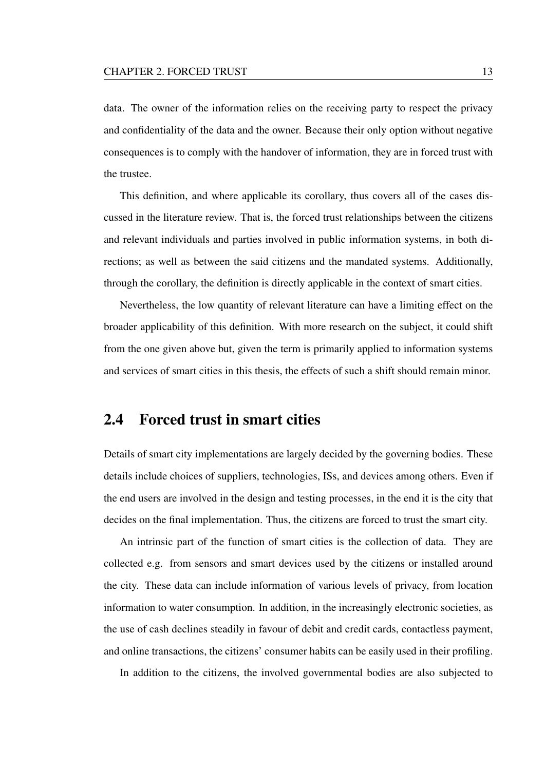data. The owner of the information relies on the receiving party to respect the privacy and confidentiality of the data and the owner. Because their only option without negative consequences is to comply with the handover of information, they are in forced trust with the trustee.

This definition, and where applicable its corollary, thus covers all of the cases discussed in the literature review. That is, the forced trust relationships between the citizens and relevant individuals and parties involved in public information systems, in both directions; as well as between the said citizens and the mandated systems. Additionally, through the corollary, the definition is directly applicable in the context of smart cities.

Nevertheless, the low quantity of relevant literature can have a limiting effect on the broader applicability of this definition. With more research on the subject, it could shift from the one given above but, given the term is primarily applied to information systems and services of smart cities in this thesis, the effects of such a shift should remain minor.

## 2.4 Forced trust in smart cities

Details of smart city implementations are largely decided by the governing bodies. These details include choices of suppliers, technologies, ISs, and devices among others. Even if the end users are involved in the design and testing processes, in the end it is the city that decides on the final implementation. Thus, the citizens are forced to trust the smart city.

An intrinsic part of the function of smart cities is the collection of data. They are collected e.g. from sensors and smart devices used by the citizens or installed around the city. These data can include information of various levels of privacy, from location information to water consumption. In addition, in the increasingly electronic societies, as the use of cash declines steadily in favour of debit and credit cards, contactless payment, and online transactions, the citizens' consumer habits can be easily used in their profiling.

In addition to the citizens, the involved governmental bodies are also subjected to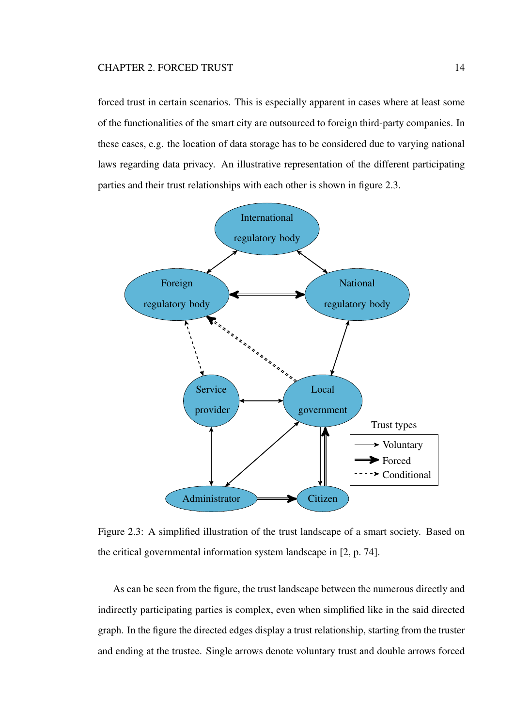forced trust in certain scenarios. This is especially apparent in cases where at least some of the functionalities of the smart city are outsourced to foreign third-party companies. In these cases, e.g. the location of data storage has to be considered due to varying national laws regarding data privacy. An illustrative representation of the different participating parties and their trust relationships with each other is shown in figure 2.3.

Figure 2.3: A simplified illustration of the trust landscape of a smart society. Based on the critical governmental information system landscape in [2, p. 74].

As can be seen from the figure, the trust landscape between the numerous directly and indirectly participating parties is complex, even when simplified like in the said directed graph. In the figure the directed edges display a trust relationship, starting from the truster and ending at the trustee. Single arrows denote voluntary trust and double arrows forced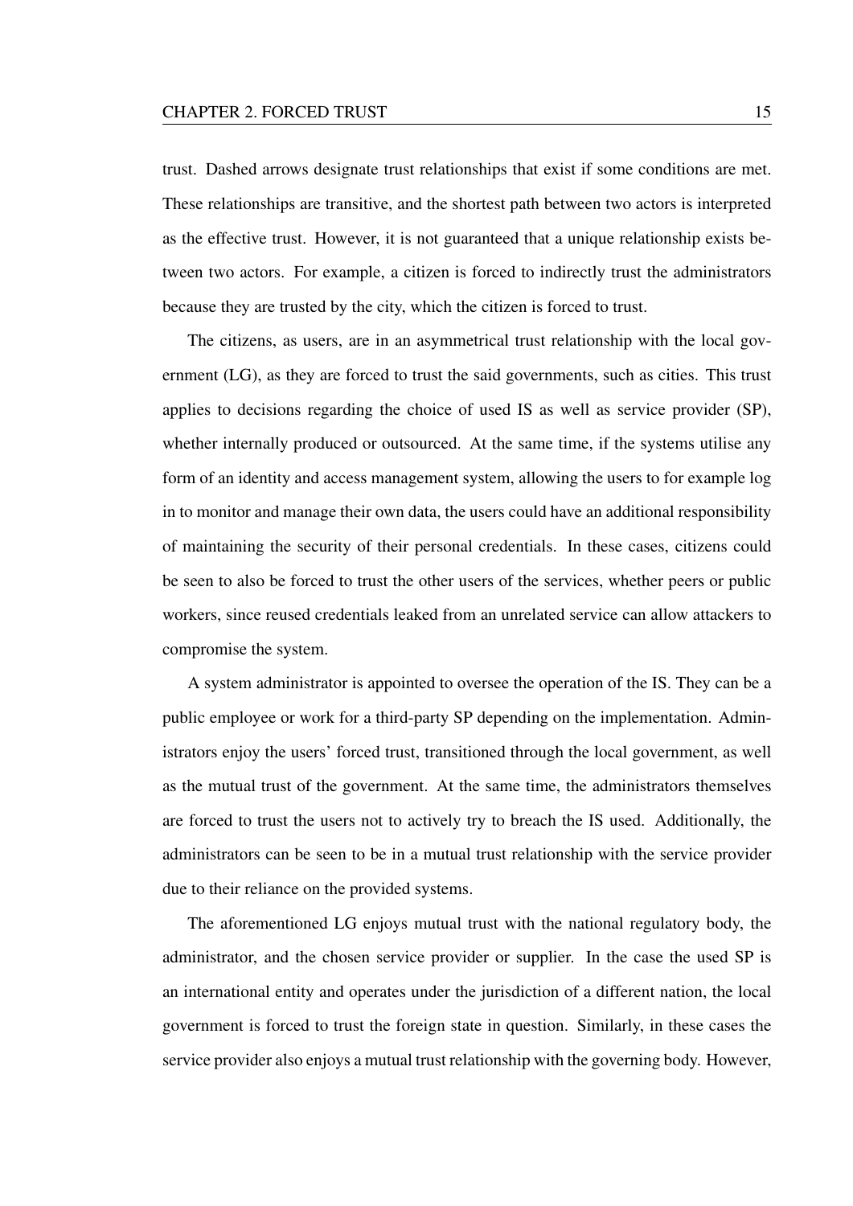trust. Dashed arrows designate trust relationships that exist if some conditions are met. These relationships are transitive, and the shortest path between two actors is interpreted as the effective trust. However, it is not guaranteed that a unique relationship exists between two actors. For example, a citizen is forced to indirectly trust the administrators because they are trusted by the city, which the citizen is forced to trust.

The citizens, as users, are in an asymmetrical trust relationship with the local government (LG), as they are forced to trust the said governments, such as cities. This trust applies to decisions regarding the choice of used IS as well as service provider (SP), whether internally produced or outsourced. At the same time, if the systems utilise any form of an identity and access management system, allowing the users to for example log in to monitor and manage their own data, the users could have an additional responsibility of maintaining the security of their personal credentials. In these cases, citizens could be seen to also be forced to trust the other users of the services, whether peers or public workers, since reused credentials leaked from an unrelated service can allow attackers to compromise the system.

A system administrator is appointed to oversee the operation of the IS. They can be a public employee or work for a third-party SP depending on the implementation. Administrators enjoy the users' forced trust, transitioned through the local government, as well as the mutual trust of the government. At the same time, the administrators themselves are forced to trust the users not to actively try to breach the IS used. Additionally, the administrators can be seen to be in a mutual trust relationship with the service provider due to their reliance on the provided systems.

The aforementioned LG enjoys mutual trust with the national regulatory body, the administrator, and the chosen service provider or supplier. In the case the used SP is an international entity and operates under the jurisdiction of a different nation, the local government is forced to trust the foreign state in question. Similarly, in these cases the service provider also enjoys a mutual trust relationship with the governing body. However,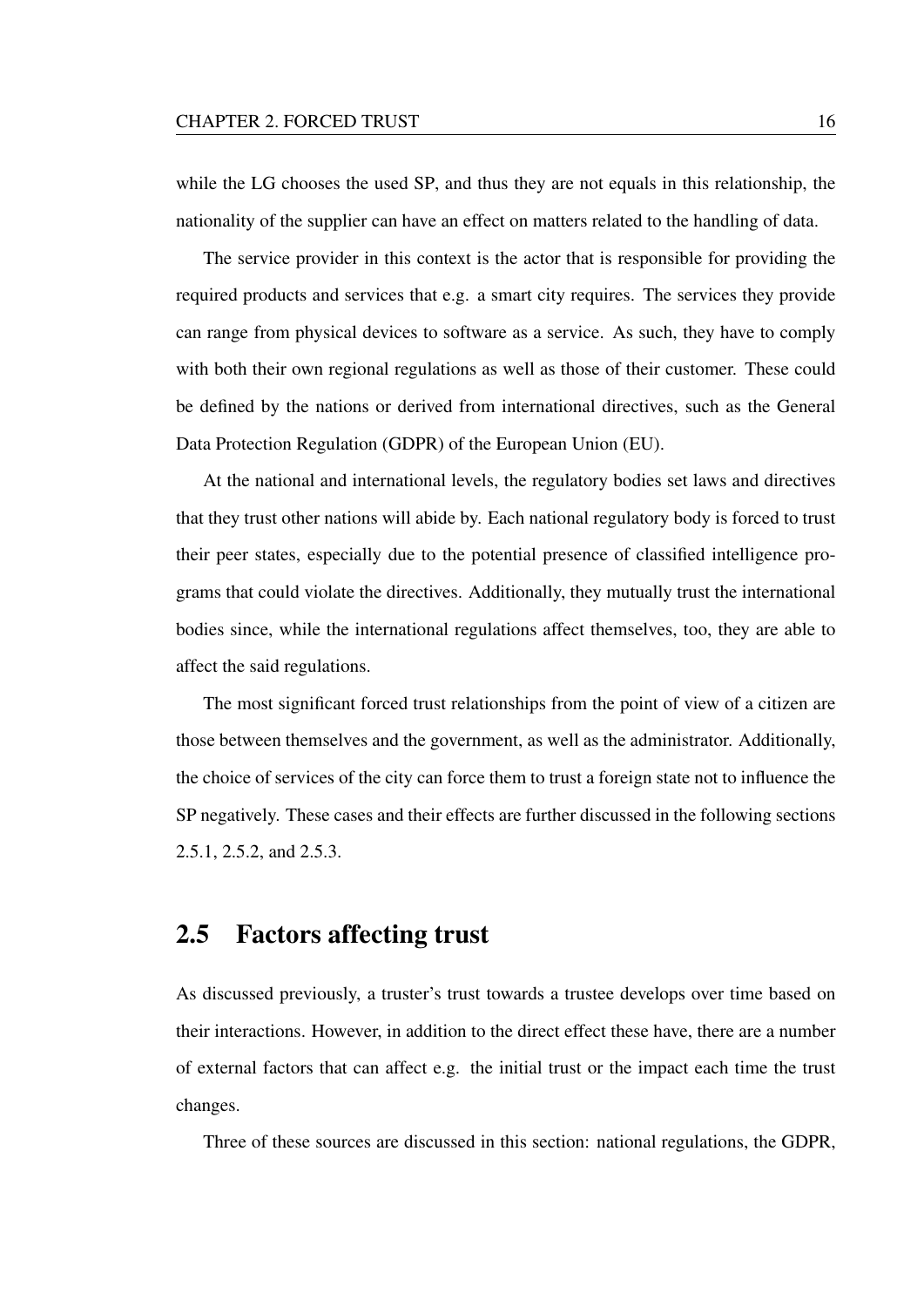while the LG chooses the used SP, and thus they are not equals in this relationship, the nationality of the supplier can have an effect on matters related to the handling of data.

The service provider in this context is the actor that is responsible for providing the required products and services that e.g. a smart city requires. The services they provide can range from physical devices to software as a service. As such, they have to comply with both their own regional regulations as well as those of their customer. These could be defined by the nations or derived from international directives, such as the General Data Protection Regulation (GDPR) of the European Union (EU).

At the national and international levels, the regulatory bodies set laws and directives that they trust other nations will abide by. Each national regulatory body is forced to trust their peer states, especially due to the potential presence of classified intelligence programs that could violate the directives. Additionally, they mutually trust the international bodies since, while the international regulations affect themselves, too, they are able to affect the said regulations.

The most significant forced trust relationships from the point of view of a citizen are those between themselves and the government, as well as the administrator. Additionally, the choice of services of the city can force them to trust a foreign state not to influence the SP negatively. These cases and their effects are further discussed in the following sections 2.5.1, 2.5.2, and 2.5.3.

## 2.5 Factors affecting trust

As discussed previously, a truster's trust towards a trustee develops over time based on their interactions. However, in addition to the direct effect these have, there are a number of external factors that can affect e.g. the initial trust or the impact each time the trust changes.

Three of these sources are discussed in this section: national regulations, the GDPR,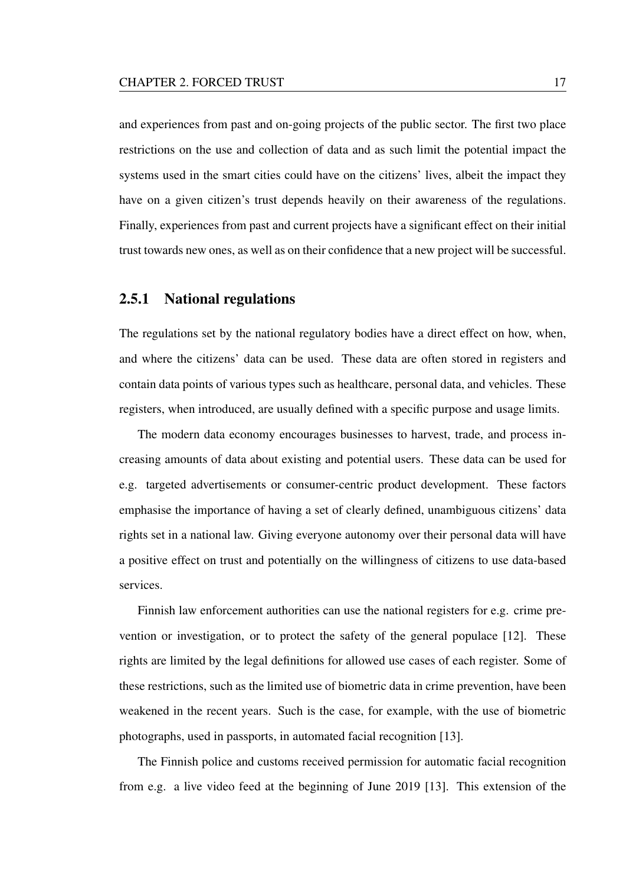and experiences from past and on-going projects of the public sector. The first two place restrictions on the use and collection of data and as such limit the potential impact the systems used in the smart cities could have on the citizens' lives, albeit the impact they have on a given citizen's trust depends heavily on their awareness of the regulations. Finally, experiences from past and current projects have a significant effect on their initial trust towards new ones, as well as on their confidence that a new project will be successful.

### 2.5.1 National regulations

The regulations set by the national regulatory bodies have a direct effect on how, when, and where the citizens' data can be used. These data are often stored in registers and contain data points of various types such as healthcare, personal data, and vehicles. These registers, when introduced, are usually defined with a specific purpose and usage limits.

The modern data economy encourages businesses to harvest, trade, and process increasing amounts of data about existing and potential users. These data can be used for e.g. targeted advertisements or consumer-centric product development. These factors emphasise the importance of having a set of clearly defined, unambiguous citizens' data rights set in a national law. Giving everyone autonomy over their personal data will have a positive effect on trust and potentially on the willingness of citizens to use data-based services.

Finnish law enforcement authorities can use the national registers for e.g. crime prevention or investigation, or to protect the safety of the general populace [12]. These rights are limited by the legal definitions for allowed use cases of each register. Some of these restrictions, such as the limited use of biometric data in crime prevention, have been weakened in the recent years. Such is the case, for example, with the use of biometric photographs, used in passports, in automated facial recognition [13].

The Finnish police and customs received permission for automatic facial recognition from e.g. a live video feed at the beginning of June 2019 [13]. This extension of the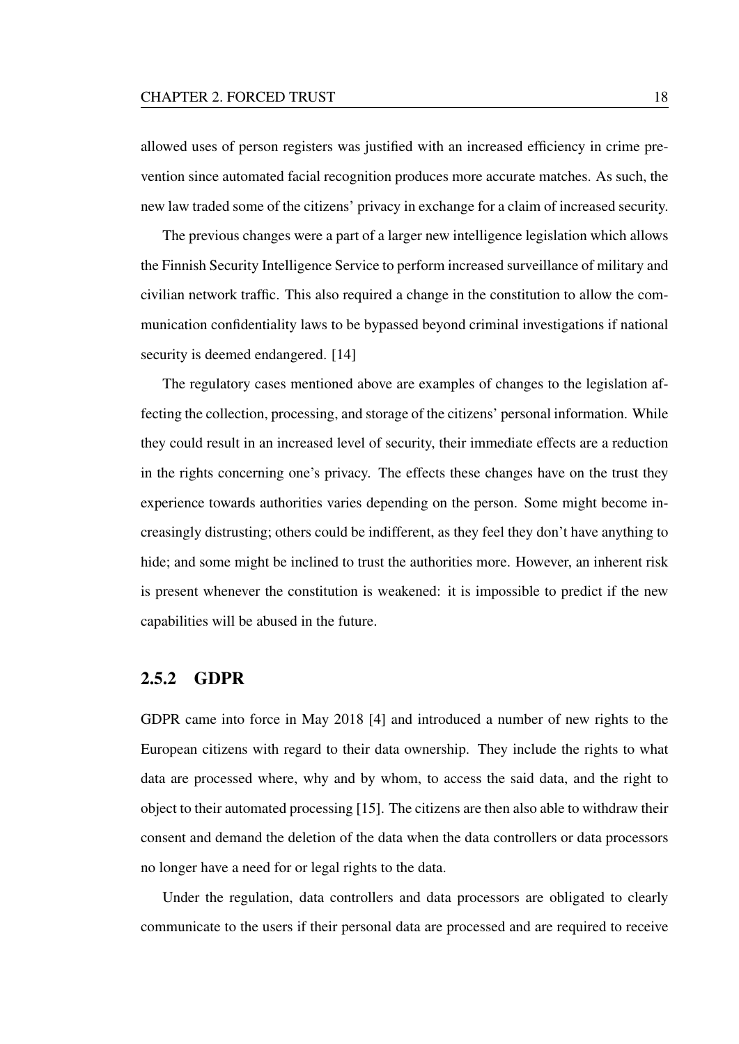allowed uses of person registers was justified with an increased efficiency in crime prevention since automated facial recognition produces more accurate matches. As such, the new law traded some of the citizens' privacy in exchange for a claim of increased security.

The previous changes were a part of a larger new intelligence legislation which allows the Finnish Security Intelligence Service to perform increased surveillance of military and civilian network traffic. This also required a change in the constitution to allow the communication confidentiality laws to be bypassed beyond criminal investigations if national security is deemed endangered. [14]

The regulatory cases mentioned above are examples of changes to the legislation affecting the collection, processing, and storage of the citizens' personal information. While they could result in an increased level of security, their immediate effects are a reduction in the rights concerning one's privacy. The effects these changes have on the trust they experience towards authorities varies depending on the person. Some might become increasingly distrusting; others could be indifferent, as they feel they don't have anything to hide; and some might be inclined to trust the authorities more. However, an inherent risk is present whenever the constitution is weakened: it is impossible to predict if the new capabilities will be abused in the future.

### 2.5.2 GDPR

GDPR came into force in May 2018 [4] and introduced a number of new rights to the European citizens with regard to their data ownership. They include the rights to what data are processed where, why and by whom, to access the said data, and the right to object to their automated processing [15]. The citizens are then also able to withdraw their consent and demand the deletion of the data when the data controllers or data processors no longer have a need for or legal rights to the data.

Under the regulation, data controllers and data processors are obligated to clearly communicate to the users if their personal data are processed and are required to receive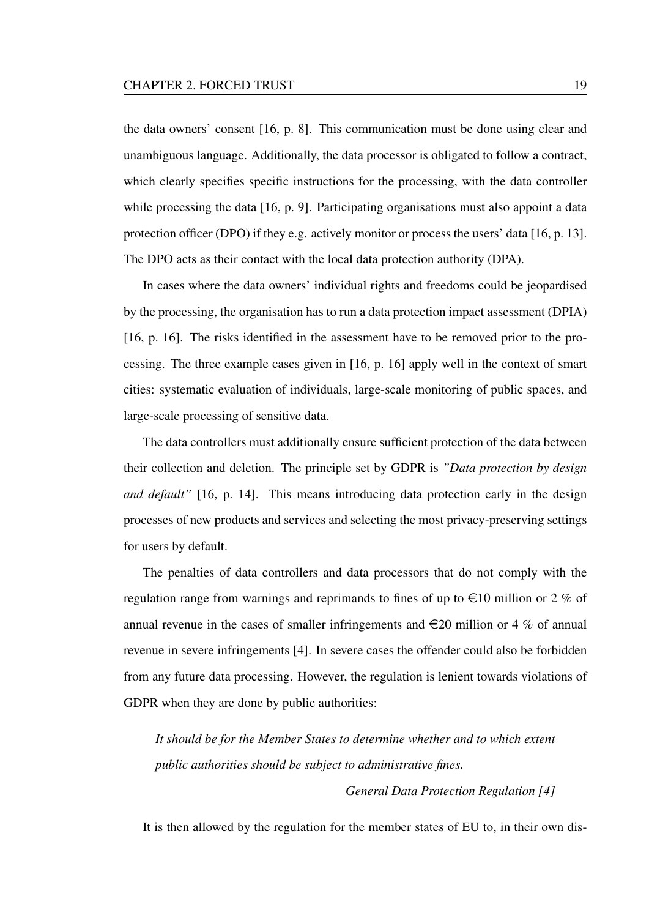the data owners' consent [16, p. 8]. This communication must be done using clear and unambiguous language. Additionally, the data processor is obligated to follow a contract, which clearly specifies specific instructions for the processing, with the data controller while processing the data [16, p. 9]. Participating organisations must also appoint a data protection officer (DPO) if they e.g. actively monitor or process the users' data [16, p. 13]. The DPO acts as their contact with the local data protection authority (DPA).

In cases where the data owners' individual rights and freedoms could be jeopardised by the processing, the organisation has to run a data protection impact assessment (DPIA) [16, p. 16]. The risks identified in the assessment have to be removed prior to the processing. The three example cases given in [16, p. 16] apply well in the context of smart cities: systematic evaluation of individuals, large-scale monitoring of public spaces, and large-scale processing of sensitive data.

The data controllers must additionally ensure sufficient protection of the data between their collection and deletion. The principle set by GDPR is *"Data protection by design and default"* [16, p. 14]. This means introducing data protection early in the design processes of new products and services and selecting the most privacy-preserving settings for users by default.

The penalties of data controllers and data processors that do not comply with the regulation range from warnings and reprimands to fines of up to €10 million or 2 % of annual revenue in the cases of smaller infringements and €20 million or 4 % of annual revenue in severe infringements [4]. In severe cases the offender could also be forbidden from any future data processing. However, the regulation is lenient towards violations of GDPR when they are done by public authorities:

> *It should be for the Member States to determine whether and to which extent public authorities should be subject to administrative fines.*
>
> *General Data Protection Regulation [4]*

It is then allowed by the regulation for the member states of EU to, in their own dis-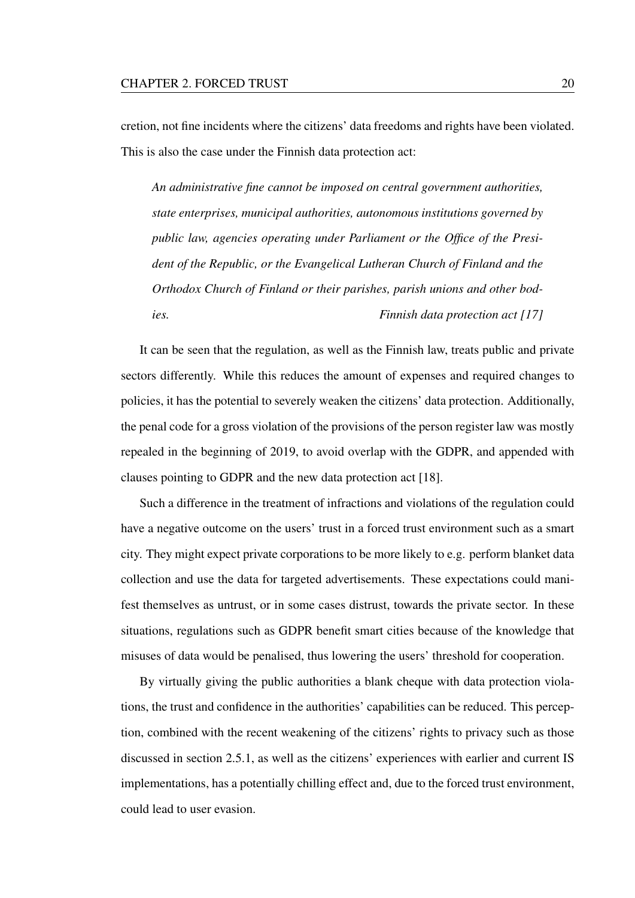cretion, not fine incidents where the citizens' data freedoms and rights have been violated. This is also the case under the Finnish data protection act:

> *An administrative fine cannot be imposed on central government authorities, state enterprises, municipal authorities, autonomous institutions governed by public law, agencies operating under Parliament or the Office of the President of the Republic, or the Evangelical Lutheran Church of Finland and the Orthodox Church of Finland or their parishes, parish unions and other bodies.* *Finnish data protection act [17]*

It can be seen that the regulation, as well as the Finnish law, treats public and private sectors differently. While this reduces the amount of expenses and required changes to policies, it has the potential to severely weaken the citizens' data protection. Additionally, the penal code for a gross violation of the provisions of the person register law was mostly repealed in the beginning of 2019, to avoid overlap with the GDPR, and appended with clauses pointing to GDPR and the new data protection act [18].

Such a difference in the treatment of infractions and violations of the regulation could have a negative outcome on the users' trust in a forced trust environment such as a smart city. They might expect private corporations to be more likely to e.g. perform blanket data collection and use the data for targeted advertisements. These expectations could manifest themselves as untrust, or in some cases distrust, towards the private sector. In these situations, regulations such as GDPR benefit smart cities because of the knowledge that misuses of data would be penalised, thus lowering the users' threshold for cooperation.

By virtually giving the public authorities a blank cheque with data protection violations, the trust and confidence in the authorities' capabilities can be reduced. This perception, combined with the recent weakening of the citizens' rights to privacy such as those discussed in section 2.5.1, as well as the citizens' experiences with earlier and current IS implementations, has a potentially chilling effect and, due to the forced trust environment, could lead to user evasion.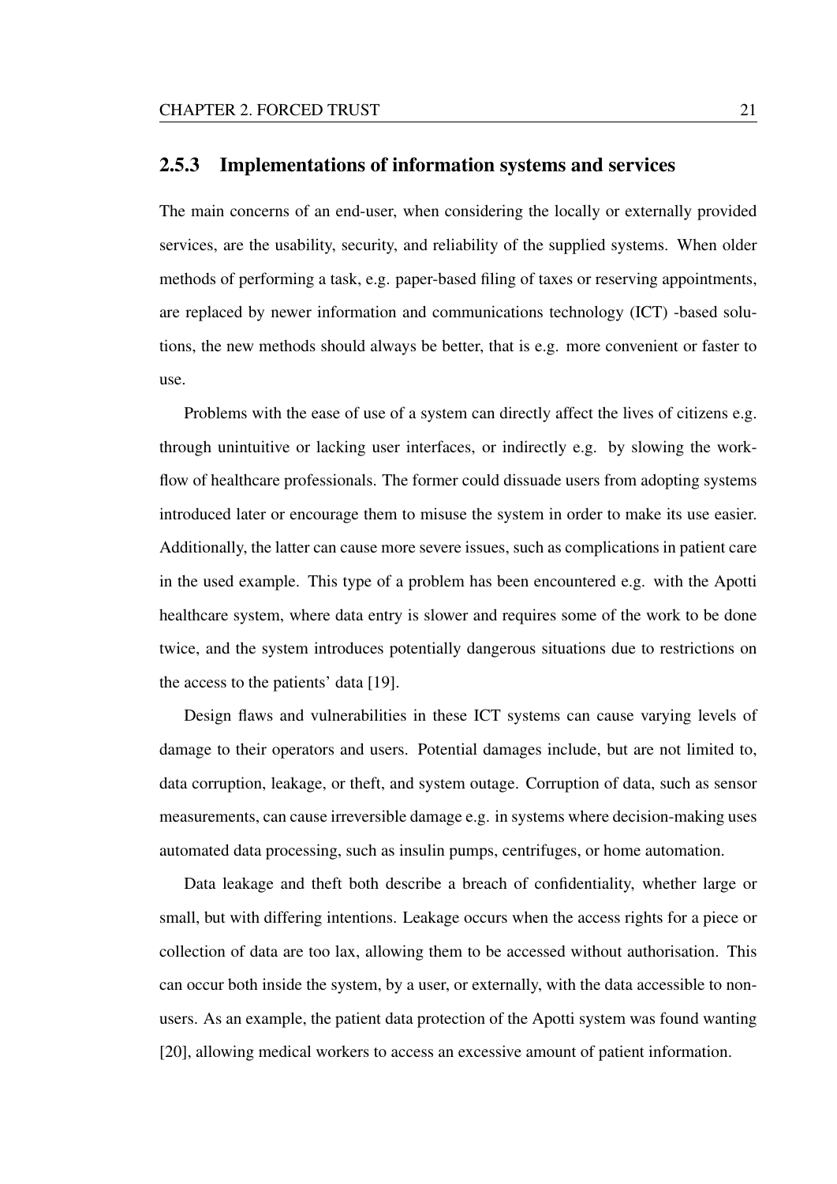### 2.5.3 Implementations of information systems and services

The main concerns of an end-user, when considering the locally or externally provided services, are the usability, security, and reliability of the supplied systems. When older methods of performing a task, e.g. paper-based filing of taxes or reserving appointments, are replaced by newer information and communications technology (ICT) -based solutions, the new methods should always be better, that is e.g. more convenient or faster to use.

Problems with the ease of use of a system can directly affect the lives of citizens e.g. through unintuitive or lacking user interfaces, or indirectly e.g. by slowing the workflow of healthcare professionals. The former could dissuade users from adopting systems introduced later or encourage them to misuse the system in order to make its use easier. Additionally, the latter can cause more severe issues, such as complications in patient care in the used example. This type of a problem has been encountered e.g. with the Apotti healthcare system, where data entry is slower and requires some of the work to be done twice, and the system introduces potentially dangerous situations due to restrictions on the access to the patients' data [19].

Design flaws and vulnerabilities in these ICT systems can cause varying levels of damage to their operators and users. Potential damages include, but are not limited to, data corruption, leakage, or theft, and system outage. Corruption of data, such as sensor measurements, can cause irreversible damage e.g. in systems where decision-making uses automated data processing, such as insulin pumps, centrifuges, or home automation.

Data leakage and theft both describe a breach of confidentiality, whether large or small, but with differing intentions. Leakage occurs when the access rights for a piece or collection of data are too lax, allowing them to be accessed without authorisation. This can occur both inside the system, by a user, or externally, with the data accessible to non-users. As an example, the patient data protection of the Apotti system was found wanting [20], allowing medical workers to access an excessive amount of patient information.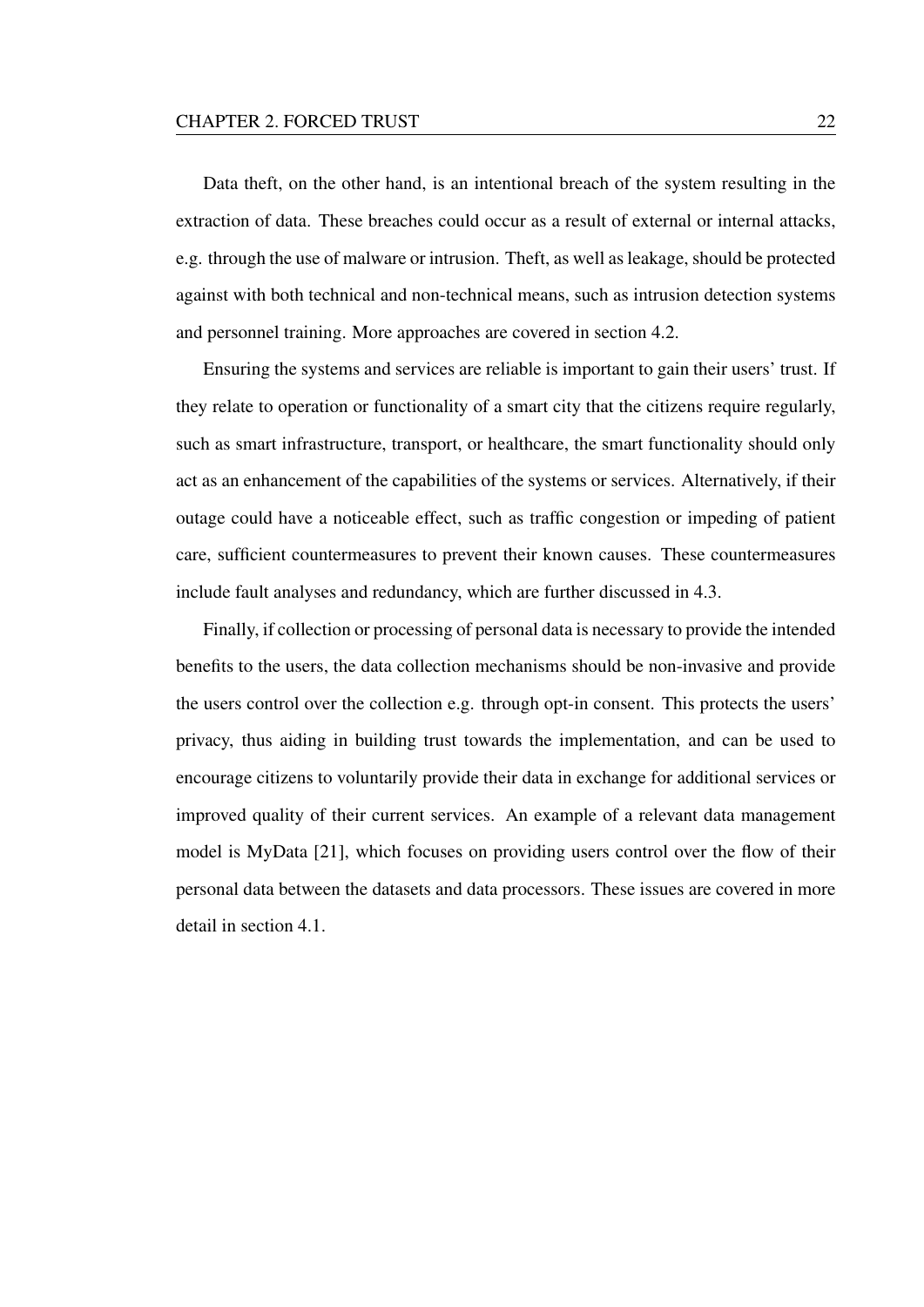Data theft, on the other hand, is an intentional breach of the system resulting in the extraction of data. These breaches could occur as a result of external or internal attacks, e.g. through the use of malware or intrusion. Theft, as well as leakage, should be protected against with both technical and non-technical means, such as intrusion detection systems and personnel training. More approaches are covered in section 4.2.

Ensuring the systems and services are reliable is important to gain their users' trust. If they relate to operation or functionality of a smart city that the citizens require regularly, such as smart infrastructure, transport, or healthcare, the smart functionality should only act as an enhancement of the capabilities of the systems or services. Alternatively, if their outage could have a noticeable effect, such as traffic congestion or impeding of patient care, sufficient countermeasures to prevent their known causes. These countermeasures include fault analyses and redundancy, which are further discussed in 4.3.

Finally, if collection or processing of personal data is necessary to provide the intended benefits to the users, the data collection mechanisms should be non-invasive and provide the users control over the collection e.g. through opt-in consent. This protects the users' privacy, thus aiding in building trust towards the implementation, and can be used to encourage citizens to voluntarily provide their data in exchange for additional services or improved quality of their current services. An example of a relevant data management model is MyData [21], which focuses on providing users control over the flow of their personal data between the datasets and data processors. These issues are covered in more detail in section 4.1.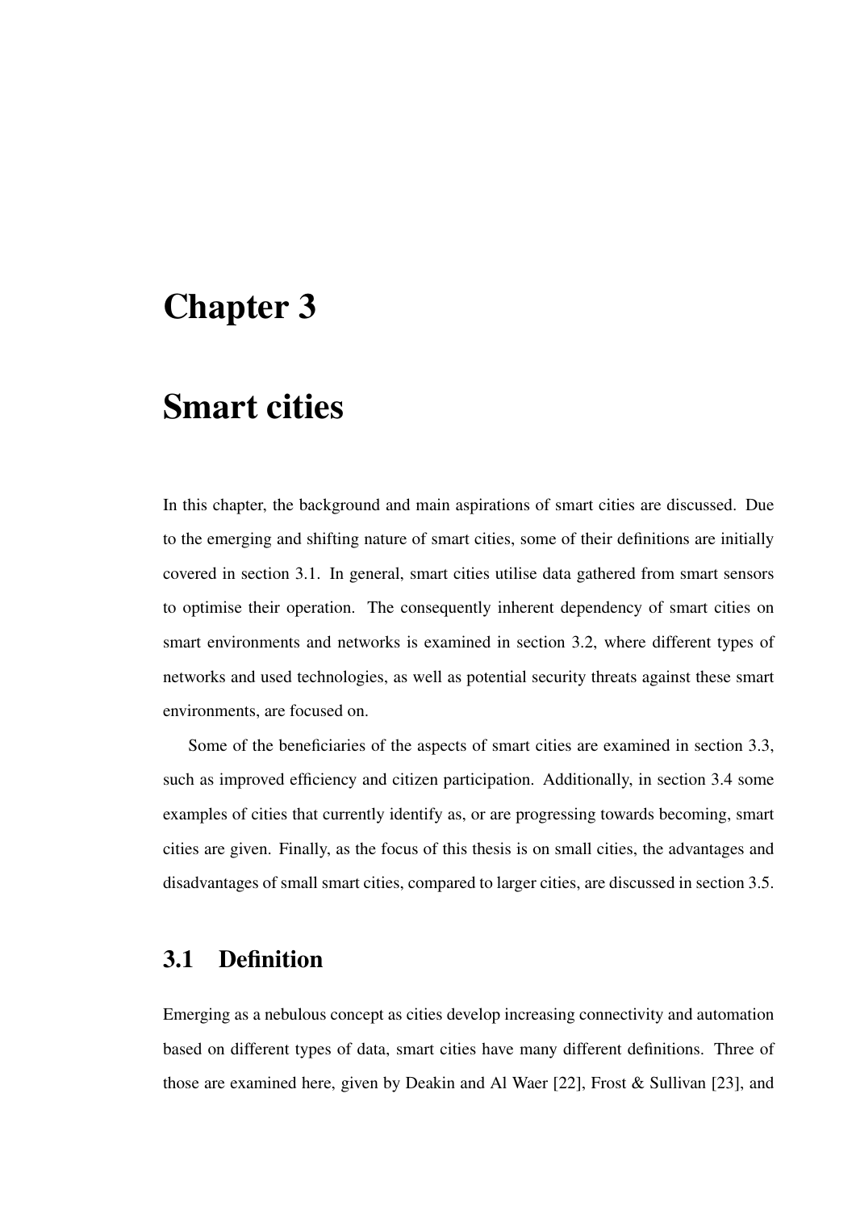# Chapter 3

# Smart cities

In this chapter, the background and main aspirations of smart cities are discussed. Due to the emerging and shifting nature of smart cities, some of their definitions are initially covered in section 3.1. In general, smart cities utilise data gathered from smart sensors to optimise their operation. The consequently inherent dependency of smart cities on smart environments and networks is examined in section 3.2, where different types of networks and used technologies, as well as potential security threats against these smart environments, are focused on.

Some of the beneficiaries of the aspects of smart cities are examined in section 3.3, such as improved efficiency and citizen participation. Additionally, in section 3.4 some examples of cities that currently identify as, or are progressing towards becoming, smart cities are given. Finally, as the focus of this thesis is on small cities, the advantages and disadvantages of small smart cities, compared to larger cities, are discussed in section 3.5.

## 3.1 Definition

Emerging as a nebulous concept as cities develop increasing connectivity and automation based on different types of data, smart cities have many different definitions. Three of those are examined here, given by Deakin and Al Waer [22], Frost & Sullivan [23], and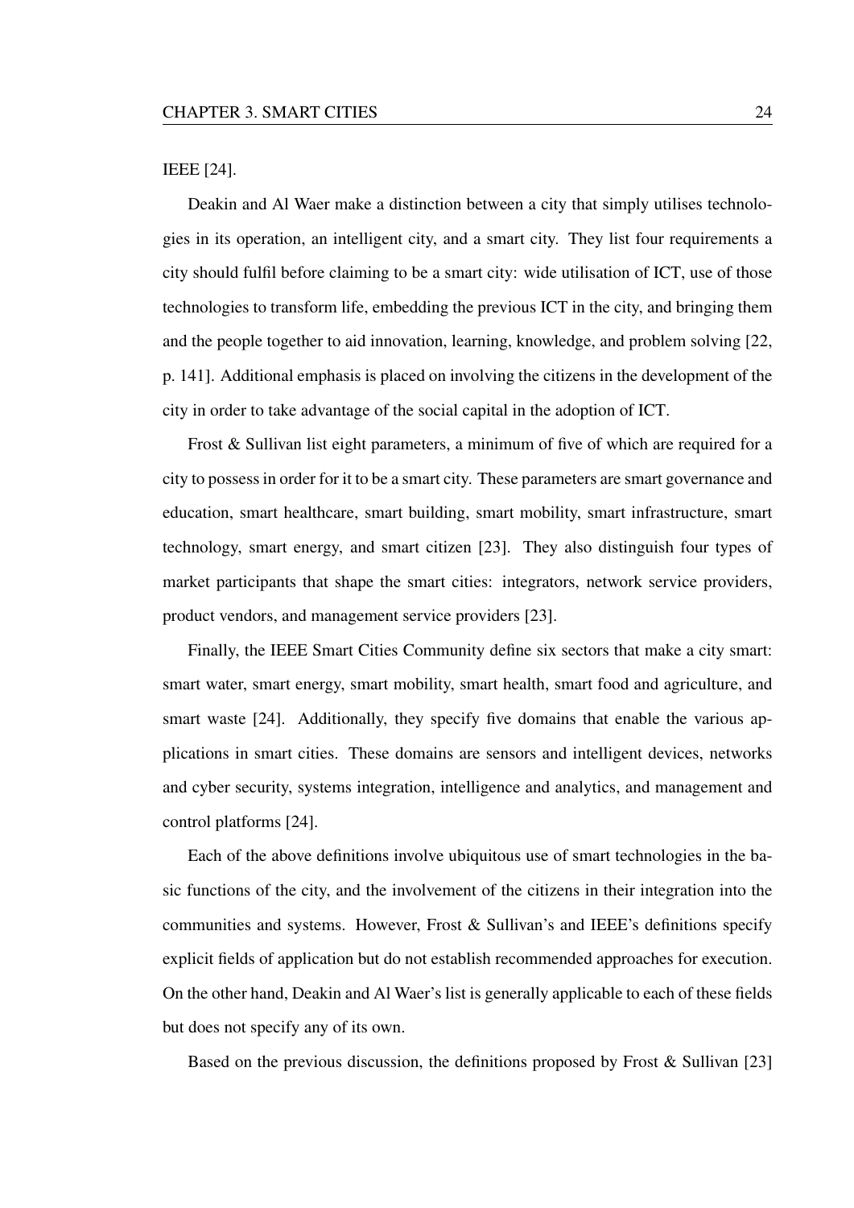IEEE [24].

Deakin and Al Waer make a distinction between a city that simply utilises technologies in its operation, an intelligent city, and a smart city. They list four requirements a city should fulfil before claiming to be a smart city: wide utilisation of ICT, use of those technologies to transform life, embedding the previous ICT in the city, and bringing them and the people together to aid innovation, learning, knowledge, and problem solving [22, p. 141]. Additional emphasis is placed on involving the citizens in the development of the city in order to take advantage of the social capital in the adoption of ICT.

Frost & Sullivan list eight parameters, a minimum of five of which are required for a city to possess in order for it to be a smart city. These parameters are smart governance and education, smart healthcare, smart building, smart mobility, smart infrastructure, smart technology, smart energy, and smart citizen [23]. They also distinguish four types of market participants that shape the smart cities: integrators, network service providers, product vendors, and management service providers [23].

Finally, the IEEE Smart Cities Community define six sectors that make a city smart: smart water, smart energy, smart mobility, smart health, smart food and agriculture, and smart waste [24]. Additionally, they specify five domains that enable the various applications in smart cities. These domains are sensors and intelligent devices, networks and cyber security, systems integration, intelligence and analytics, and management and control platforms [24].

Each of the above definitions involve ubiquitous use of smart technologies in the basic functions of the city, and the involvement of the citizens in their integration into the communities and systems. However, Frost & Sullivan's and IEEE's definitions specify explicit fields of application but do not establish recommended approaches for execution. On the other hand, Deakin and Al Waer's list is generally applicable to each of these fields but does not specify any of its own.

Based on the previous discussion, the definitions proposed by Frost & Sullivan [23]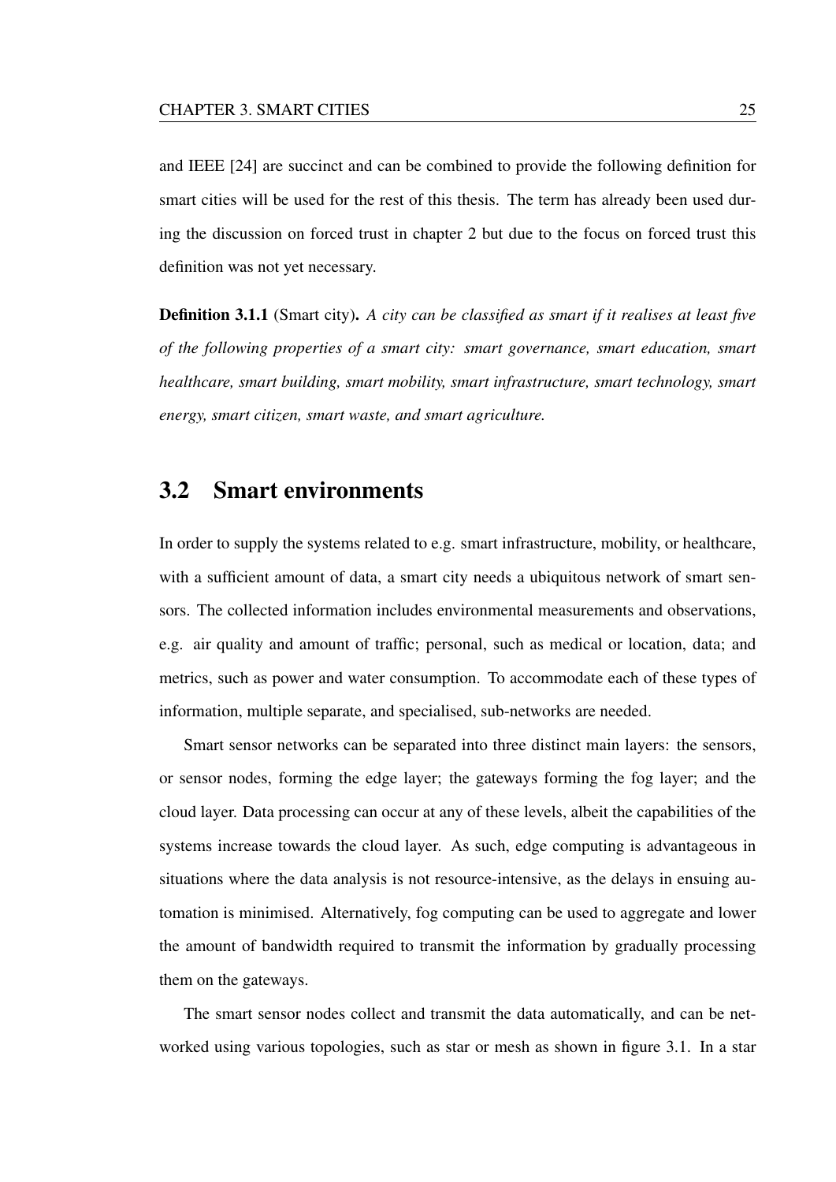and IEEE [24] are succinct and can be combined to provide the following definition for smart cities will be used for the rest of this thesis. The term has already been used during the discussion on forced trust in chapter 2 but due to the focus on forced trust this definition was not yet necessary.

**Definition 3.1.1** (Smart city)**.** *A city can be classified as smart if it realises at least five of the following properties of a smart city: smart governance, smart education, smart healthcare, smart building, smart mobility, smart infrastructure, smart technology, smart energy, smart citizen, smart waste, and smart agriculture.*

## 3.2 Smart environments

In order to supply the systems related to e.g. smart infrastructure, mobility, or healthcare, with a sufficient amount of data, a smart city needs a ubiquitous network of smart sensors. The collected information includes environmental measurements and observations, e.g. air quality and amount of traffic; personal, such as medical or location, data; and metrics, such as power and water consumption. To accommodate each of these types of information, multiple separate, and specialised, sub-networks are needed.

Smart sensor networks can be separated into three distinct main layers: the sensors, or sensor nodes, forming the edge layer; the gateways forming the fog layer; and the cloud layer. Data processing can occur at any of these levels, albeit the capabilities of the systems increase towards the cloud layer. As such, edge computing is advantageous in situations where the data analysis is not resource-intensive, as the delays in ensuing automation is minimised. Alternatively, fog computing can be used to aggregate and lower the amount of bandwidth required to transmit the information by gradually processing them on the gateways.

The smart sensor nodes collect and transmit the data automatically, and can be networked using various topologies, such as star or mesh as shown in figure 3.1. In a star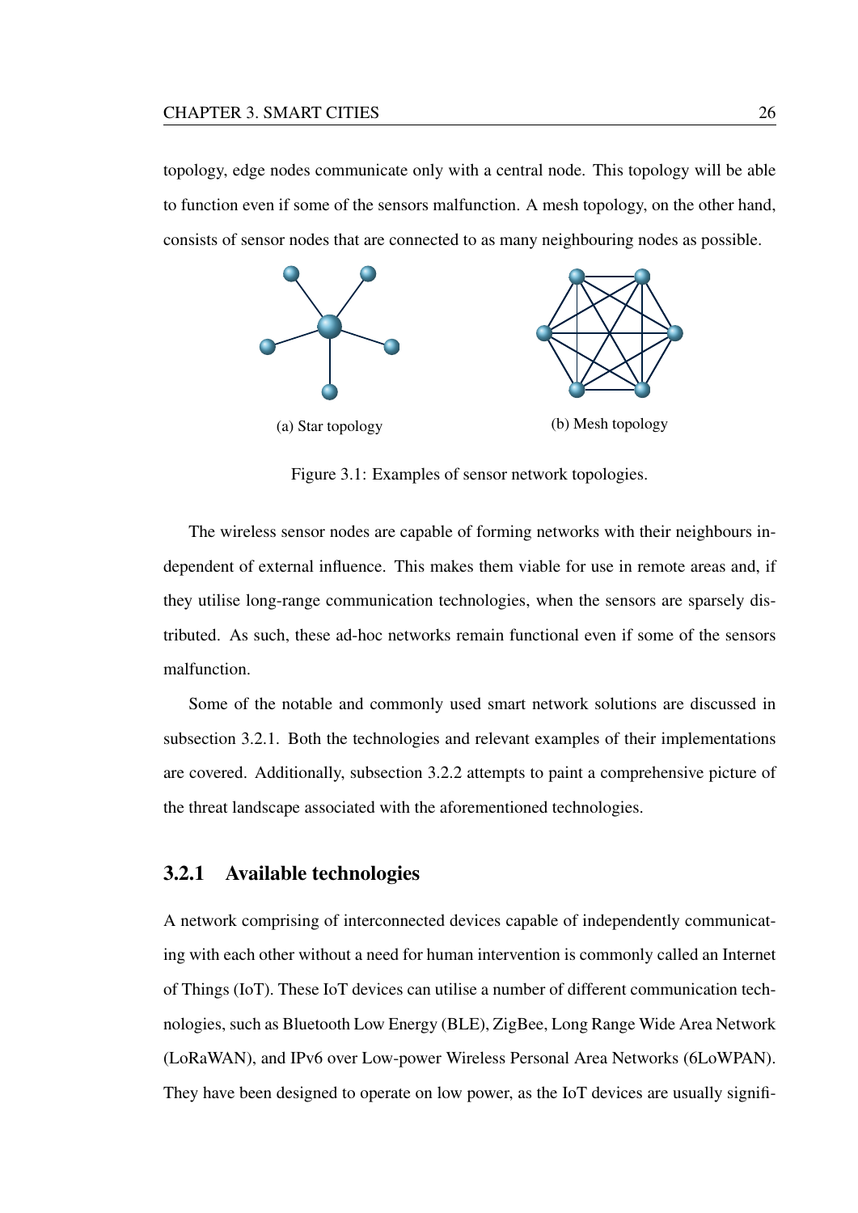topology, edge nodes communicate only with a central node. This topology will be able to function even if some of the sensors malfunction. A mesh topology, on the other hand, consists of sensor nodes that are connected to as many neighbouring nodes as possible.

(a) Star topology

(b) Mesh topology

Figure 3.1: Examples of sensor network topologies.

The wireless sensor nodes are capable of forming networks with their neighbours independent of external influence. This makes them viable for use in remote areas and, if they utilise long-range communication technologies, when the sensors are sparsely distributed. As such, these ad-hoc networks remain functional even if some of the sensors malfunction.

Some of the notable and commonly used smart network solutions are discussed in subsection 3.2.1. Both the technologies and relevant examples of their implementations are covered. Additionally, subsection 3.2.2 attempts to paint a comprehensive picture of the threat landscape associated with the aforementioned technologies.

### 3.2.1 Available technologies

A network comprising of interconnected devices capable of independently communicating with each other without a need for human intervention is commonly called an Internet of Things (IoT). These IoT devices can utilise a number of different communication technologies, such as Bluetooth Low Energy (BLE), ZigBee, Long Range Wide Area Network (LoRaWAN), and IPv6 over Low-power Wireless Personal Area Networks (6LoWPAN). They have been designed to operate on low power, as the IoT devices are usually signifi-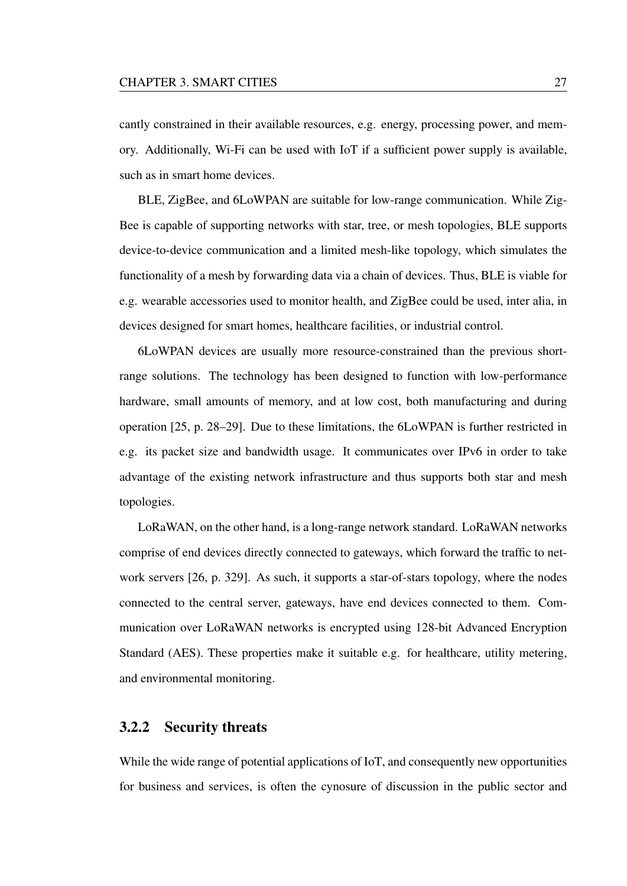cantly constrained in their available resources, e.g. energy, processing power, and memory. Additionally, Wi-Fi can be used with IoT if a sufficient power supply is available, such as in smart home devices.

BLE, ZigBee, and 6LoWPAN are suitable for low-range communication. While ZigBee is capable of supporting networks with star, tree, or mesh topologies, BLE supports device-to-device communication and a limited mesh-like topology, which simulates the functionality of a mesh by forwarding data via a chain of devices. Thus, BLE is viable for e.g. wearable accessories used to monitor health, and ZigBee could be used, inter alia, in devices designed for smart homes, healthcare facilities, or industrial control.

6LoWPAN devices are usually more resource-constrained than the previous short-range solutions. The technology has been designed to function with low-performance hardware, small amounts of memory, and at low cost, both manufacturing and during operation [25, p. 28–29]. Due to these limitations, the 6LoWPAN is further restricted in e.g. its packet size and bandwidth usage. It communicates over IPv6 in order to take advantage of the existing network infrastructure and thus supports both star and mesh topologies.

LoRaWAN, on the other hand, is a long-range network standard. LoRaWAN networks comprise of end devices directly connected to gateways, which forward the traffic to network servers [26, p. 329]. As such, it supports a star-of-stars topology, where the nodes connected to the central server, gateways, have end devices connected to them. Communication over LoRaWAN networks is encrypted using 128-bit Advanced Encryption Standard (AES). These properties make it suitable e.g. for healthcare, utility metering, and environmental monitoring.

### 3.2.2 Security threats

While the wide range of potential applications of IoT, and consequently new opportunities for business and services, is often the cynosure of discussion in the public sector and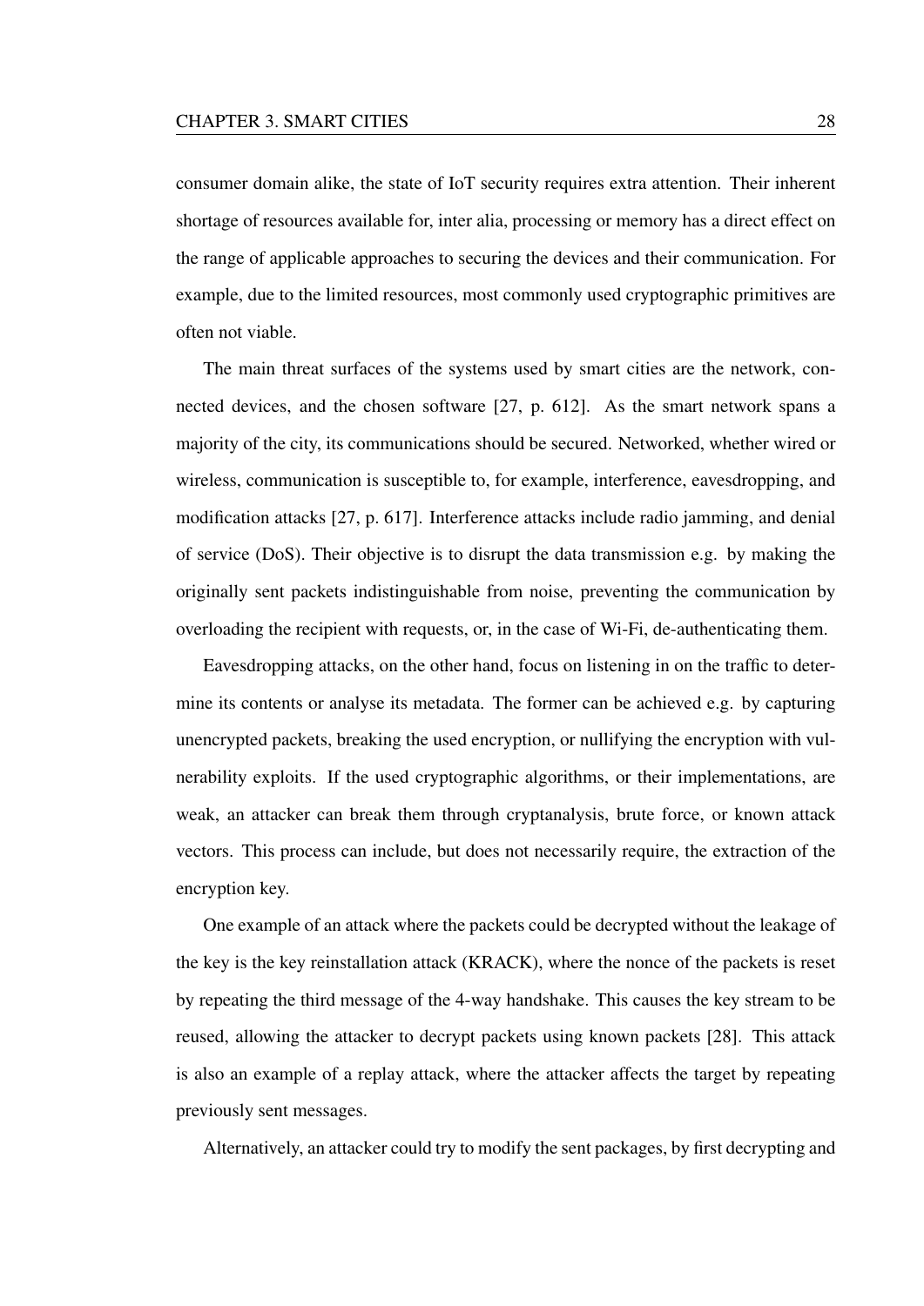consumer domain alike, the state of IoT security requires extra attention. Their inherent shortage of resources available for, inter alia, processing or memory has a direct effect on the range of applicable approaches to securing the devices and their communication. For example, due to the limited resources, most commonly used cryptographic primitives are often not viable.

The main threat surfaces of the systems used by smart cities are the network, connected devices, and the chosen software [27, p. 612]. As the smart network spans a majority of the city, its communications should be secured. Networked, whether wired or wireless, communication is susceptible to, for example, interference, eavesdropping, and modification attacks [27, p. 617]. Interference attacks include radio jamming, and denial of service (DoS). Their objective is to disrupt the data transmission e.g. by making the originally sent packets indistinguishable from noise, preventing the communication by overloading the recipient with requests, or, in the case of Wi-Fi, de-authenticating them.

Eavesdropping attacks, on the other hand, focus on listening in on the traffic to determine its contents or analyse its metadata. The former can be achieved e.g. by capturing unencrypted packets, breaking the used encryption, or nullifying the encryption with vulnerability exploits. If the used cryptographic algorithms, or their implementations, are weak, an attacker can break them through cryptanalysis, brute force, or known attack vectors. This process can include, but does not necessarily require, the extraction of the encryption key.

One example of an attack where the packets could be decrypted without the leakage of the key is the key reinstallation attack (KRACK), where the nonce of the packets is reset by repeating the third message of the 4-way handshake. This causes the key stream to be reused, allowing the attacker to decrypt packets using known packets [28]. This attack is also an example of a replay attack, where the attacker affects the target by repeating previously sent messages.

Alternatively, an attacker could try to modify the sent packages, by first decrypting and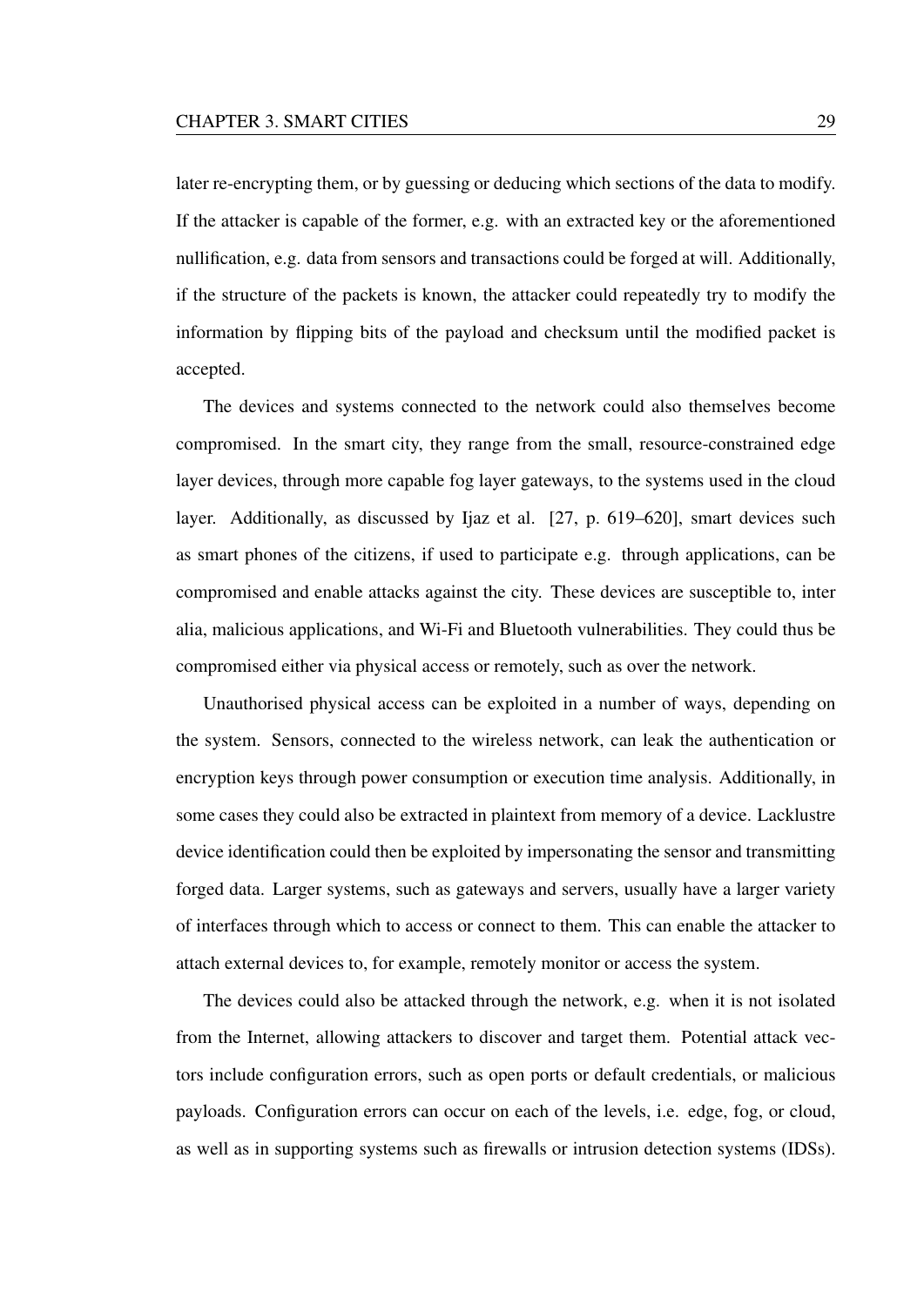later re-encrypting them, or by guessing or deducing which sections of the data to modify. If the attacker is capable of the former, e.g. with an extracted key or the aforementioned nullification, e.g. data from sensors and transactions could be forged at will. Additionally, if the structure of the packets is known, the attacker could repeatedly try to modify the information by flipping bits of the payload and checksum until the modified packet is accepted.

The devices and systems connected to the network could also themselves become compromised. In the smart city, they range from the small, resource-constrained edge layer devices, through more capable fog layer gateways, to the systems used in the cloud layer. Additionally, as discussed by Ijaz et al. [27, p. 619–620], smart devices such as smart phones of the citizens, if used to participate e.g. through applications, can be compromised and enable attacks against the city. These devices are susceptible to, inter alia, malicious applications, and Wi-Fi and Bluetooth vulnerabilities. They could thus be compromised either via physical access or remotely, such as over the network.

Unauthorised physical access can be exploited in a number of ways, depending on the system. Sensors, connected to the wireless network, can leak the authentication or encryption keys through power consumption or execution time analysis. Additionally, in some cases they could also be extracted in plaintext from memory of a device. Lacklustre device identification could then be exploited by impersonating the sensor and transmitting forged data. Larger systems, such as gateways and servers, usually have a larger variety of interfaces through which to access or connect to them. This can enable the attacker to attach external devices to, for example, remotely monitor or access the system.

The devices could also be attacked through the network, e.g. when it is not isolated from the Internet, allowing attackers to discover and target them. Potential attack vectors include configuration errors, such as open ports or default credentials, or malicious payloads. Configuration errors can occur on each of the levels, i.e. edge, fog, or cloud, as well as in supporting systems such as firewalls or intrusion detection systems (IDSs).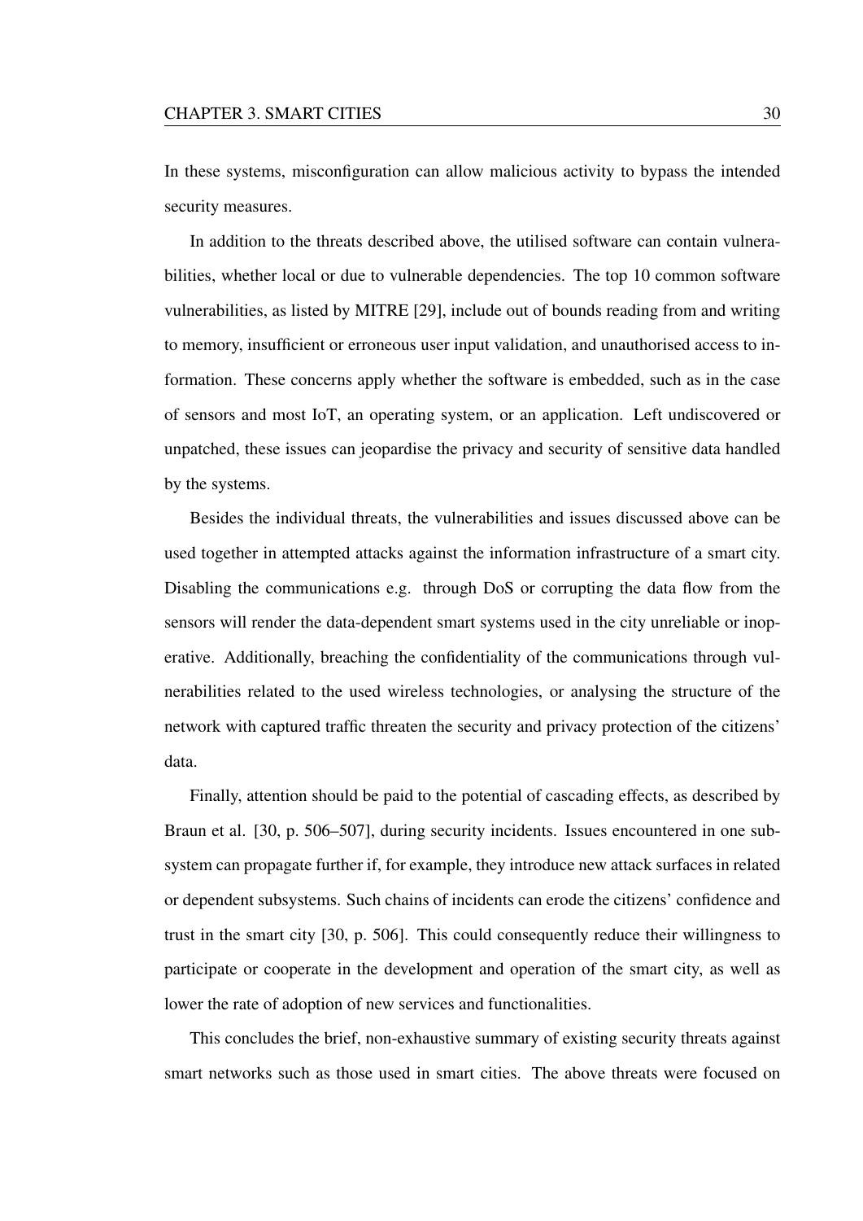In these systems, misconfiguration can allow malicious activity to bypass the intended security measures.

In addition to the threats described above, the utilised software can contain vulnerabilities, whether local or due to vulnerable dependencies. The top 10 common software vulnerabilities, as listed by MITRE [29], include out of bounds reading from and writing to memory, insufficient or erroneous user input validation, and unauthorised access to information. These concerns apply whether the software is embedded, such as in the case of sensors and most IoT, an operating system, or an application. Left undiscovered or unpatched, these issues can jeopardise the privacy and security of sensitive data handled by the systems.

Besides the individual threats, the vulnerabilities and issues discussed above can be used together in attempted attacks against the information infrastructure of a smart city. Disabling the communications e.g. through DoS or corrupting the data flow from the sensors will render the data-dependent smart systems used in the city unreliable or inoperative. Additionally, breaching the confidentiality of the communications through vulnerabilities related to the used wireless technologies, or analysing the structure of the network with captured traffic threaten the security and privacy protection of the citizens' data.

Finally, attention should be paid to the potential of cascading effects, as described by Braun et al. [30, p. 506–507], during security incidents. Issues encountered in one subsystem can propagate further if, for example, they introduce new attack surfaces in related or dependent subsystems. Such chains of incidents can erode the citizens' confidence and trust in the smart city [30, p. 506]. This could consequently reduce their willingness to participate or cooperate in the development and operation of the smart city, as well as lower the rate of adoption of new services and functionalities.

This concludes the brief, non-exhaustive summary of existing security threats against smart networks such as those used in smart cities. The above threats were focused on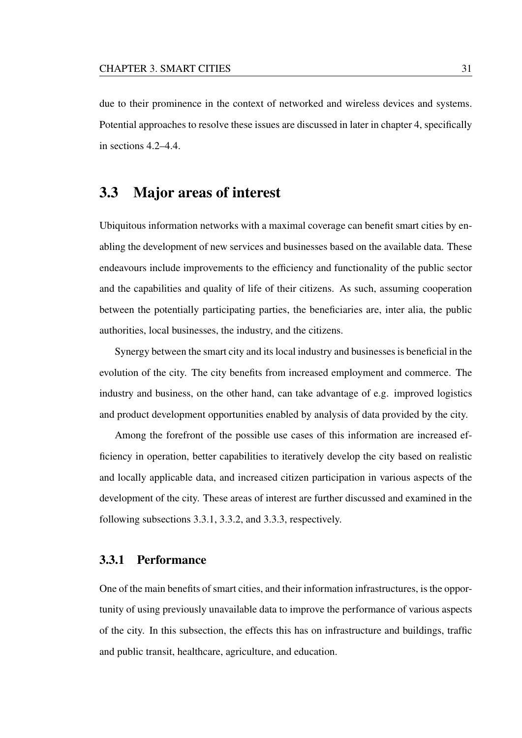due to their prominence in the context of networked and wireless devices and systems. Potential approaches to resolve these issues are discussed in later in chapter 4, specifically in sections 4.2–4.4.

## 3.3 Major areas of interest

Ubiquitous information networks with a maximal coverage can benefit smart cities by enabling the development of new services and businesses based on the available data. These endeavours include improvements to the efficiency and functionality of the public sector and the capabilities and quality of life of their citizens. As such, assuming cooperation between the potentially participating parties, the beneficiaries are, inter alia, the public authorities, local businesses, the industry, and the citizens.

Synergy between the smart city and its local industry and businesses is beneficial in the evolution of the city. The city benefits from increased employment and commerce. The industry and business, on the other hand, can take advantage of e.g. improved logistics and product development opportunities enabled by analysis of data provided by the city.

Among the forefront of the possible use cases of this information are increased efficiency in operation, better capabilities to iteratively develop the city based on realistic and locally applicable data, and increased citizen participation in various aspects of the development of the city. These areas of interest are further discussed and examined in the following subsections 3.3.1, 3.3.2, and 3.3.3, respectively.

### 3.3.1 Performance

One of the main benefits of smart cities, and their information infrastructures, is the opportunity of using previously unavailable data to improve the performance of various aspects of the city. In this subsection, the effects this has on infrastructure and buildings, traffic and public transit, healthcare, agriculture, and education.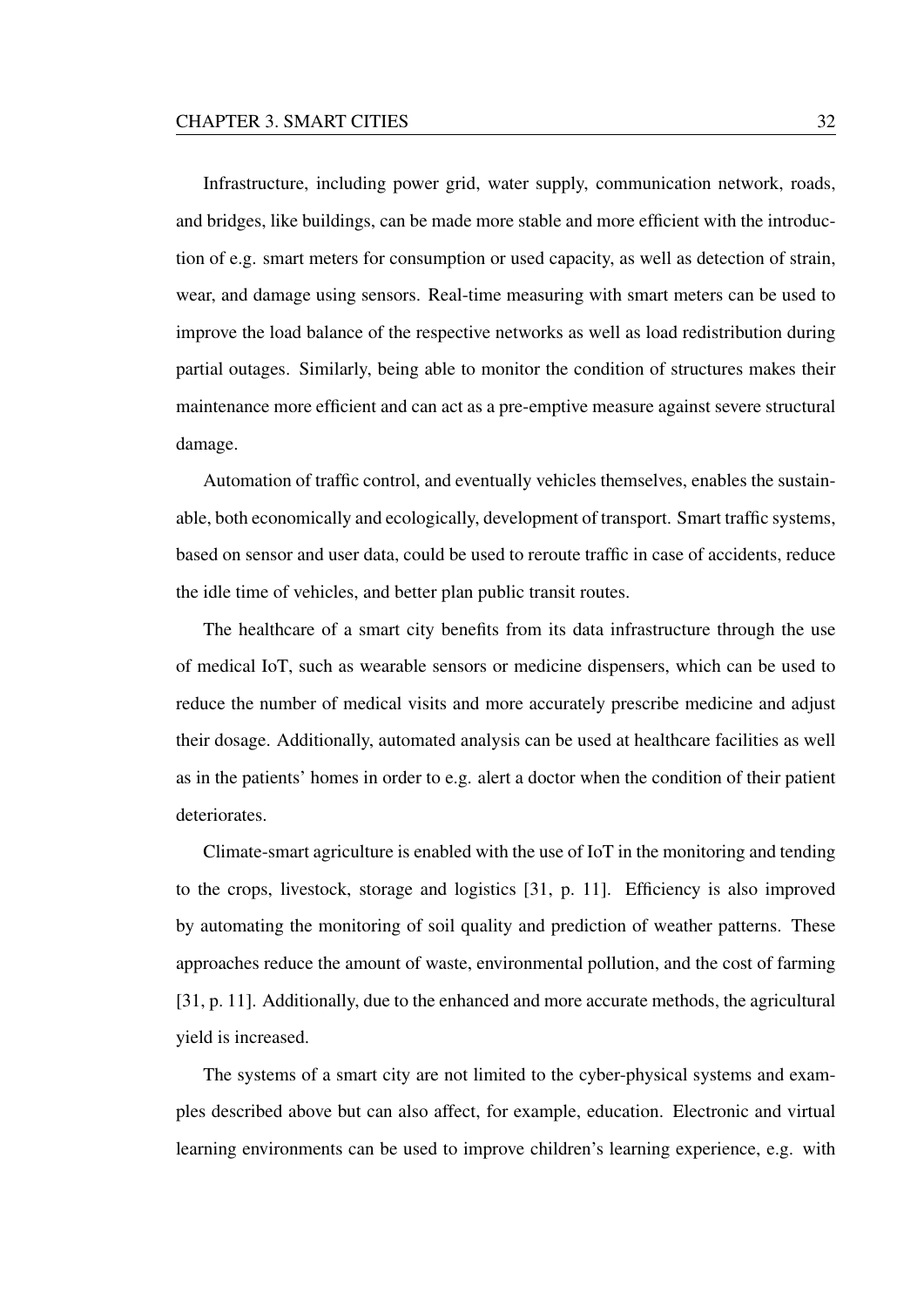Infrastructure, including power grid, water supply, communication network, roads, and bridges, like buildings, can be made more stable and more efficient with the introduction of e.g. smart meters for consumption or used capacity, as well as detection of strain, wear, and damage using sensors. Real-time measuring with smart meters can be used to improve the load balance of the respective networks as well as load redistribution during partial outages. Similarly, being able to monitor the condition of structures makes their maintenance more efficient and can act as a pre-emptive measure against severe structural damage.

Automation of traffic control, and eventually vehicles themselves, enables the sustainable, both economically and ecologically, development of transport. Smart traffic systems, based on sensor and user data, could be used to reroute traffic in case of accidents, reduce the idle time of vehicles, and better plan public transit routes.

The healthcare of a smart city benefits from its data infrastructure through the use of medical IoT, such as wearable sensors or medicine dispensers, which can be used to reduce the number of medical visits and more accurately prescribe medicine and adjust their dosage. Additionally, automated analysis can be used at healthcare facilities as well as in the patients' homes in order to e.g. alert a doctor when the condition of their patient deteriorates.

Climate-smart agriculture is enabled with the use of IoT in the monitoring and tending to the crops, livestock, storage and logistics [31, p. 11]. Efficiency is also improved by automating the monitoring of soil quality and prediction of weather patterns. These approaches reduce the amount of waste, environmental pollution, and the cost of farming [31, p. 11]. Additionally, due to the enhanced and more accurate methods, the agricultural yield is increased.

The systems of a smart city are not limited to the cyber-physical systems and examples described above but can also affect, for example, education. Electronic and virtual learning environments can be used to improve children's learning experience, e.g. with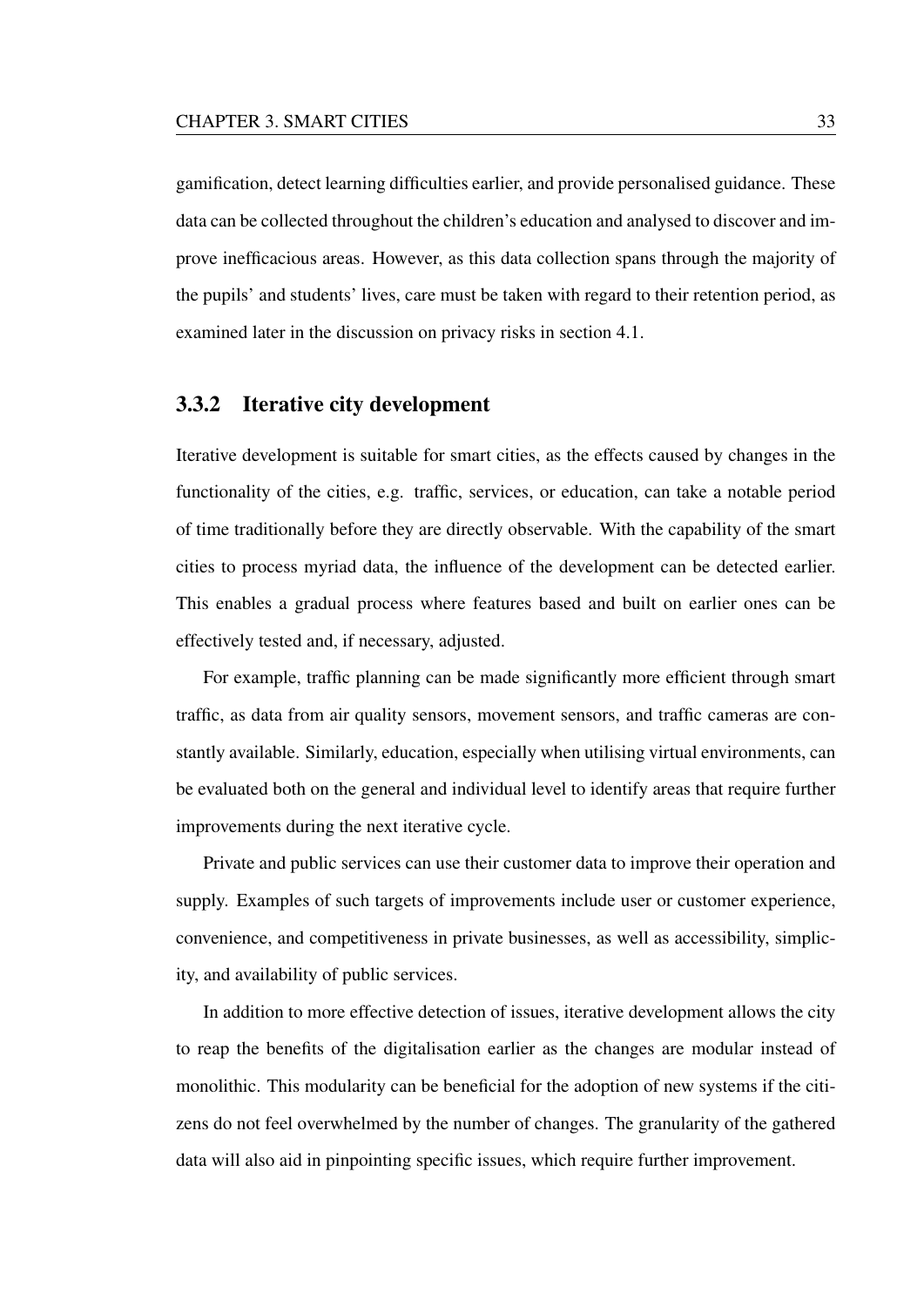gamification, detect learning difficulties earlier, and provide personalised guidance. These data can be collected throughout the children's education and analysed to discover and improve inefficacious areas. However, as this data collection spans through the majority of the pupils' and students' lives, care must be taken with regard to their retention period, as examined later in the discussion on privacy risks in section 4.1.

### 3.3.2 Iterative city development

Iterative development is suitable for smart cities, as the effects caused by changes in the functionality of the cities, e.g. traffic, services, or education, can take a notable period of time traditionally before they are directly observable. With the capability of the smart cities to process myriad data, the influence of the development can be detected earlier. This enables a gradual process where features based and built on earlier ones can be effectively tested and, if necessary, adjusted.

For example, traffic planning can be made significantly more efficient through smart traffic, as data from air quality sensors, movement sensors, and traffic cameras are constantly available. Similarly, education, especially when utilising virtual environments, can be evaluated both on the general and individual level to identify areas that require further improvements during the next iterative cycle.

Private and public services can use their customer data to improve their operation and supply. Examples of such targets of improvements include user or customer experience, convenience, and competitiveness in private businesses, as well as accessibility, simplicity, and availability of public services.

In addition to more effective detection of issues, iterative development allows the city to reap the benefits of the digitalisation earlier as the changes are modular instead of monolithic. This modularity can be beneficial for the adoption of new systems if the citizens do not feel overwhelmed by the number of changes. The granularity of the gathered data will also aid in pinpointing specific issues, which require further improvement.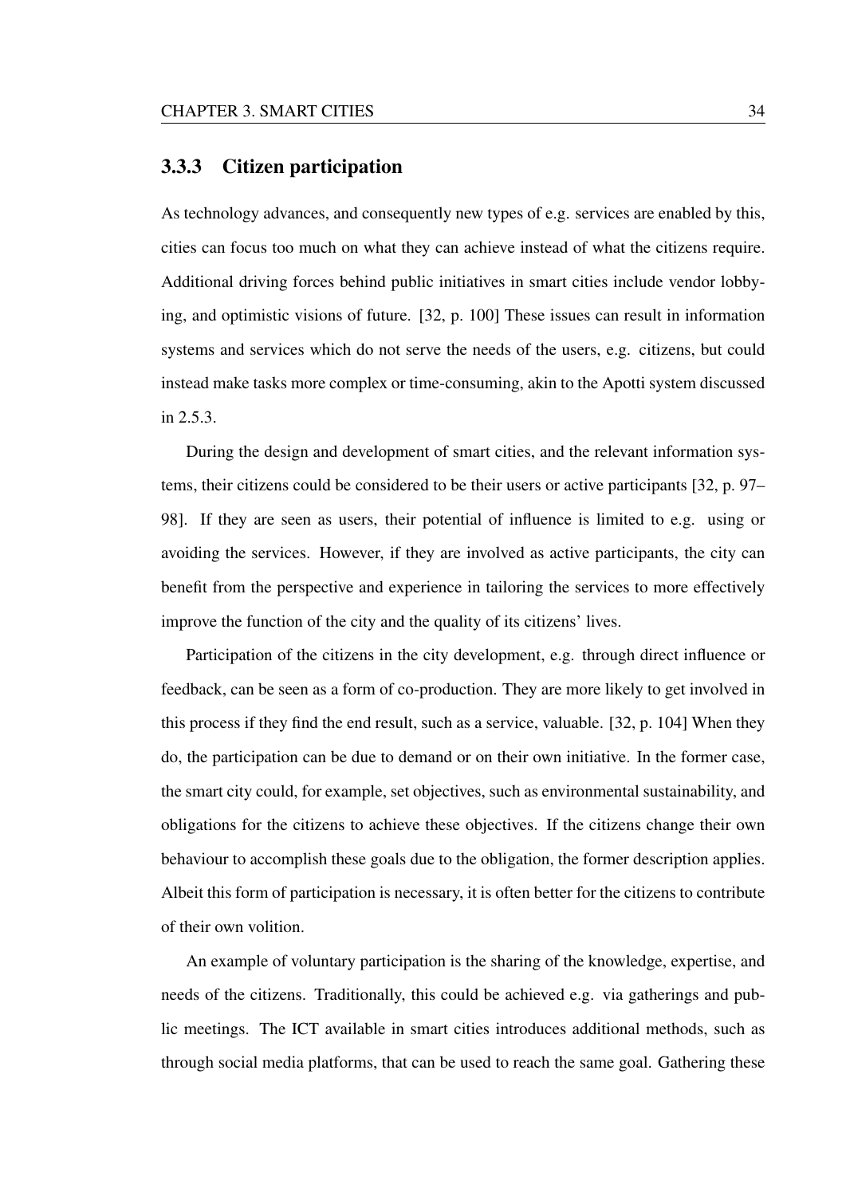### 3.3.3 Citizen participation

As technology advances, and consequently new types of e.g. services are enabled by this, cities can focus too much on what they can achieve instead of what the citizens require. Additional driving forces behind public initiatives in smart cities include vendor lobbying, and optimistic visions of future. [32, p. 100] These issues can result in information systems and services which do not serve the needs of the users, e.g. citizens, but could instead make tasks more complex or time-consuming, akin to the Apotti system discussed in 2.5.3.

During the design and development of smart cities, and the relevant information systems, their citizens could be considered to be their users or active participants [32, p. 97–98]. If they are seen as users, their potential of influence is limited to e.g. using or avoiding the services. However, if they are involved as active participants, the city can benefit from the perspective and experience in tailoring the services to more effectively improve the function of the city and the quality of its citizens' lives.

Participation of the citizens in the city development, e.g. through direct influence or feedback, can be seen as a form of co-production. They are more likely to get involved in this process if they find the end result, such as a service, valuable. [32, p. 104] When they do, the participation can be due to demand or on their own initiative. In the former case, the smart city could, for example, set objectives, such as environmental sustainability, and obligations for the citizens to achieve these objectives. If the citizens change their own behaviour to accomplish these goals due to the obligation, the former description applies. Albeit this form of participation is necessary, it is often better for the citizens to contribute of their own volition.

An example of voluntary participation is the sharing of the knowledge, expertise, and needs of the citizens. Traditionally, this could be achieved e.g. via gatherings and public meetings. The ICT available in smart cities introduces additional methods, such as through social media platforms, that can be used to reach the same goal. Gathering these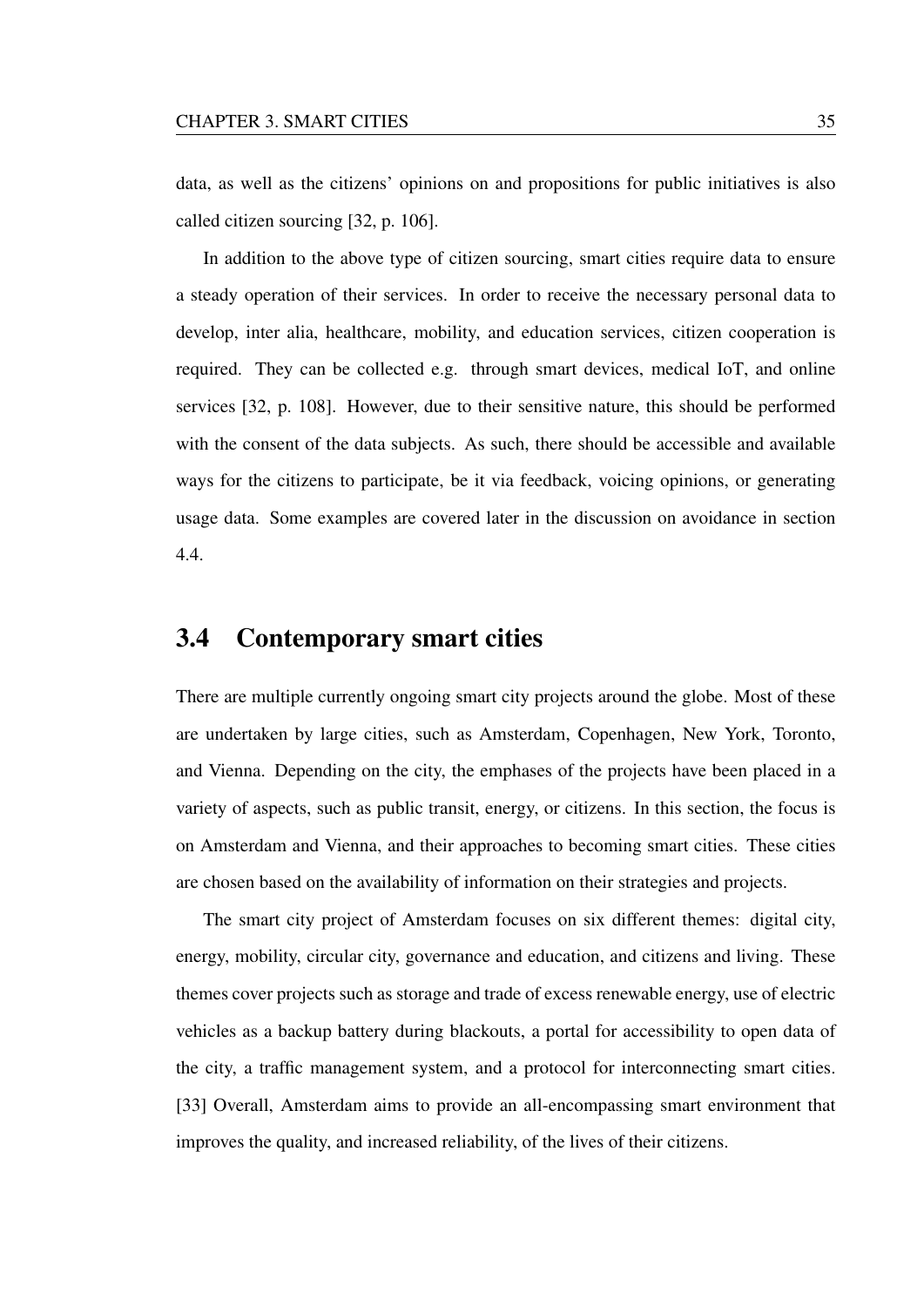data, as well as the citizens' opinions on and propositions for public initiatives is also called citizen sourcing [32, p. 106].

In addition to the above type of citizen sourcing, smart cities require data to ensure a steady operation of their services. In order to receive the necessary personal data to develop, inter alia, healthcare, mobility, and education services, citizen cooperation is required. They can be collected e.g. through smart devices, medical IoT, and online services [32, p. 108]. However, due to their sensitive nature, this should be performed with the consent of the data subjects. As such, there should be accessible and available ways for the citizens to participate, be it via feedback, voicing opinions, or generating usage data. Some examples are covered later in the discussion on avoidance in section 4.4.

## 3.4 Contemporary smart cities

There are multiple currently ongoing smart city projects around the globe. Most of these are undertaken by large cities, such as Amsterdam, Copenhagen, New York, Toronto, and Vienna. Depending on the city, the emphases of the projects have been placed in a variety of aspects, such as public transit, energy, or citizens. In this section, the focus is on Amsterdam and Vienna, and their approaches to becoming smart cities. These cities are chosen based on the availability of information on their strategies and projects.

The smart city project of Amsterdam focuses on six different themes: digital city, energy, mobility, circular city, governance and education, and citizens and living. These themes cover projects such as storage and trade of excess renewable energy, use of electric vehicles as a backup battery during blackouts, a portal for accessibility to open data of the city, a traffic management system, and a protocol for interconnecting smart cities. [33] Overall, Amsterdam aims to provide an all-encompassing smart environment that improves the quality, and increased reliability, of the lives of their citizens.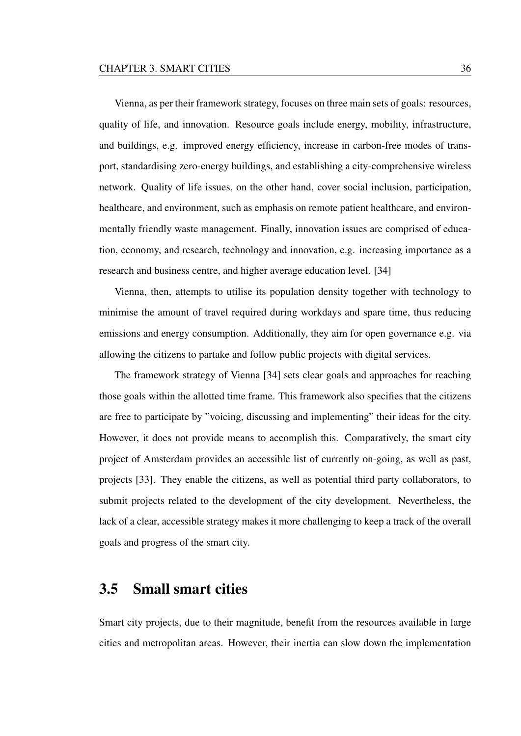Vienna, as per their framework strategy, focuses on three main sets of goals: resources, quality of life, and innovation. Resource goals include energy, mobility, infrastructure, and buildings, e.g. improved energy efficiency, increase in carbon-free modes of transport, standardising zero-energy buildings, and establishing a city-comprehensive wireless network. Quality of life issues, on the other hand, cover social inclusion, participation, healthcare, and environment, such as emphasis on remote patient healthcare, and environmentally friendly waste management. Finally, innovation issues are comprised of education, economy, and research, technology and innovation, e.g. increasing importance as a research and business centre, and higher average education level. [34]

Vienna, then, attempts to utilise its population density together with technology to minimise the amount of travel required during workdays and spare time, thus reducing emissions and energy consumption. Additionally, they aim for open governance e.g. via allowing the citizens to partake and follow public projects with digital services.

The framework strategy of Vienna [34] sets clear goals and approaches for reaching those goals within the allotted time frame. This framework also specifies that the citizens are free to participate by "voicing, discussing and implementing" their ideas for the city. However, it does not provide means to accomplish this. Comparatively, the smart city project of Amsterdam provides an accessible list of currently on-going, as well as past, projects [33]. They enable the citizens, as well as potential third party collaborators, to submit projects related to the development of the city development. Nevertheless, the lack of a clear, accessible strategy makes it more challenging to keep a track of the overall goals and progress of the smart city.

## 3.5 Small smart cities

Smart city projects, due to their magnitude, benefit from the resources available in large cities and metropolitan areas. However, their inertia can slow down the implementation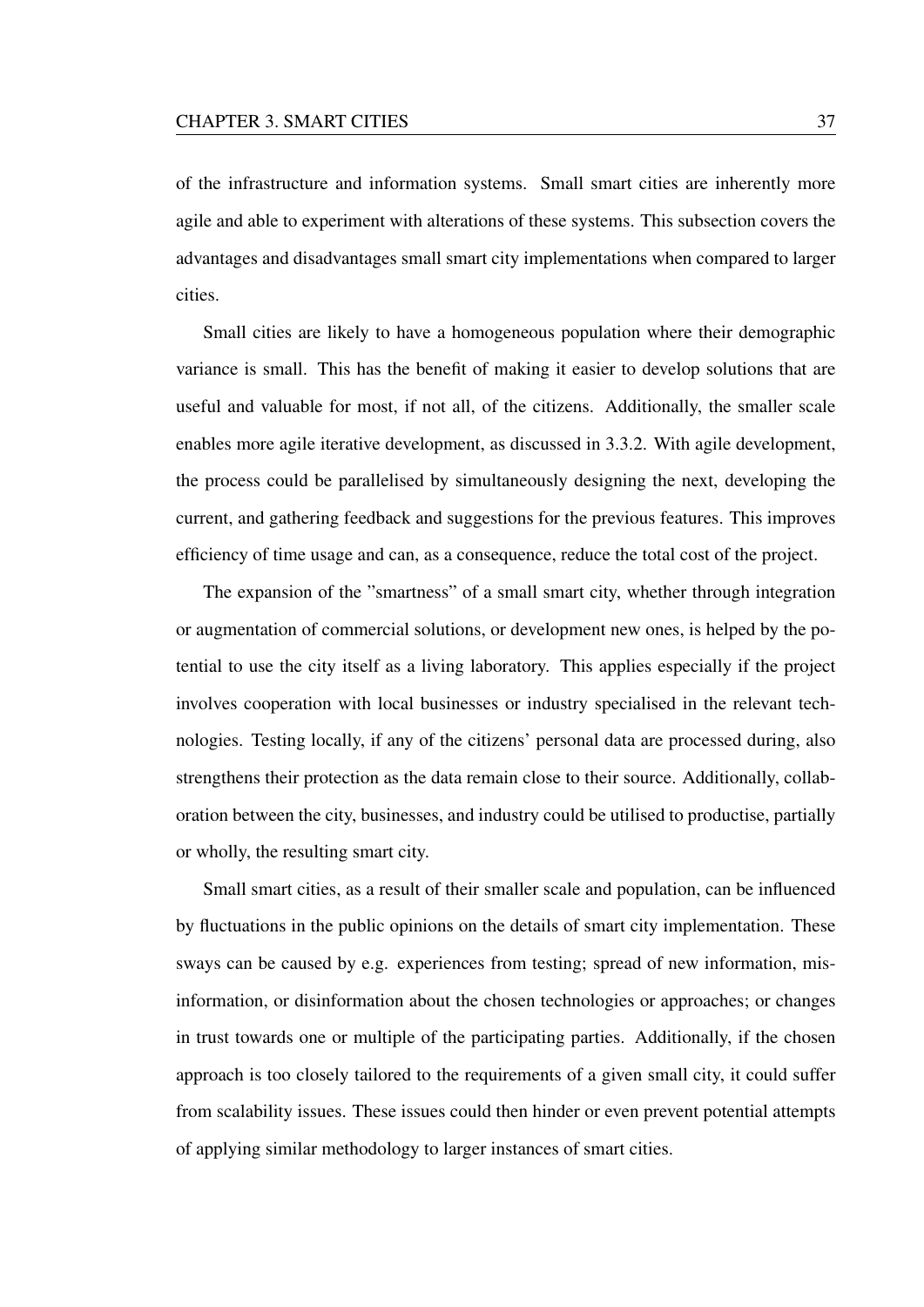of the infrastructure and information systems. Small smart cities are inherently more agile and able to experiment with alterations of these systems. This subsection covers the advantages and disadvantages small smart city implementations when compared to larger cities.

Small cities are likely to have a homogeneous population where their demographic variance is small. This has the benefit of making it easier to develop solutions that are useful and valuable for most, if not all, of the citizens. Additionally, the smaller scale enables more agile iterative development, as discussed in 3.3.2. With agile development, the process could be parallelised by simultaneously designing the next, developing the current, and gathering feedback and suggestions for the previous features. This improves efficiency of time usage and can, as a consequence, reduce the total cost of the project.

The expansion of the "smartness" of a small smart city, whether through integration or augmentation of commercial solutions, or development new ones, is helped by the potential to use the city itself as a living laboratory. This applies especially if the project involves cooperation with local businesses or industry specialised in the relevant technologies. Testing locally, if any of the citizens' personal data are processed during, also strengthens their protection as the data remain close to their source. Additionally, collaboration between the city, businesses, and industry could be utilised to productise, partially or wholly, the resulting smart city.

Small smart cities, as a result of their smaller scale and population, can be influenced by fluctuations in the public opinions on the details of smart city implementation. These sways can be caused by e.g. experiences from testing; spread of new information, misinformation, or disinformation about the chosen technologies or approaches; or changes in trust towards one or multiple of the participating parties. Additionally, if the chosen approach is too closely tailored to the requirements of a given small city, it could suffer from scalability issues. These issues could then hinder or even prevent potential attempts of applying similar methodology to larger instances of smart cities.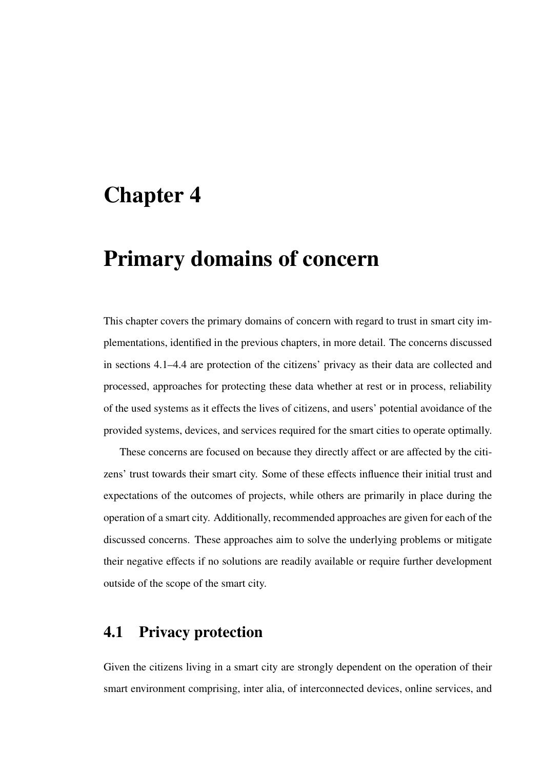# Chapter 4

# Primary domains of concern

This chapter covers the primary domains of concern with regard to trust in smart city implementations, identified in the previous chapters, in more detail. The concerns discussed in sections 4.1–4.4 are protection of the citizens' privacy as their data are collected and processed, approaches for protecting these data whether at rest or in process, reliability of the used systems as it effects the lives of citizens, and users' potential avoidance of the provided systems, devices, and services required for the smart cities to operate optimally.

These concerns are focused on because they directly affect or are affected by the citizens' trust towards their smart city. Some of these effects influence their initial trust and expectations of the outcomes of projects, while others are primarily in place during the operation of a smart city. Additionally, recommended approaches are given for each of the discussed concerns. These approaches aim to solve the underlying problems or mitigate their negative effects if no solutions are readily available or require further development outside of the scope of the smart city.

## 4.1 Privacy protection

Given the citizens living in a smart city are strongly dependent on the operation of their smart environment comprising, inter alia, of interconnected devices, online services, and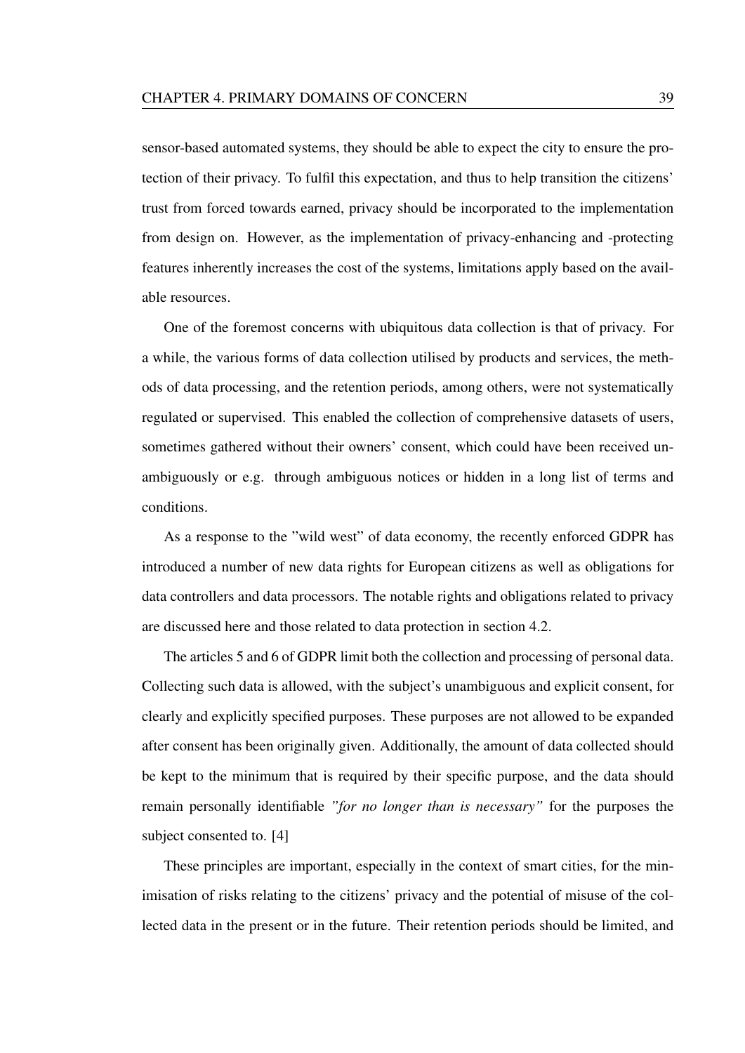sensor-based automated systems, they should be able to expect the city to ensure the protection of their privacy. To fulfil this expectation, and thus to help transition the citizens' trust from forced towards earned, privacy should be incorporated to the implementation from design on. However, as the implementation of privacy-enhancing and -protecting features inherently increases the cost of the systems, limitations apply based on the available resources.

One of the foremost concerns with ubiquitous data collection is that of privacy. For a while, the various forms of data collection utilised by products and services, the methods of data processing, and the retention periods, among others, were not systematically regulated or supervised. This enabled the collection of comprehensive datasets of users, sometimes gathered without their owners' consent, which could have been received unambiguously or e.g. through ambiguous notices or hidden in a long list of terms and conditions.

As a response to the "wild west" of data economy, the recently enforced GDPR has introduced a number of new data rights for European citizens as well as obligations for data controllers and data processors. The notable rights and obligations related to privacy are discussed here and those related to data protection in section 4.2.

The articles 5 and 6 of GDPR limit both the collection and processing of personal data. Collecting such data is allowed, with the subject's unambiguous and explicit consent, for clearly and explicitly specified purposes. These purposes are not allowed to be expanded after consent has been originally given. Additionally, the amount of data collected should be kept to the minimum that is required by their specific purpose, and the data should remain personally identifiable *"for no longer than is necessary"* for the purposes the subject consented to. [4]

These principles are important, especially in the context of smart cities, for the minimisation of risks relating to the citizens' privacy and the potential of misuse of the collected data in the present or in the future. Their retention periods should be limited, and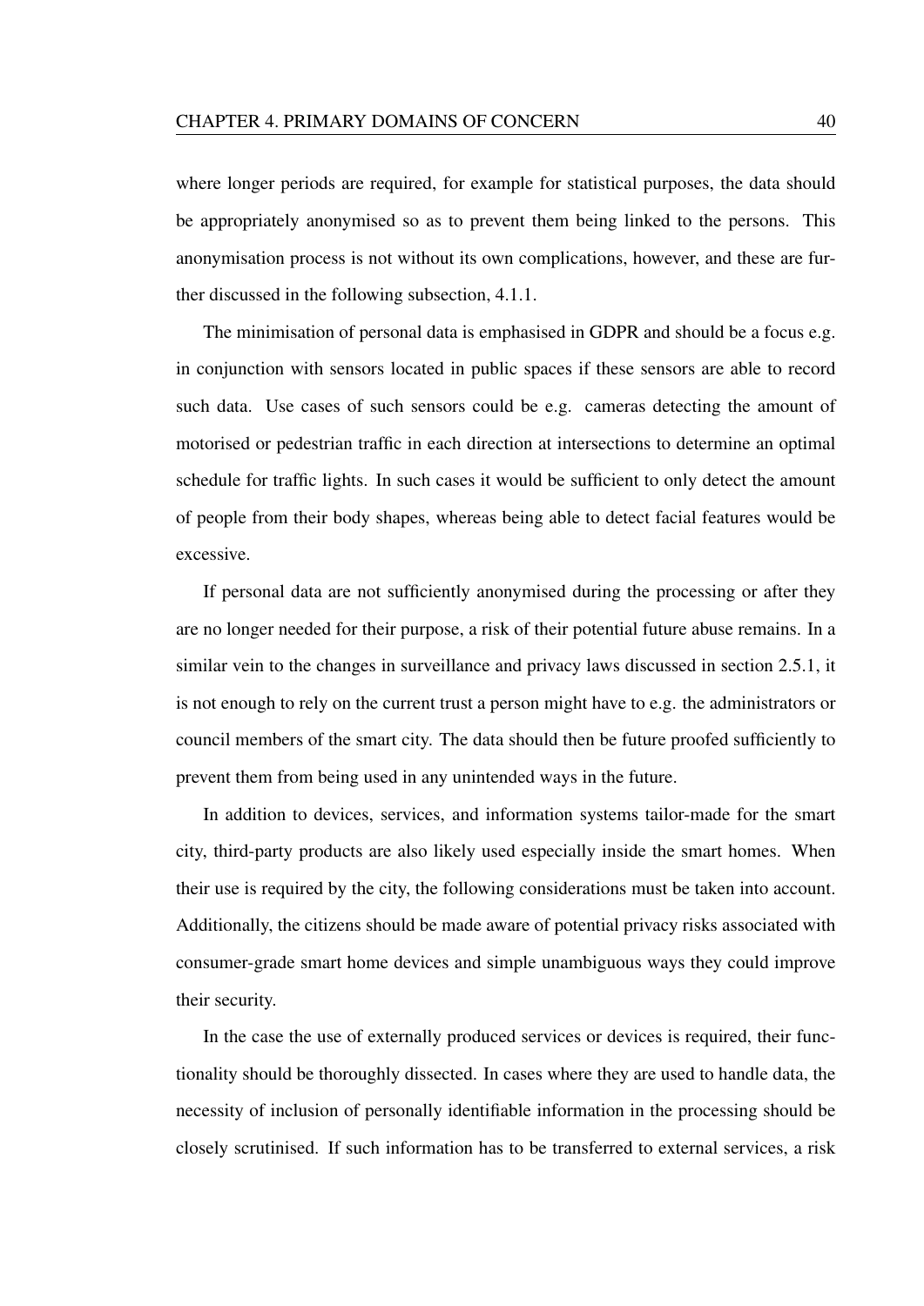where longer periods are required, for example for statistical purposes, the data should be appropriately anonymised so as to prevent them being linked to the persons. This anonymisation process is not without its own complications, however, and these are further discussed in the following subsection, 4.1.1.

The minimisation of personal data is emphasised in GDPR and should be a focus e.g. in conjunction with sensors located in public spaces if these sensors are able to record such data. Use cases of such sensors could be e.g. cameras detecting the amount of motorised or pedestrian traffic in each direction at intersections to determine an optimal schedule for traffic lights. In such cases it would be sufficient to only detect the amount of people from their body shapes, whereas being able to detect facial features would be excessive.

If personal data are not sufficiently anonymised during the processing or after they are no longer needed for their purpose, a risk of their potential future abuse remains. In a similar vein to the changes in surveillance and privacy laws discussed in section 2.5.1, it is not enough to rely on the current trust a person might have to e.g. the administrators or council members of the smart city. The data should then be future proofed sufficiently to prevent them from being used in any unintended ways in the future.

In addition to devices, services, and information systems tailor-made for the smart city, third-party products are also likely used especially inside the smart homes. When their use is required by the city, the following considerations must be taken into account. Additionally, the citizens should be made aware of potential privacy risks associated with consumer-grade smart home devices and simple unambiguous ways they could improve their security.

In the case the use of externally produced services or devices is required, their functionality should be thoroughly dissected. In cases where they are used to handle data, the necessity of inclusion of personally identifiable information in the processing should be closely scrutinised. If such information has to be transferred to external services, a risk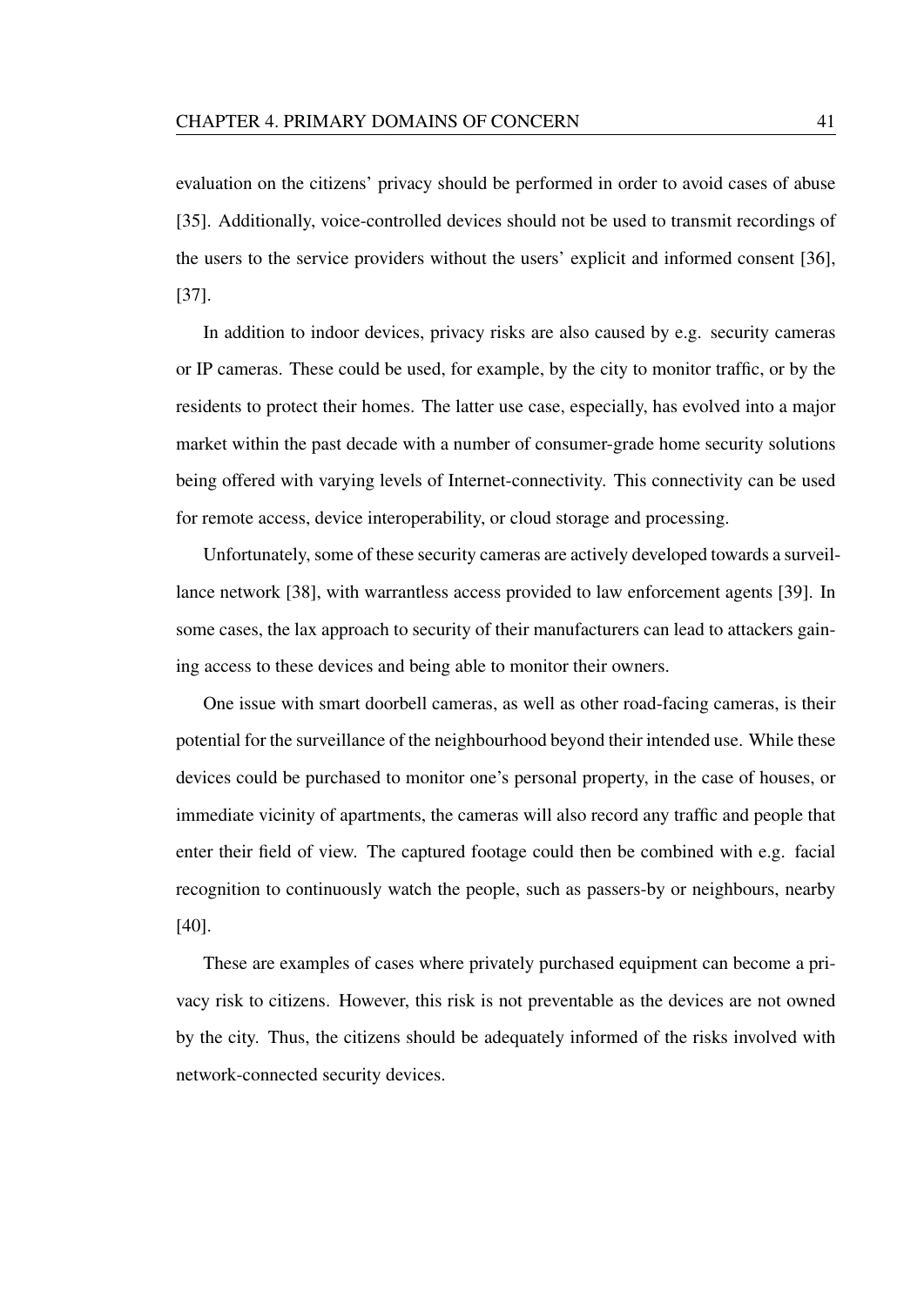evaluation on the citizens' privacy should be performed in order to avoid cases of abuse [35]. Additionally, voice-controlled devices should not be used to transmit recordings of the users to the service providers without the users' explicit and informed consent [36], [37].

In addition to indoor devices, privacy risks are also caused by e.g. security cameras or IP cameras. These could be used, for example, by the city to monitor traffic, or by the residents to protect their homes. The latter use case, especially, has evolved into a major market within the past decade with a number of consumer-grade home security solutions being offered with varying levels of Internet-connectivity. This connectivity can be used for remote access, device interoperability, or cloud storage and processing.

Unfortunately, some of these security cameras are actively developed towards a surveillance network [38], with warrantless access provided to law enforcement agents [39]. In some cases, the lax approach to security of their manufacturers can lead to attackers gaining access to these devices and being able to monitor their owners.

One issue with smart doorbell cameras, as well as other road-facing cameras, is their potential for the surveillance of the neighbourhood beyond their intended use. While these devices could be purchased to monitor one's personal property, in the case of houses, or immediate vicinity of apartments, the cameras will also record any traffic and people that enter their field of view. The captured footage could then be combined with e.g. facial recognition to continuously watch the people, such as passers-by or neighbours, nearby [40].

These are examples of cases where privately purchased equipment can become a privacy risk to citizens. However, this risk is not preventable as the devices are not owned by the city. Thus, the citizens should be adequately informed of the risks involved with network-connected security devices.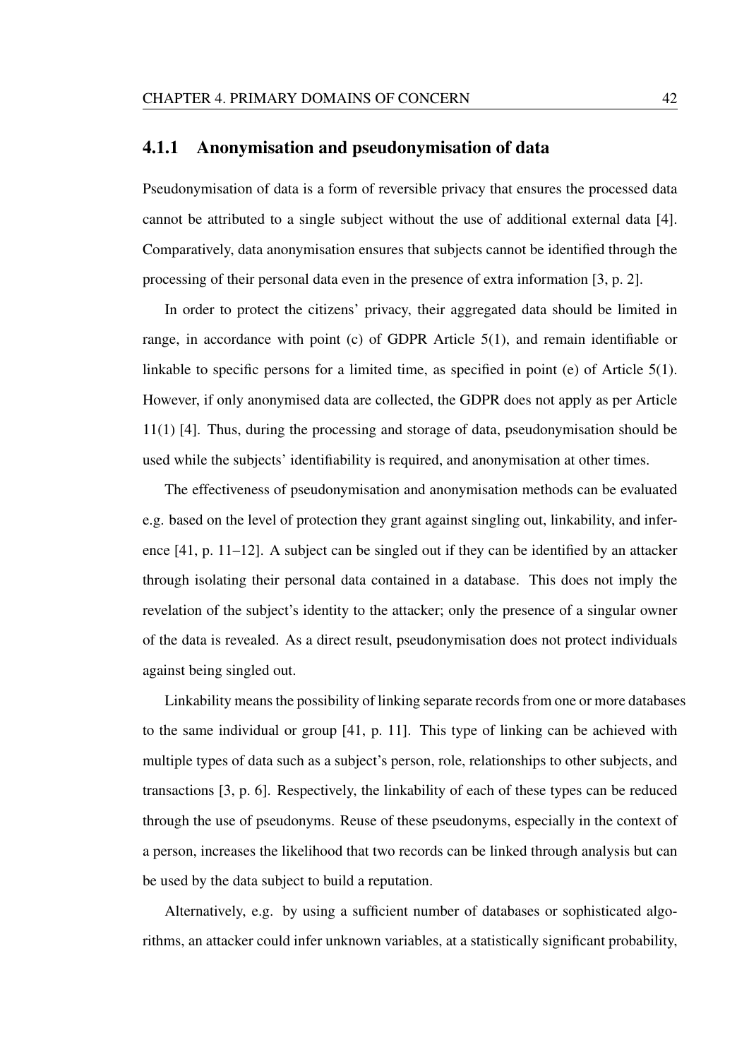### 4.1.1 Anonymisation and pseudonymisation of data

Pseudonymisation of data is a form of reversible privacy that ensures the processed data cannot be attributed to a single subject without the use of additional external data [4]. Comparatively, data anonymisation ensures that subjects cannot be identified through the processing of their personal data even in the presence of extra information [3, p. 2].

In order to protect the citizens' privacy, their aggregated data should be limited in range, in accordance with point (c) of GDPR Article 5(1), and remain identifiable or linkable to specific persons for a limited time, as specified in point (e) of Article 5(1). However, if only anonymised data are collected, the GDPR does not apply as per Article 11(1) [4]. Thus, during the processing and storage of data, pseudonymisation should be used while the subjects' identifiability is required, and anonymisation at other times.

The effectiveness of pseudonymisation and anonymisation methods can be evaluated e.g. based on the level of protection they grant against singling out, linkability, and inference [41, p. 11–12]. A subject can be singled out if they can be identified by an attacker through isolating their personal data contained in a database. This does not imply the revelation of the subject's identity to the attacker; only the presence of a singular owner of the data is revealed. As a direct result, pseudonymisation does not protect individuals against being singled out.

Linkability means the possibility of linking separate records from one or more databases to the same individual or group [41, p. 11]. This type of linking can be achieved with multiple types of data such as a subject's person, role, relationships to other subjects, and transactions [3, p. 6]. Respectively, the linkability of each of these types can be reduced through the use of pseudonyms. Reuse of these pseudonyms, especially in the context of a person, increases the likelihood that two records can be linked through analysis but can be used by the data subject to build a reputation.

Alternatively, e.g. by using a sufficient number of databases or sophisticated algorithms, an attacker could infer unknown variables, at a statistically significant probability,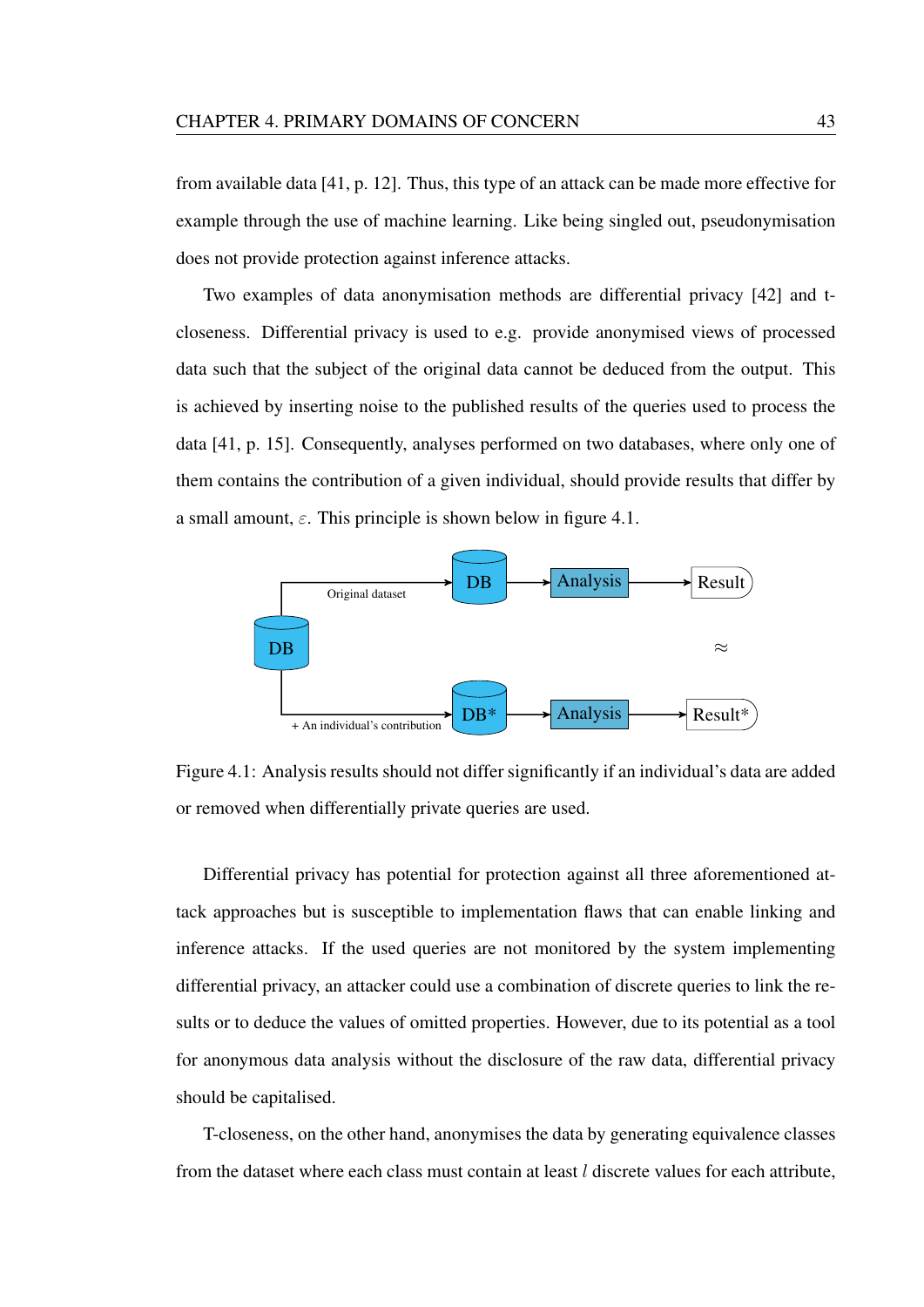from available data [41, p. 12]. Thus, this type of an attack can be made more effective for example through the use of machine learning. Like being singled out, pseudonymisation does not provide protection against inference attacks.

Two examples of data anonymisation methods are differential privacy [42] and t-closeness. Differential privacy is used to e.g. provide anonymised views of processed data such that the subject of the original data cannot be deduced from the output. This is achieved by inserting noise to the published results of the queries used to process the data [41, p. 15]. Consequently, analyses performed on two databases, where only one of them contains the contribution of a given individual, should provide results that differ by a small amount, $\varepsilon$. This principle is shown below in figure 4.1.

Figure 4.1: Analysis results should not differ significantly if an individual's data are added or removed when differentially private queries are used.

Differential privacy has potential for protection against all three aforementioned attack approaches but is susceptible to implementation flaws that can enable linking and inference attacks. If the used queries are not monitored by the system implementing differential privacy, an attacker could use a combination of discrete queries to link the results or to deduce the values of omitted properties. However, due to its potential as a tool for anonymous data analysis without the disclosure of the raw data, differential privacy should be capitalised.

T-closeness, on the other hand, anonymises the data by generating equivalence classes from the dataset where each class must contain at least $l$ discrete values for each attribute,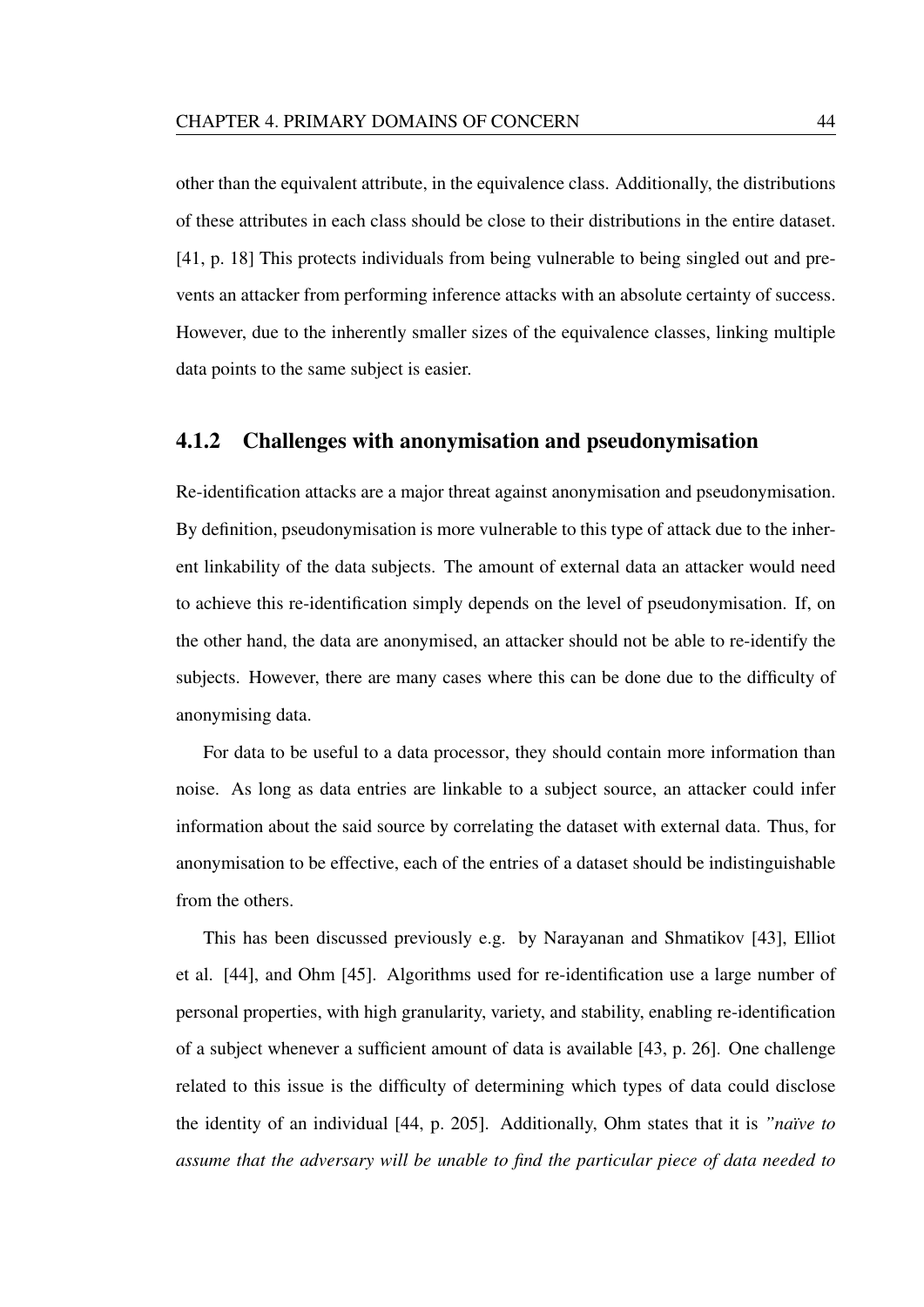other than the equivalent attribute, in the equivalence class. Additionally, the distributions of these attributes in each class should be close to their distributions in the entire dataset. [41, p. 18] This protects individuals from being vulnerable to being singled out and prevents an attacker from performing inference attacks with an absolute certainty of success. However, due to the inherently smaller sizes of the equivalence classes, linking multiple data points to the same subject is easier.

### 4.1.2 Challenges with anonymisation and pseudonymisation

Re-identification attacks are a major threat against anonymisation and pseudonymisation. By definition, pseudonymisation is more vulnerable to this type of attack due to the inherent linkability of the data subjects. The amount of external data an attacker would need to achieve this re-identification simply depends on the level of pseudonymisation. If, on the other hand, the data are anonymised, an attacker should not be able to re-identify the subjects. However, there are many cases where this can be done due to the difficulty of anonymising data.

For data to be useful to a data processor, they should contain more information than noise. As long as data entries are linkable to a subject source, an attacker could infer information about the said source by correlating the dataset with external data. Thus, for anonymisation to be effective, each of the entries of a dataset should be indistinguishable from the others.

This has been discussed previously e.g. by Narayanan and Shmatikov [43], Elliot et al. [44], and Ohm [45]. Algorithms used for re-identification use a large number of personal properties, with high granularity, variety, and stability, enabling re-identification of a subject whenever a sufficient amount of data is available [43, p. 26]. One challenge related to this issue is the difficulty of determining which types of data could disclose the identity of an individual [44, p. 205]. Additionally, Ohm states that it is *"naïve to assume that the adversary will be unable to find the particular piece of data needed to*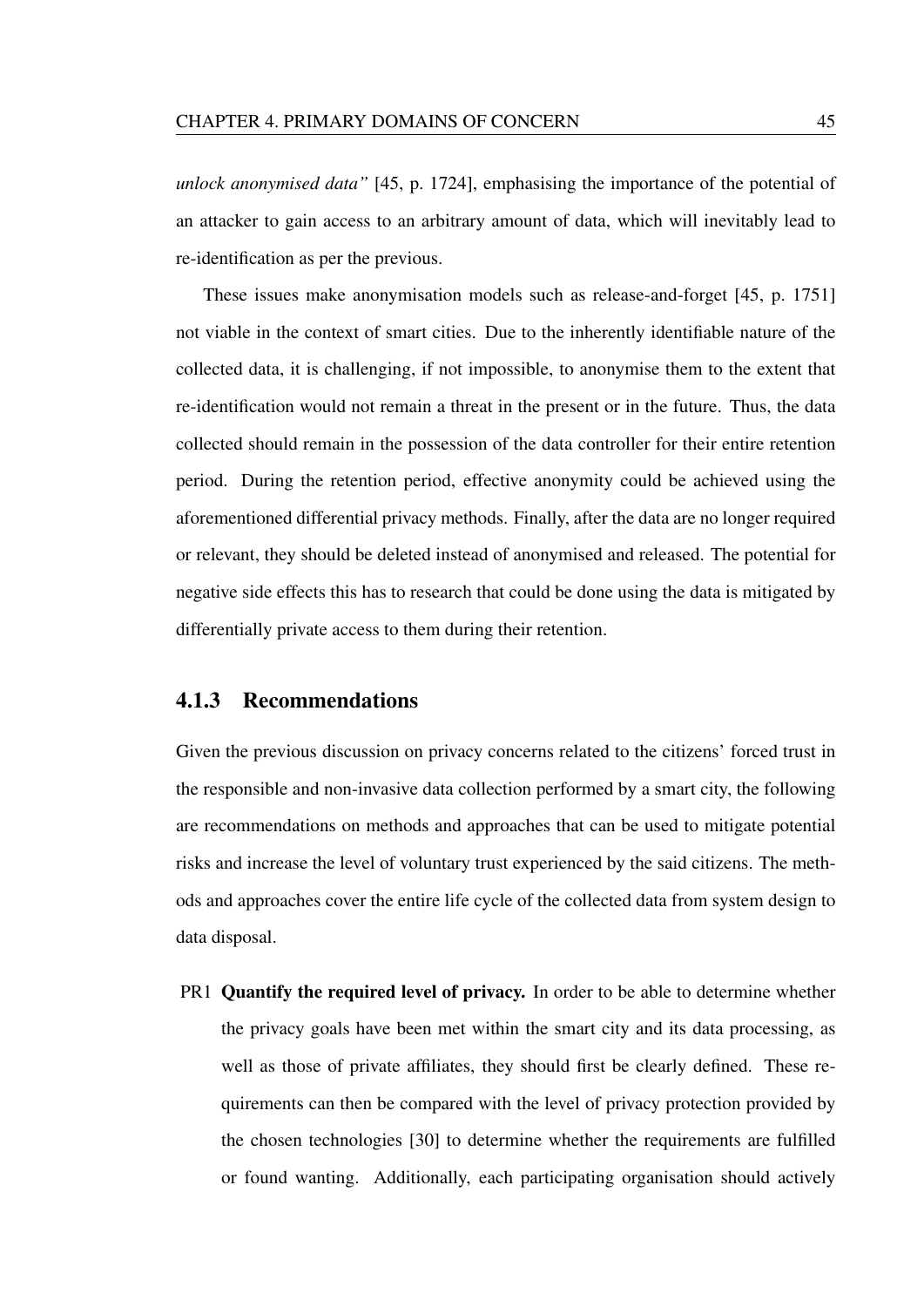*unlock anonymised data"* [45, p. 1724], emphasising the importance of the potential of an attacker to gain access to an arbitrary amount of data, which will inevitably lead to re-identification as per the previous.

These issues make anonymisation models such as release-and-forget [45, p. 1751] not viable in the context of smart cities. Due to the inherently identifiable nature of the collected data, it is challenging, if not impossible, to anonymise them to the extent that re-identification would not remain a threat in the present or in the future. Thus, the data collected should remain in the possession of the data controller for their entire retention period. During the retention period, effective anonymity could be achieved using the aforementioned differential privacy methods. Finally, after the data are no longer required or relevant, they should be deleted instead of anonymised and released. The potential for negative side effects this has to research that could be done using the data is mitigated by differentially private access to them during their retention.

### 4.1.3 Recommendations

Given the previous discussion on privacy concerns related to the citizens' forced trust in the responsible and non-invasive data collection performed by a smart city, the following are recommendations on methods and approaches that can be used to mitigate potential risks and increase the level of voluntary trust experienced by the said citizens. The methods and approaches cover the entire life cycle of the collected data from system design to data disposal.

PR1 **Quantify the required level of privacy.** In order to be able to determine whether the privacy goals have been met within the smart city and its data processing, as well as those of private affiliates, they should first be clearly defined. These requirements can then be compared with the level of privacy protection provided by the chosen technologies [30] to determine whether the requirements are fulfilled or found wanting. Additionally, each participating organisation should actively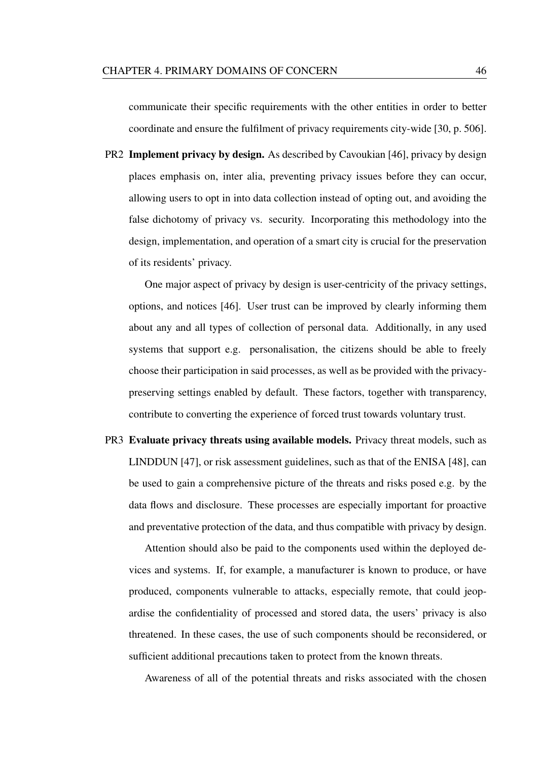communicate their specific requirements with the other entities in order to better coordinate and ensure the fulfilment of privacy requirements city-wide [30, p. 506].

PR2 **Implement privacy by design.** As described by Cavoukian [46], privacy by design places emphasis on, inter alia, preventing privacy issues before they can occur, allowing users to opt in into data collection instead of opting out, and avoiding the false dichotomy of privacy vs. security. Incorporating this methodology into the design, implementation, and operation of a smart city is crucial for the preservation of its residents' privacy.

One major aspect of privacy by design is user-centricity of the privacy settings, options, and notices [46]. User trust can be improved by clearly informing them about any and all types of collection of personal data. Additionally, in any used systems that support e.g. personalisation, the citizens should be able to freely choose their participation in said processes, as well as be provided with the privacy-preserving settings enabled by default. These factors, together with transparency, contribute to converting the experience of forced trust towards voluntary trust.

PR3 **Evaluate privacy threats using available models.** Privacy threat models, such as LINDDUN [47], or risk assessment guidelines, such as that of the ENISA [48], can be used to gain a comprehensive picture of the threats and risks posed e.g. by the data flows and disclosure. These processes are especially important for proactive and preventative protection of the data, and thus compatible with privacy by design.

Attention should also be paid to the components used within the deployed devices and systems. If, for example, a manufacturer is known to produce, or have produced, components vulnerable to attacks, especially remote, that could jeopardise the confidentiality of processed and stored data, the users' privacy is also threatened. In these cases, the use of such components should be reconsidered, or sufficient additional precautions taken to protect from the known threats.

Awareness of all of the potential threats and risks associated with the chosen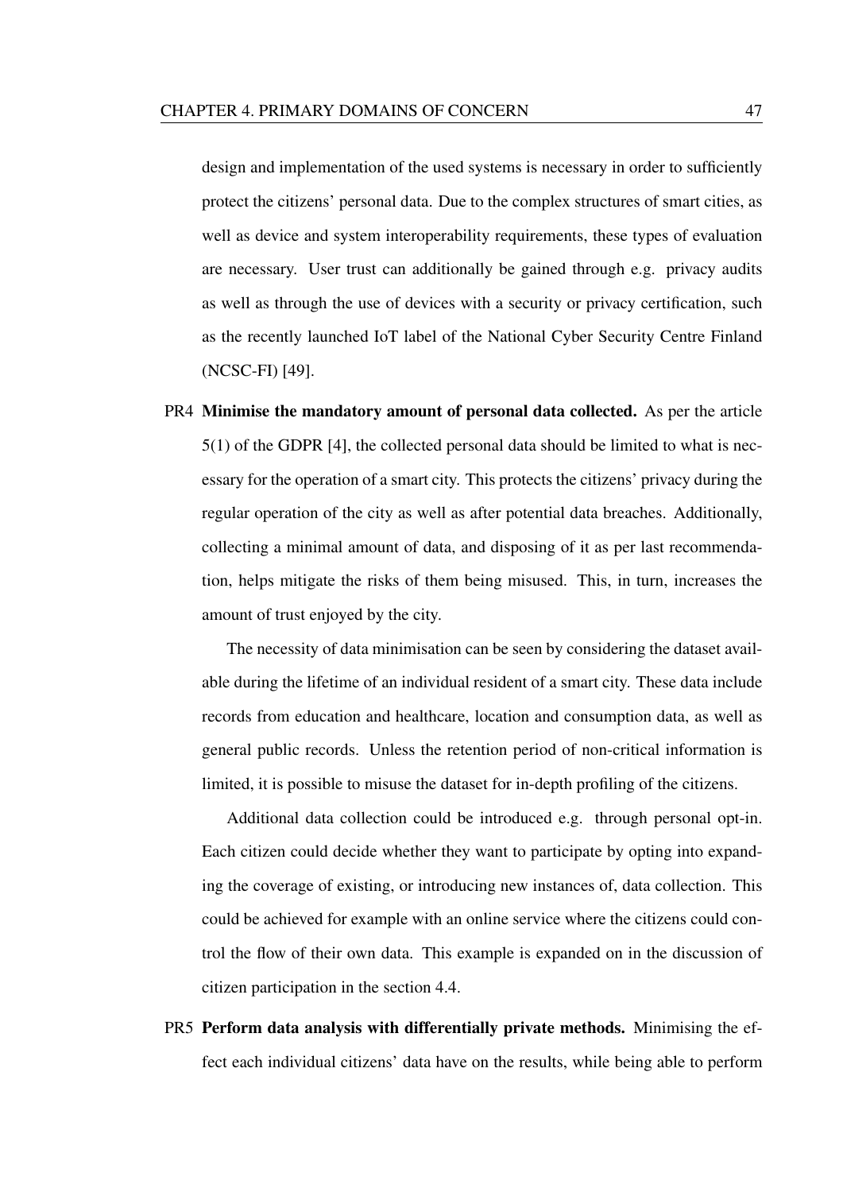design and implementation of the used systems is necessary in order to sufficiently protect the citizens' personal data. Due to the complex structures of smart cities, as well as device and system interoperability requirements, these types of evaluation are necessary. User trust can additionally be gained through e.g. privacy audits as well as through the use of devices with a security or privacy certification, such as the recently launched IoT label of the National Cyber Security Centre Finland (NCSC-FI) [49].

PR4 **Minimise the mandatory amount of personal data collected.** As per the article 5(1) of the GDPR [4], the collected personal data should be limited to what is necessary for the operation of a smart city. This protects the citizens' privacy during the regular operation of the city as well as after potential data breaches. Additionally, collecting a minimal amount of data, and disposing of it as per last recommendation, helps mitigate the risks of them being misused. This, in turn, increases the amount of trust enjoyed by the city.

The necessity of data minimisation can be seen by considering the dataset available during the lifetime of an individual resident of a smart city. These data include records from education and healthcare, location and consumption data, as well as general public records. Unless the retention period of non-critical information is limited, it is possible to misuse the dataset for in-depth profiling of the citizens.

Additional data collection could be introduced e.g. through personal opt-in. Each citizen could decide whether they want to participate by opting into expanding the coverage of existing, or introducing new instances of, data collection. This could be achieved for example with an online service where the citizens could control the flow of their own data. This example is expanded on in the discussion of citizen participation in the section 4.4.

PR5 **Perform data analysis with differentially private methods.** Minimising the effect each individual citizens' data have on the results, while being able to perform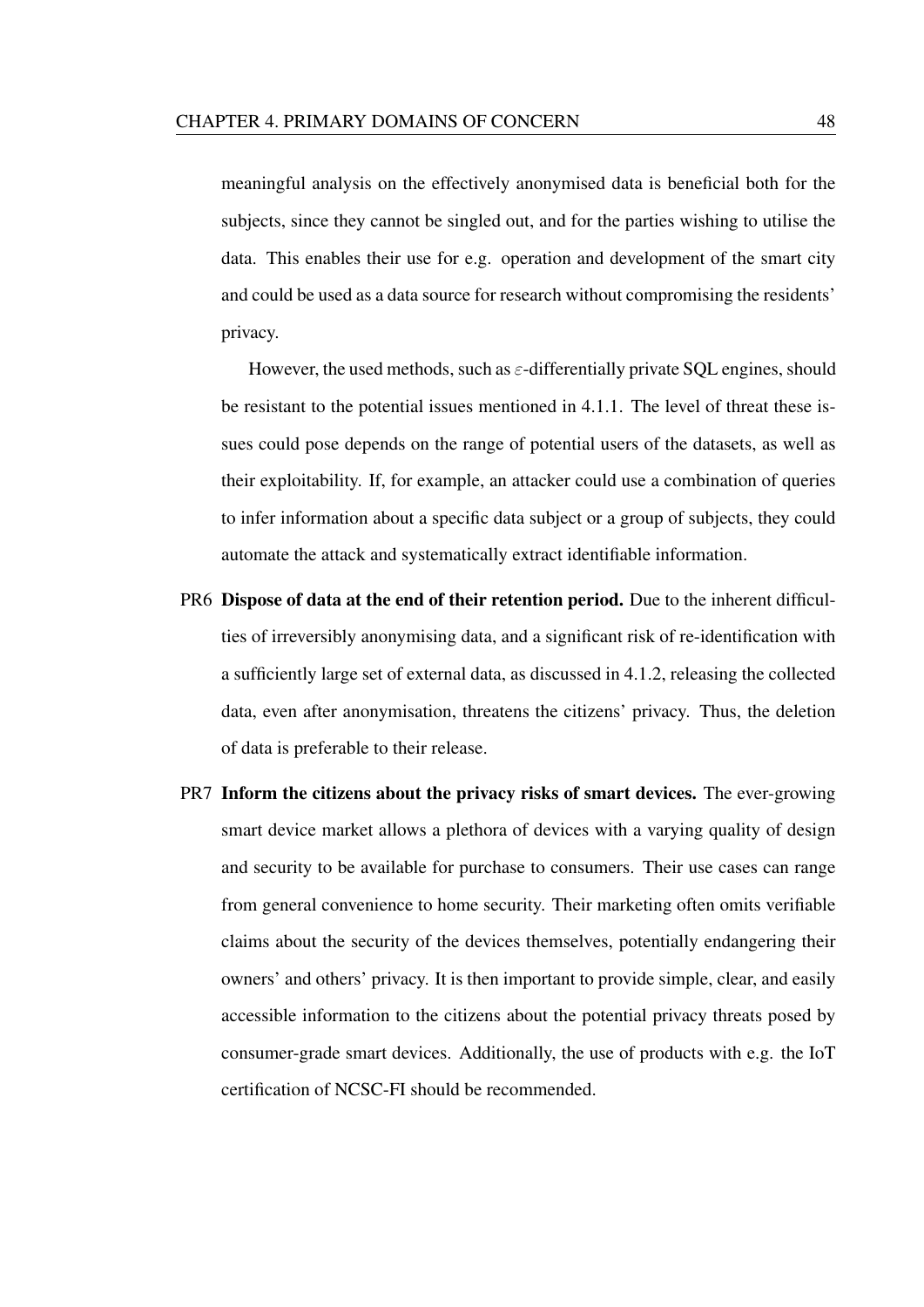meaningful analysis on the effectively anonymised data is beneficial both for the subjects, since they cannot be singled out, and for the parties wishing to utilise the data. This enables their use for e.g. operation and development of the smart city and could be used as a data source for research without compromising the residents' privacy.

However, the used methods, such as $\varepsilon$-differentially private SQL engines, should be resistant to the potential issues mentioned in 4.1.1. The level of threat these issues could pose depends on the range of potential users of the datasets, as well as their exploitability. If, for example, an attacker could use a combination of queries to infer information about a specific data subject or a group of subjects, they could automate the attack and systematically extract identifiable information.

PR6 **Dispose of data at the end of their retention period.** Due to the inherent difficulties of irreversibly anonymising data, and a significant risk of re-identification with a sufficiently large set of external data, as discussed in 4.1.2, releasing the collected data, even after anonymisation, threatens the citizens' privacy. Thus, the deletion of data is preferable to their release.

PR7 **Inform the citizens about the privacy risks of smart devices.** The ever-growing smart device market allows a plethora of devices with a varying quality of design and security to be available for purchase to consumers. Their use cases can range from general convenience to home security. Their marketing often omits verifiable claims about the security of the devices themselves, potentially endangering their owners' and others' privacy. It is then important to provide simple, clear, and easily accessible information to the citizens about the potential privacy threats posed by consumer-grade smart devices. Additionally, the use of products with e.g. the IoT certification of NCSC-FI should be recommended.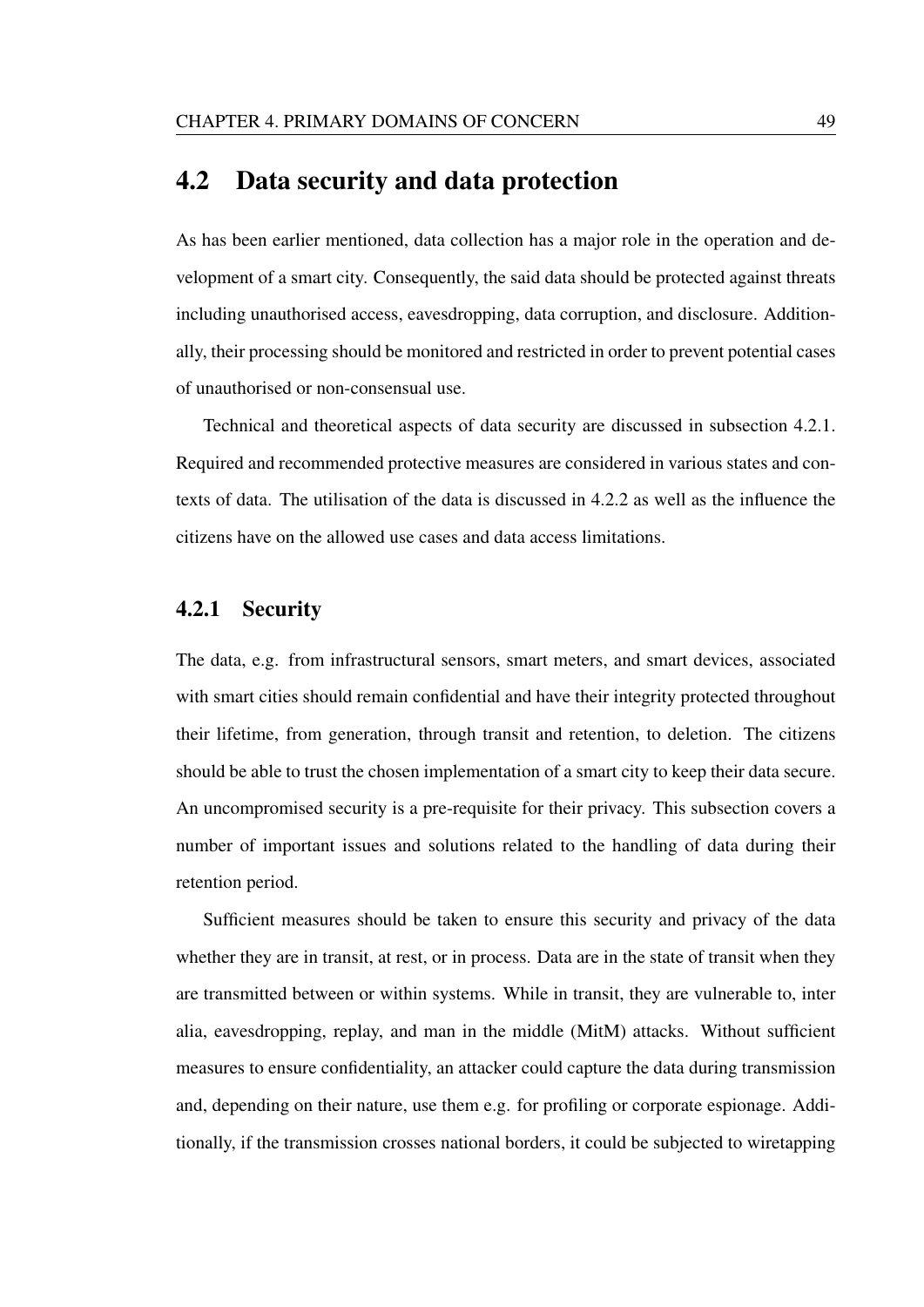## 4.2 Data security and data protection

As has been earlier mentioned, data collection has a major role in the operation and development of a smart city. Consequently, the said data should be protected against threats including unauthorised access, eavesdropping, data corruption, and disclosure. Additionally, their processing should be monitored and restricted in order to prevent potential cases of unauthorised or non-consensual use.

Technical and theoretical aspects of data security are discussed in subsection 4.2.1. Required and recommended protective measures are considered in various states and contexts of data. The utilisation of the data is discussed in 4.2.2 as well as the influence the citizens have on the allowed use cases and data access limitations.

### 4.2.1 Security

The data, e.g. from infrastructural sensors, smart meters, and smart devices, associated with smart cities should remain confidential and have their integrity protected throughout their lifetime, from generation, through transit and retention, to deletion. The citizens should be able to trust the chosen implementation of a smart city to keep their data secure. An uncompromised security is a pre-requisite for their privacy. This subsection covers a number of important issues and solutions related to the handling of data during their retention period.

Sufficient measures should be taken to ensure this security and privacy of the data whether they are in transit, at rest, or in process. Data are in the state of transit when they are transmitted between or within systems. While in transit, they are vulnerable to, inter alia, eavesdropping, replay, and man in the middle (MitM) attacks. Without sufficient measures to ensure confidentiality, an attacker could capture the data during transmission and, depending on their nature, use them e.g. for profiling or corporate espionage. Additionally, if the transmission crosses national borders, it could be subjected to wiretapping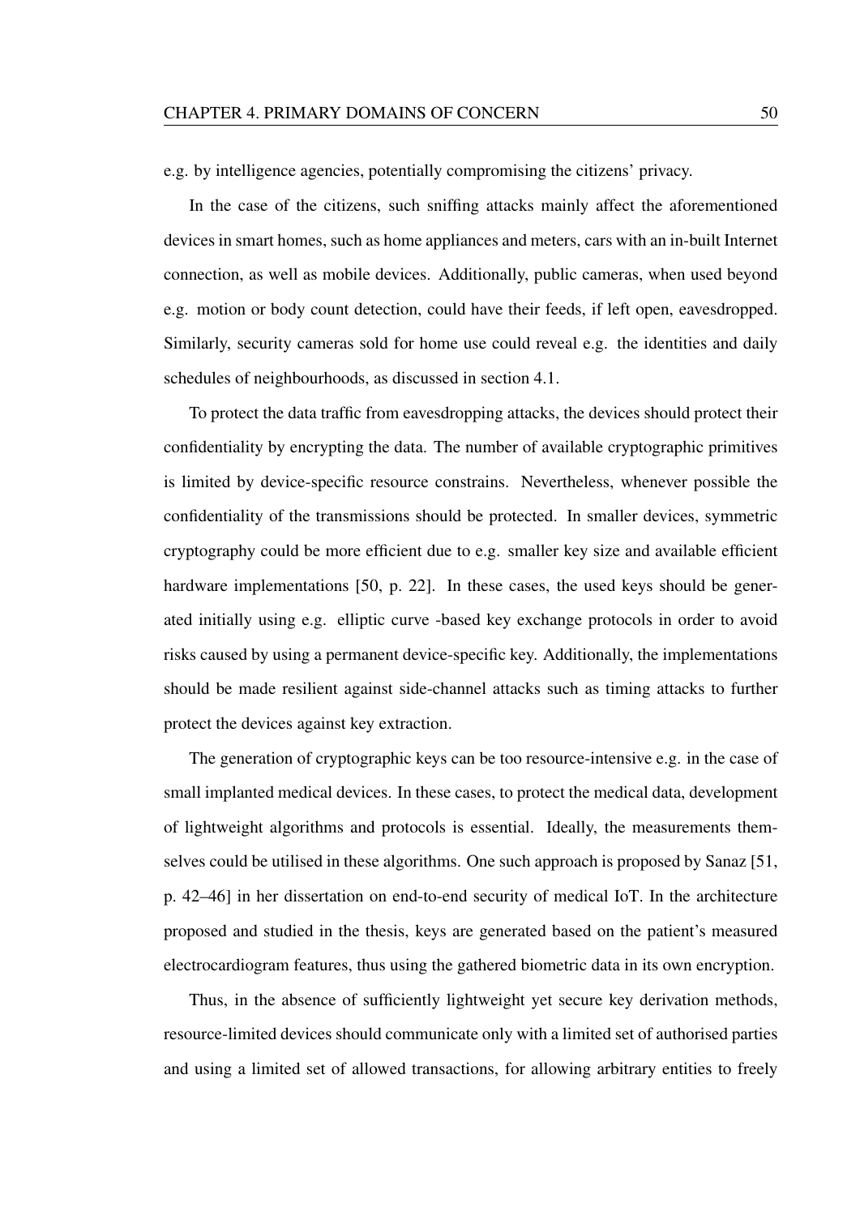e.g. by intelligence agencies, potentially compromising the citizens' privacy.

In the case of the citizens, such sniffing attacks mainly affect the aforementioned devices in smart homes, such as home appliances and meters, cars with an in-built Internet connection, as well as mobile devices. Additionally, public cameras, when used beyond e.g. motion or body count detection, could have their feeds, if left open, eavesdropped. Similarly, security cameras sold for home use could reveal e.g. the identities and daily schedules of neighbourhoods, as discussed in section 4.1.

To protect the data traffic from eavesdropping attacks, the devices should protect their confidentiality by encrypting the data. The number of available cryptographic primitives is limited by device-specific resource constrains. Nevertheless, whenever possible the confidentiality of the transmissions should be protected. In smaller devices, symmetric cryptography could be more efficient due to e.g. smaller key size and available efficient hardware implementations [50, p. 22]. In these cases, the used keys should be generated initially using e.g. elliptic curve -based key exchange protocols in order to avoid risks caused by using a permanent device-specific key. Additionally, the implementations should be made resilient against side-channel attacks such as timing attacks to further protect the devices against key extraction.

The generation of cryptographic keys can be too resource-intensive e.g. in the case of small implanted medical devices. In these cases, to protect the medical data, development of lightweight algorithms and protocols is essential. Ideally, the measurements themselves could be utilised in these algorithms. One such approach is proposed by Sanaz [51, p. 42–46] in her dissertation on end-to-end security of medical IoT. In the architecture proposed and studied in the thesis, keys are generated based on the patient's measured electrocardiogram features, thus using the gathered biometric data in its own encryption.

Thus, in the absence of sufficiently lightweight yet secure key derivation methods, resource-limited devices should communicate only with a limited set of authorised parties and using a limited set of allowed transactions, for allowing arbitrary entities to freely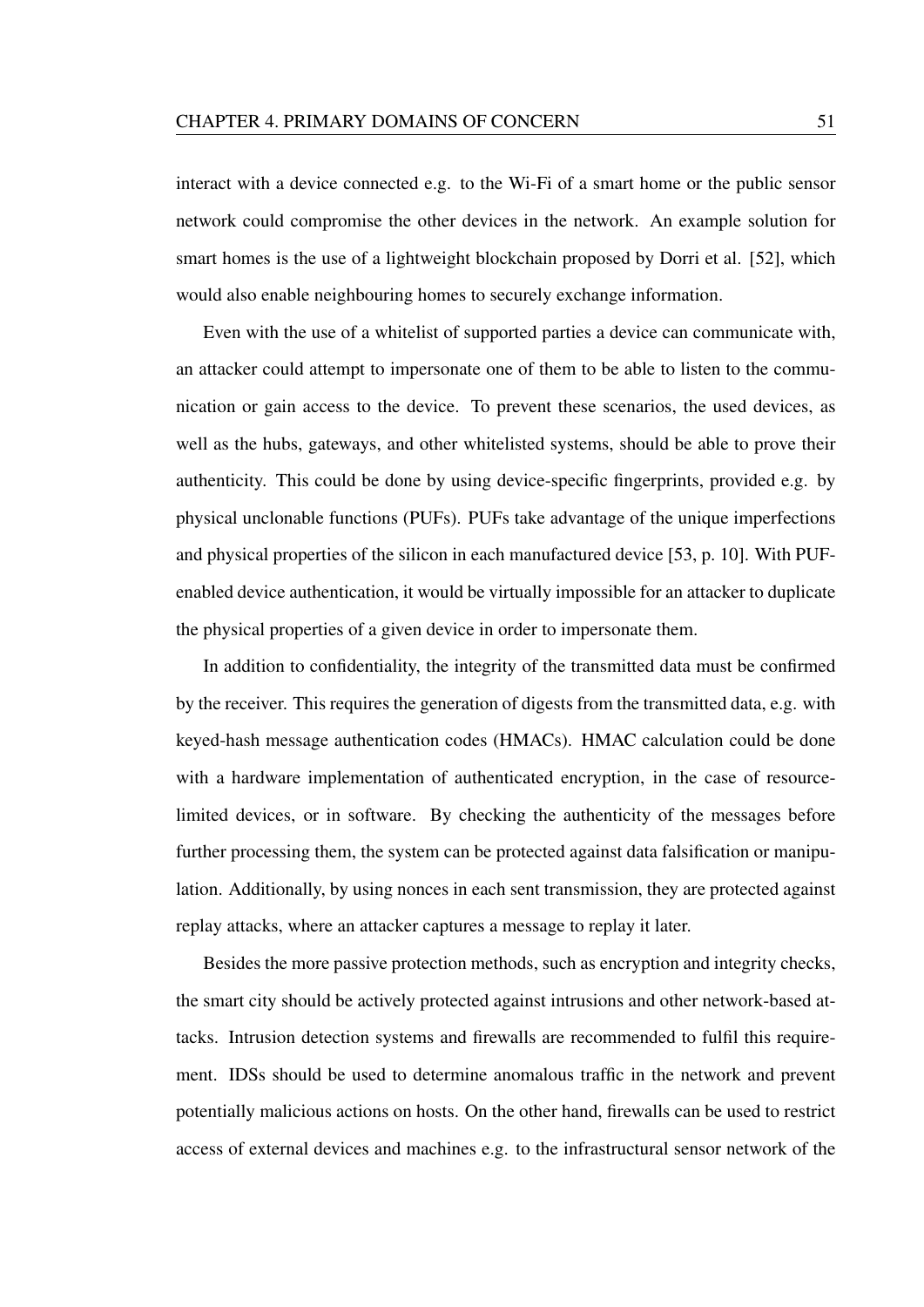interact with a device connected e.g. to the Wi-Fi of a smart home or the public sensor network could compromise the other devices in the network. An example solution for smart homes is the use of a lightweight blockchain proposed by Dorri et al. [52], which would also enable neighbouring homes to securely exchange information.

Even with the use of a whitelist of supported parties a device can communicate with, an attacker could attempt to impersonate one of them to be able to listen to the communication or gain access to the device. To prevent these scenarios, the used devices, as well as the hubs, gateways, and other whitelisted systems, should be able to prove their authenticity. This could be done by using device-specific fingerprints, provided e.g. by physical unclonable functions (PUFs). PUFs take advantage of the unique imperfections and physical properties of the silicon in each manufactured device [53, p. 10]. With PUF-enabled device authentication, it would be virtually impossible for an attacker to duplicate the physical properties of a given device in order to impersonate them.

In addition to confidentiality, the integrity of the transmitted data must be confirmed by the receiver. This requires the generation of digests from the transmitted data, e.g. with keyed-hash message authentication codes (HMACs). HMAC calculation could be done with a hardware implementation of authenticated encryption, in the case of resource-limited devices, or in software. By checking the authenticity of the messages before further processing them, the system can be protected against data falsification or manipulation. Additionally, by using nonces in each sent transmission, they are protected against replay attacks, where an attacker captures a message to replay it later.

Besides the more passive protection methods, such as encryption and integrity checks, the smart city should be actively protected against intrusions and other network-based attacks. Intrusion detection systems and firewalls are recommended to fulfil this requirement. IDSs should be used to determine anomalous traffic in the network and prevent potentially malicious actions on hosts. On the other hand, firewalls can be used to restrict access of external devices and machines e.g. to the infrastructural sensor network of the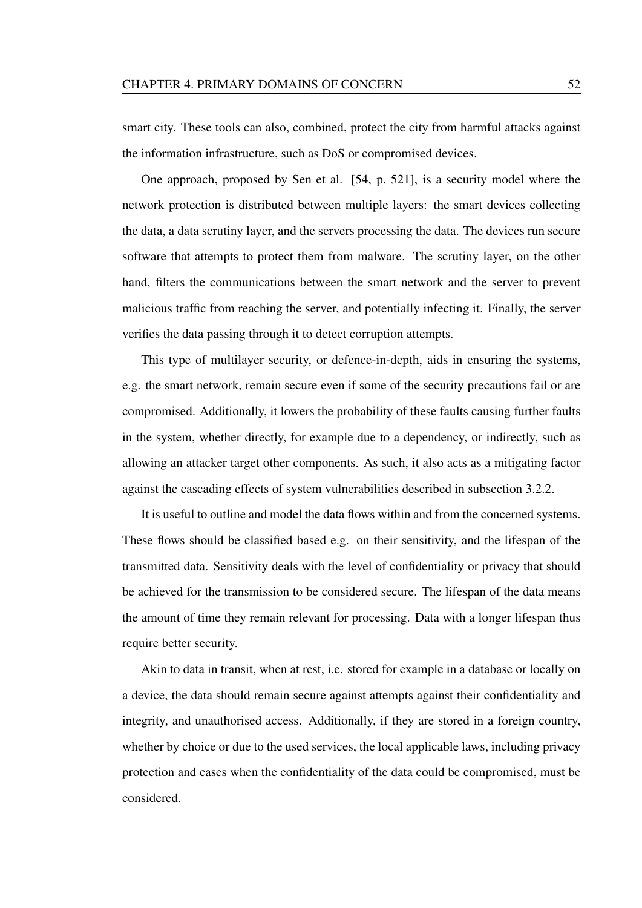smart city. These tools can also, combined, protect the city from harmful attacks against the information infrastructure, such as DoS or compromised devices.

One approach, proposed by Sen et al. [54, p. 521], is a security model where the network protection is distributed between multiple layers: the smart devices collecting the data, a data scrutiny layer, and the servers processing the data. The devices run secure software that attempts to protect them from malware. The scrutiny layer, on the other hand, filters the communications between the smart network and the server to prevent malicious traffic from reaching the server, and potentially infecting it. Finally, the server verifies the data passing through it to detect corruption attempts.

This type of multilayer security, or defence-in-depth, aids in ensuring the systems, e.g. the smart network, remain secure even if some of the security precautions fail or are compromised. Additionally, it lowers the probability of these faults causing further faults in the system, whether directly, for example due to a dependency, or indirectly, such as allowing an attacker target other components. As such, it also acts as a mitigating factor against the cascading effects of system vulnerabilities described in subsection 3.2.2.

It is useful to outline and model the data flows within and from the concerned systems. These flows should be classified based e.g. on their sensitivity, and the lifespan of the transmitted data. Sensitivity deals with the level of confidentiality or privacy that should be achieved for the transmission to be considered secure. The lifespan of the data means the amount of time they remain relevant for processing. Data with a longer lifespan thus require better security.

Akin to data in transit, when at rest, i.e. stored for example in a database or locally on a device, the data should remain secure against attempts against their confidentiality and integrity, and unauthorised access. Additionally, if they are stored in a foreign country, whether by choice or due to the used services, the local applicable laws, including privacy protection and cases when the confidentiality of the data could be compromised, must be considered.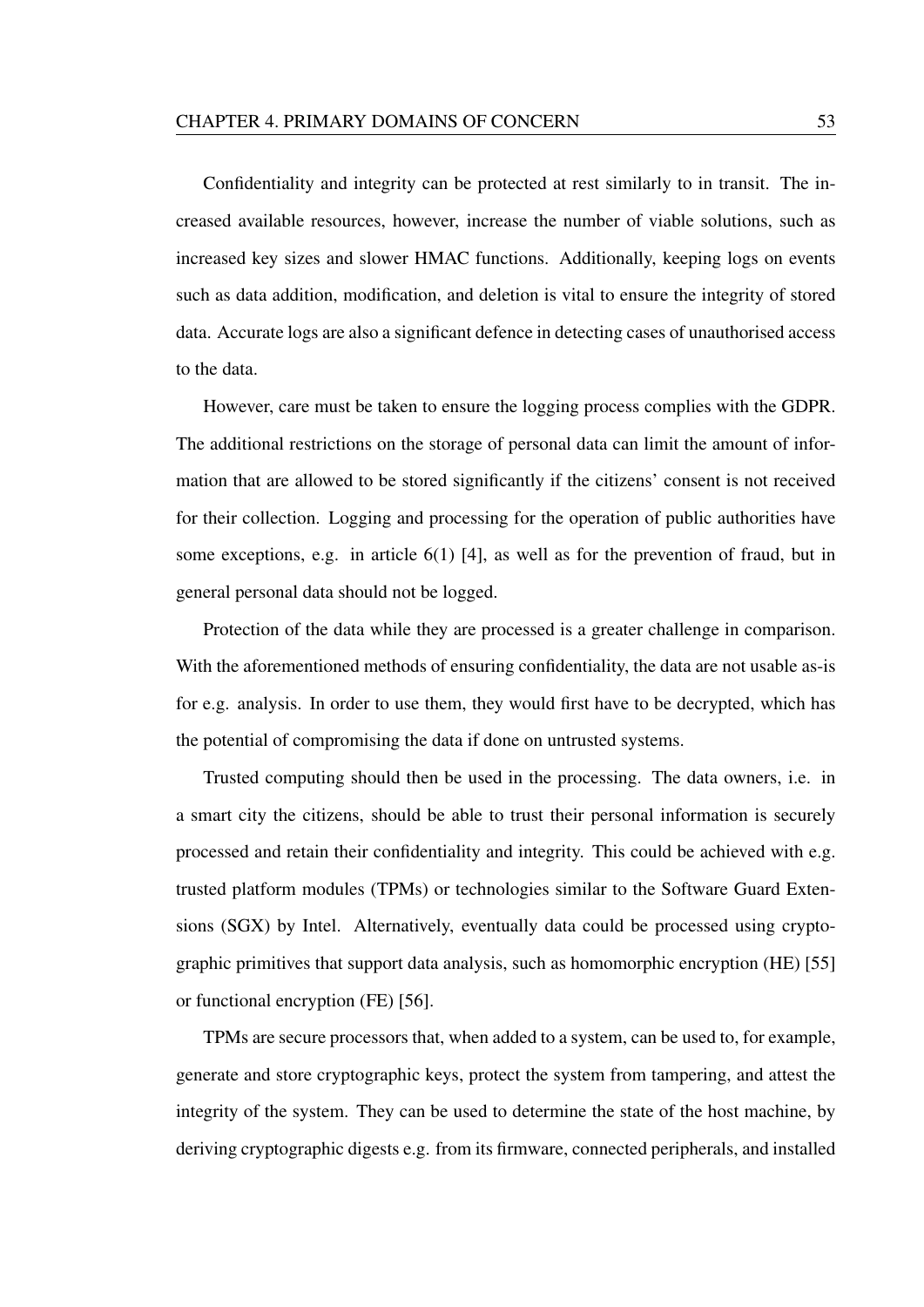Confidentiality and integrity can be protected at rest similarly to in transit. The increased available resources, however, increase the number of viable solutions, such as increased key sizes and slower HMAC functions. Additionally, keeping logs on events such as data addition, modification, and deletion is vital to ensure the integrity of stored data. Accurate logs are also a significant defence in detecting cases of unauthorised access to the data.

However, care must be taken to ensure the logging process complies with the GDPR. The additional restrictions on the storage of personal data can limit the amount of information that are allowed to be stored significantly if the citizens' consent is not received for their collection. Logging and processing for the operation of public authorities have some exceptions, e.g. in article 6(1) [4], as well as for the prevention of fraud, but in general personal data should not be logged.

Protection of the data while they are processed is a greater challenge in comparison. With the aforementioned methods of ensuring confidentiality, the data are not usable as-is for e.g. analysis. In order to use them, they would first have to be decrypted, which has the potential of compromising the data if done on untrusted systems.

Trusted computing should then be used in the processing. The data owners, i.e. in a smart city the citizens, should be able to trust their personal information is securely processed and retain their confidentiality and integrity. This could be achieved with e.g. trusted platform modules (TPMs) or technologies similar to the Software Guard Extensions (SGX) by Intel. Alternatively, eventually data could be processed using cryptographic primitives that support data analysis, such as homomorphic encryption (HE) [55] or functional encryption (FE) [56].

TPMs are secure processors that, when added to a system, can be used to, for example, generate and store cryptographic keys, protect the system from tampering, and attest the integrity of the system. They can be used to determine the state of the host machine, by deriving cryptographic digests e.g. from its firmware, connected peripherals, and installed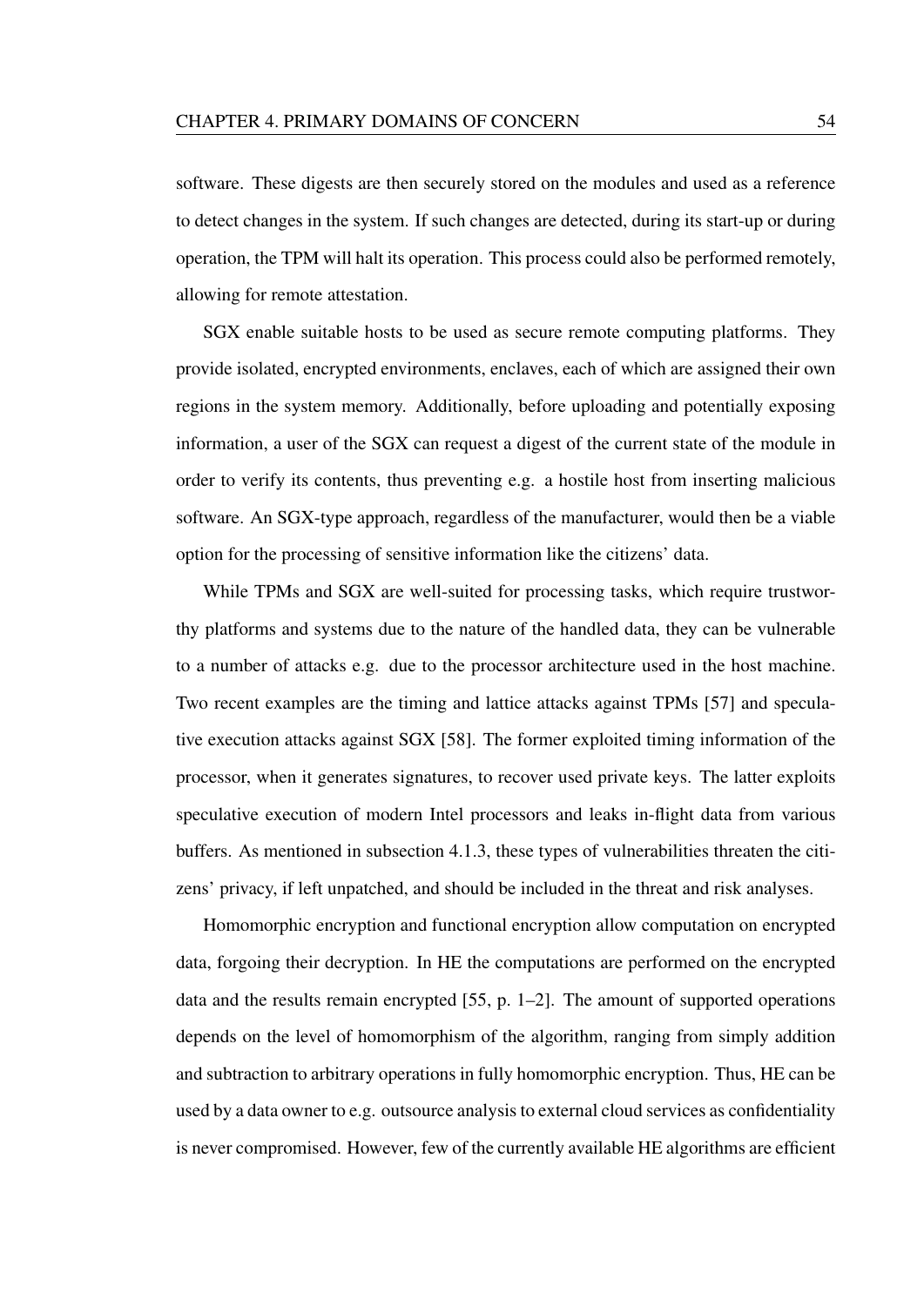software. These digests are then securely stored on the modules and used as a reference to detect changes in the system. If such changes are detected, during its start-up or during operation, the TPM will halt its operation. This process could also be performed remotely, allowing for remote attestation.

SGX enable suitable hosts to be used as secure remote computing platforms. They provide isolated, encrypted environments, enclaves, each of which are assigned their own regions in the system memory. Additionally, before uploading and potentially exposing information, a user of the SGX can request a digest of the current state of the module in order to verify its contents, thus preventing e.g. a hostile host from inserting malicious software. An SGX-type approach, regardless of the manufacturer, would then be a viable option for the processing of sensitive information like the citizens' data.

While TPMs and SGX are well-suited for processing tasks, which require trustworthy platforms and systems due to the nature of the handled data, they can be vulnerable to a number of attacks e.g. due to the processor architecture used in the host machine. Two recent examples are the timing and lattice attacks against TPMs [57] and speculative execution attacks against SGX [58]. The former exploited timing information of the processor, when it generates signatures, to recover used private keys. The latter exploits speculative execution of modern Intel processors and leaks in-flight data from various buffers. As mentioned in subsection 4.1.3, these types of vulnerabilities threaten the citizens' privacy, if left unpatched, and should be included in the threat and risk analyses.

Homomorphic encryption and functional encryption allow computation on encrypted data, forgoing their decryption. In HE the computations are performed on the encrypted data and the results remain encrypted [55, p. 1–2]. The amount of supported operations depends on the level of homomorphism of the algorithm, ranging from simply addition and subtraction to arbitrary operations in fully homomorphic encryption. Thus, HE can be used by a data owner to e.g. outsource analysis to external cloud services as confidentiality is never compromised. However, few of the currently available HE algorithms are efficient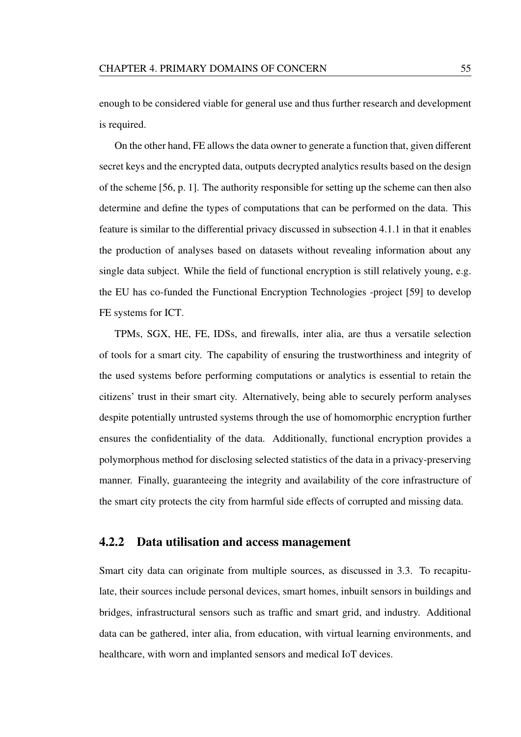enough to be considered viable for general use and thus further research and development is required.

On the other hand, FE allows the data owner to generate a function that, given different secret keys and the encrypted data, outputs decrypted analytics results based on the design of the scheme [56, p. 1]. The authority responsible for setting up the scheme can then also determine and define the types of computations that can be performed on the data. This feature is similar to the differential privacy discussed in subsection 4.1.1 in that it enables the production of analyses based on datasets without revealing information about any single data subject. While the field of functional encryption is still relatively young, e.g. the EU has co-funded the Functional Encryption Technologies -project [59] to develop FE systems for ICT.

TPMs, SGX, HE, FE, IDSs, and firewalls, inter alia, are thus a versatile selection of tools for a smart city. The capability of ensuring the trustworthiness and integrity of the used systems before performing computations or analytics is essential to retain the citizens' trust in their smart city. Alternatively, being able to securely perform analyses despite potentially untrusted systems through the use of homomorphic encryption further ensures the confidentiality of the data. Additionally, functional encryption provides a polymorphous method for disclosing selected statistics of the data in a privacy-preserving manner. Finally, guaranteeing the integrity and availability of the core infrastructure of the smart city protects the city from harmful side effects of corrupted and missing data.

### 4.2.2 Data utilisation and access management

Smart city data can originate from multiple sources, as discussed in 3.3. To recapitulate, their sources include personal devices, smart homes, inbuilt sensors in buildings and bridges, infrastructural sensors such as traffic and smart grid, and industry. Additional data can be gathered, inter alia, from education, with virtual learning environments, and healthcare, with worn and implanted sensors and medical IoT devices.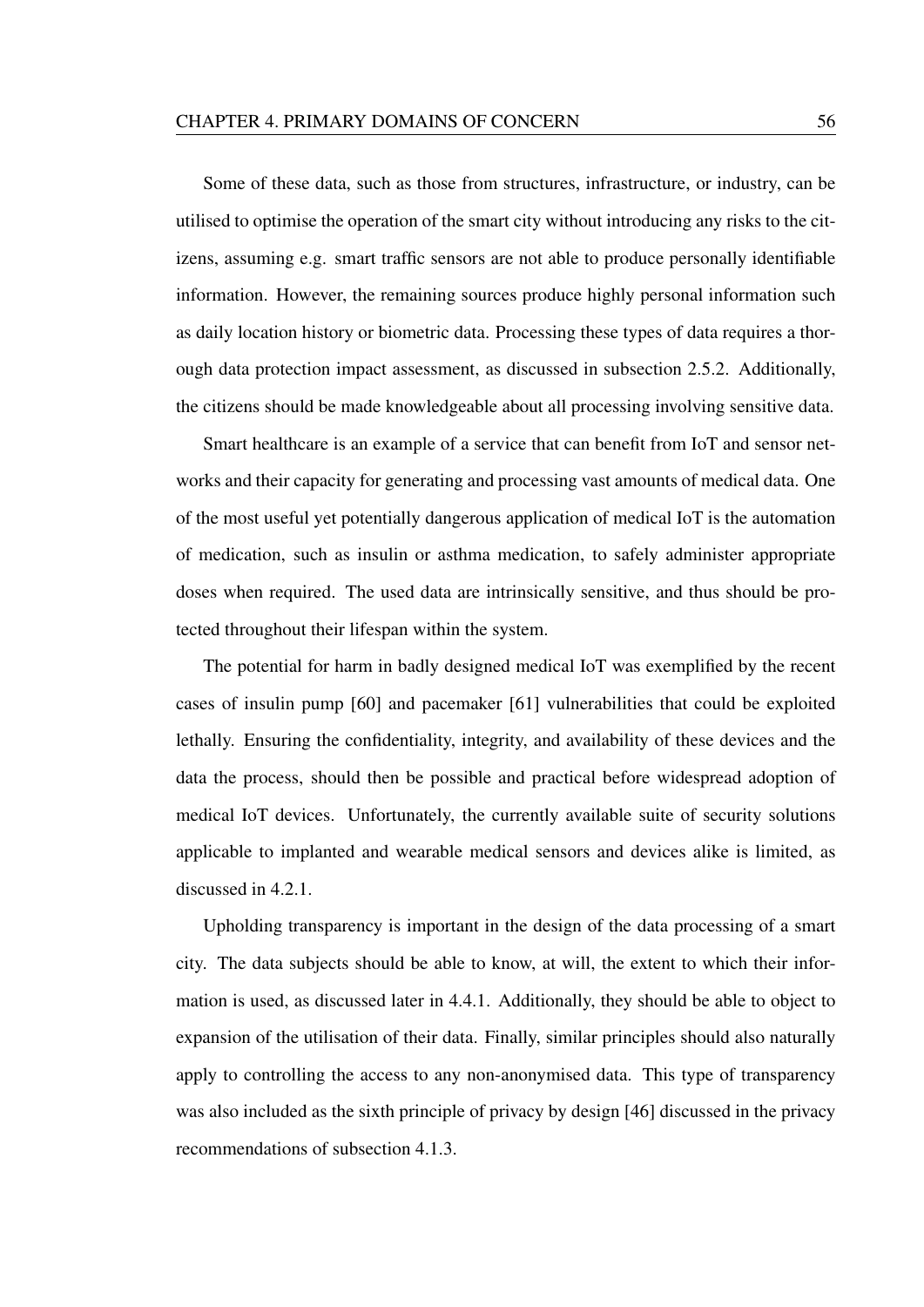Some of these data, such as those from structures, infrastructure, or industry, can be utilised to optimise the operation of the smart city without introducing any risks to the citizens, assuming e.g. smart traffic sensors are not able to produce personally identifiable information. However, the remaining sources produce highly personal information such as daily location history or biometric data. Processing these types of data requires a thorough data protection impact assessment, as discussed in subsection 2.5.2. Additionally, the citizens should be made knowledgeable about all processing involving sensitive data.

Smart healthcare is an example of a service that can benefit from IoT and sensor networks and their capacity for generating and processing vast amounts of medical data. One of the most useful yet potentially dangerous application of medical IoT is the automation of medication, such as insulin or asthma medication, to safely administer appropriate doses when required. The used data are intrinsically sensitive, and thus should be protected throughout their lifespan within the system.

The potential for harm in badly designed medical IoT was exemplified by the recent cases of insulin pump [60] and pacemaker [61] vulnerabilities that could be exploited lethally. Ensuring the confidentiality, integrity, and availability of these devices and the data the process, should then be possible and practical before widespread adoption of medical IoT devices. Unfortunately, the currently available suite of security solutions applicable to implanted and wearable medical sensors and devices alike is limited, as discussed in 4.2.1.

Upholding transparency is important in the design of the data processing of a smart city. The data subjects should be able to know, at will, the extent to which their information is used, as discussed later in 4.4.1. Additionally, they should be able to object to expansion of the utilisation of their data. Finally, similar principles should also naturally apply to controlling the access to any non-anonymised data. This type of transparency was also included as the sixth principle of privacy by design [46] discussed in the privacy recommendations of subsection 4.1.3.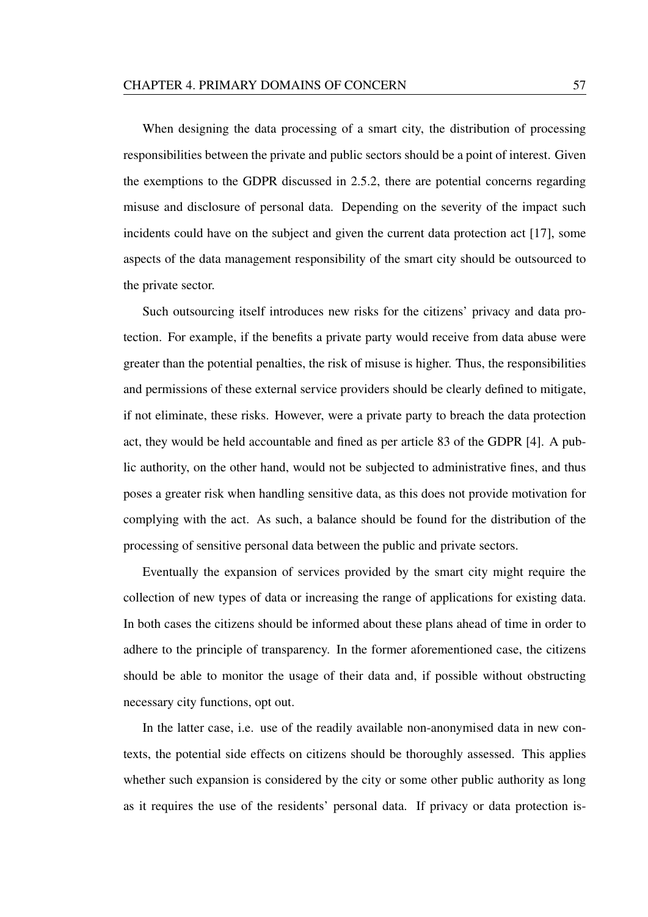When designing the data processing of a smart city, the distribution of processing responsibilities between the private and public sectors should be a point of interest. Given the exemptions to the GDPR discussed in 2.5.2, there are potential concerns regarding misuse and disclosure of personal data. Depending on the severity of the impact such incidents could have on the subject and given the current data protection act [17], some aspects of the data management responsibility of the smart city should be outsourced to the private sector.

Such outsourcing itself introduces new risks for the citizens' privacy and data protection. For example, if the benefits a private party would receive from data abuse were greater than the potential penalties, the risk of misuse is higher. Thus, the responsibilities and permissions of these external service providers should be clearly defined to mitigate, if not eliminate, these risks. However, were a private party to breach the data protection act, they would be held accountable and fined as per article 83 of the GDPR [4]. A public authority, on the other hand, would not be subjected to administrative fines, and thus poses a greater risk when handling sensitive data, as this does not provide motivation for complying with the act. As such, a balance should be found for the distribution of the processing of sensitive personal data between the public and private sectors.

Eventually the expansion of services provided by the smart city might require the collection of new types of data or increasing the range of applications for existing data. In both cases the citizens should be informed about these plans ahead of time in order to adhere to the principle of transparency. In the former aforementioned case, the citizens should be able to monitor the usage of their data and, if possible without obstructing necessary city functions, opt out.

In the latter case, i.e. use of the readily available non-anonymised data in new contexts, the potential side effects on citizens should be thoroughly assessed. This applies whether such expansion is considered by the city or some other public authority as long as it requires the use of the residents' personal data. If privacy or data protection is-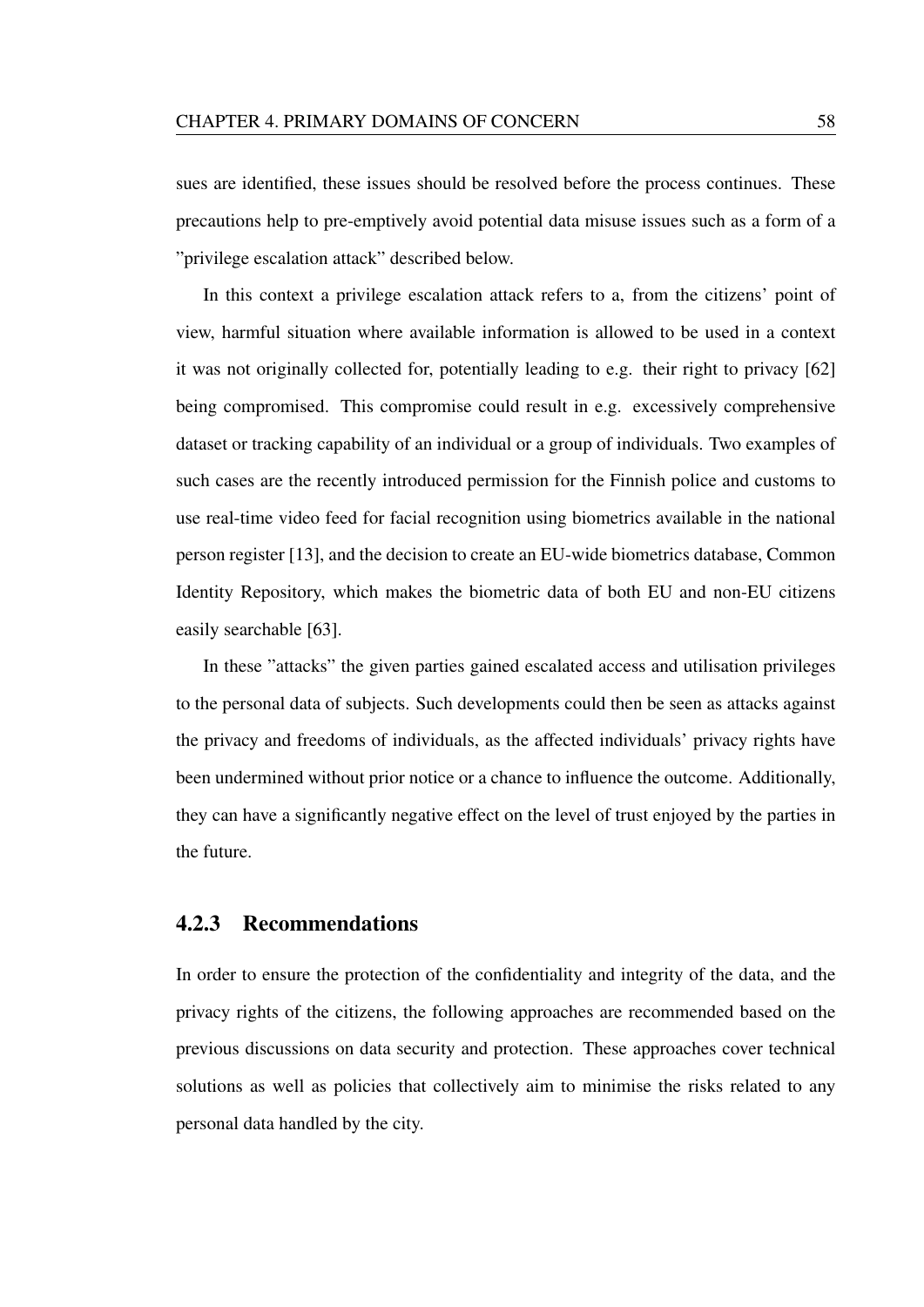sues are identified, these issues should be resolved before the process continues. These precautions help to pre-emptively avoid potential data misuse issues such as a form of a "privilege escalation attack" described below.

In this context a privilege escalation attack refers to a, from the citizens' point of view, harmful situation where available information is allowed to be used in a context it was not originally collected for, potentially leading to e.g. their right to privacy [62] being compromised. This compromise could result in e.g. excessively comprehensive dataset or tracking capability of an individual or a group of individuals. Two examples of such cases are the recently introduced permission for the Finnish police and customs to use real-time video feed for facial recognition using biometrics available in the national person register [13], and the decision to create an EU-wide biometrics database, Common Identity Repository, which makes the biometric data of both EU and non-EU citizens easily searchable [63].

In these "attacks" the given parties gained escalated access and utilisation privileges to the personal data of subjects. Such developments could then be seen as attacks against the privacy and freedoms of individuals, as the affected individuals' privacy rights have been undermined without prior notice or a chance to influence the outcome. Additionally, they can have a significantly negative effect on the level of trust enjoyed by the parties in the future.

### 4.2.3 Recommendations

In order to ensure the protection of the confidentiality and integrity of the data, and the privacy rights of the citizens, the following approaches are recommended based on the previous discussions on data security and protection. These approaches cover technical solutions as well as policies that collectively aim to minimise the risks related to any personal data handled by the city.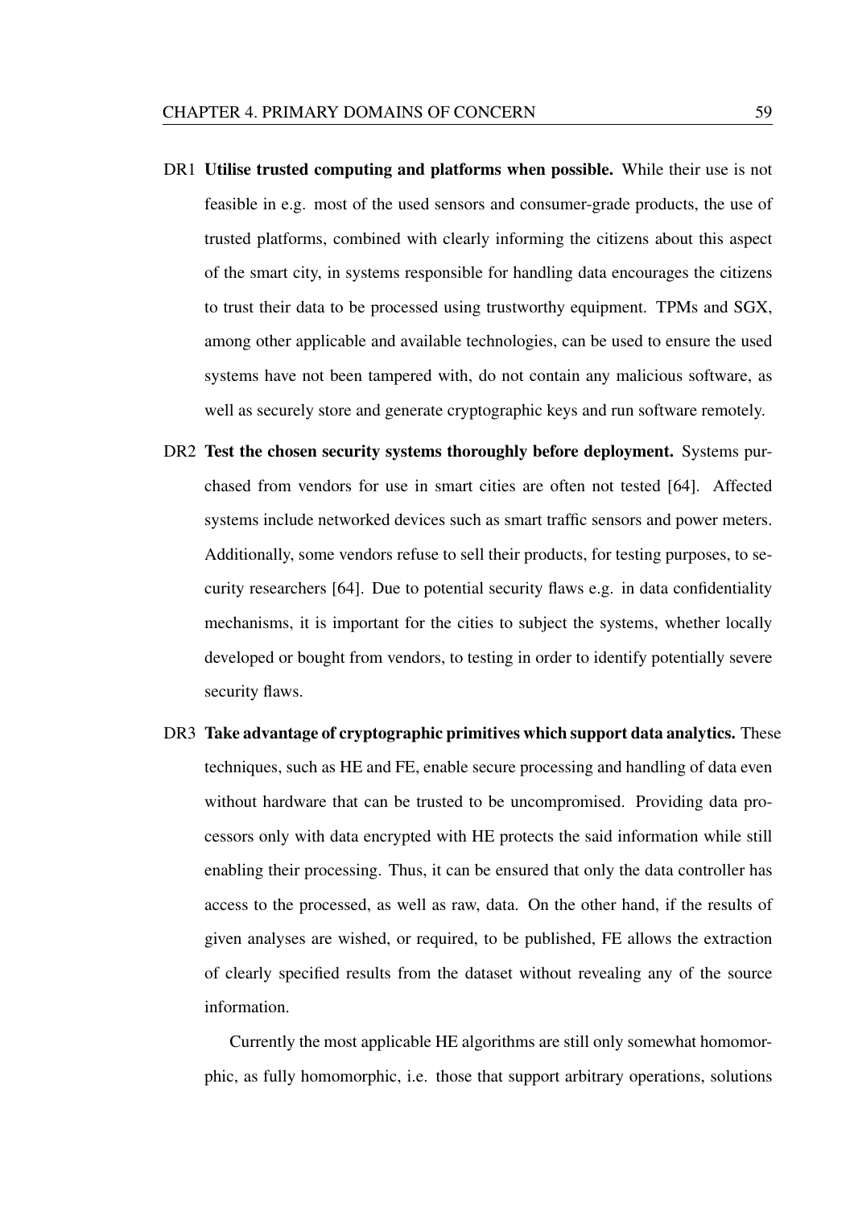DR1 **Utilise trusted computing and platforms when possible.** While their use is not feasible in e.g. most of the used sensors and consumer-grade products, the use of trusted platforms, combined with clearly informing the citizens about this aspect of the smart city, in systems responsible for handling data encourages the citizens to trust their data to be processed using trustworthy equipment. TPMs and SGX, among other applicable and available technologies, can be used to ensure the used systems have not been tampered with, do not contain any malicious software, as well as securely store and generate cryptographic keys and run software remotely.

DR2 **Test the chosen security systems thoroughly before deployment.** Systems purchased from vendors for use in smart cities are often not tested [64]. Affected systems include networked devices such as smart traffic sensors and power meters. Additionally, some vendors refuse to sell their products, for testing purposes, to security researchers [64]. Due to potential security flaws e.g. in data confidentiality mechanisms, it is important for the cities to subject the systems, whether locally developed or bought from vendors, to testing in order to identify potentially severe security flaws.

DR3 **Take advantage of cryptographic primitives which support data analytics.** These techniques, such as HE and FE, enable secure processing and handling of data even without hardware that can be trusted to be uncompromised. Providing data processors only with data encrypted with HE protects the said information while still enabling their processing. Thus, it can be ensured that only the data controller has access to the processed, as well as raw, data. On the other hand, if the results of given analyses are wished, or required, to be published, FE allows the extraction of clearly specified results from the dataset without revealing any of the source information.

Currently the most applicable HE algorithms are still only somewhat homomorphic, as fully homomorphic, i.e. those that support arbitrary operations, solutions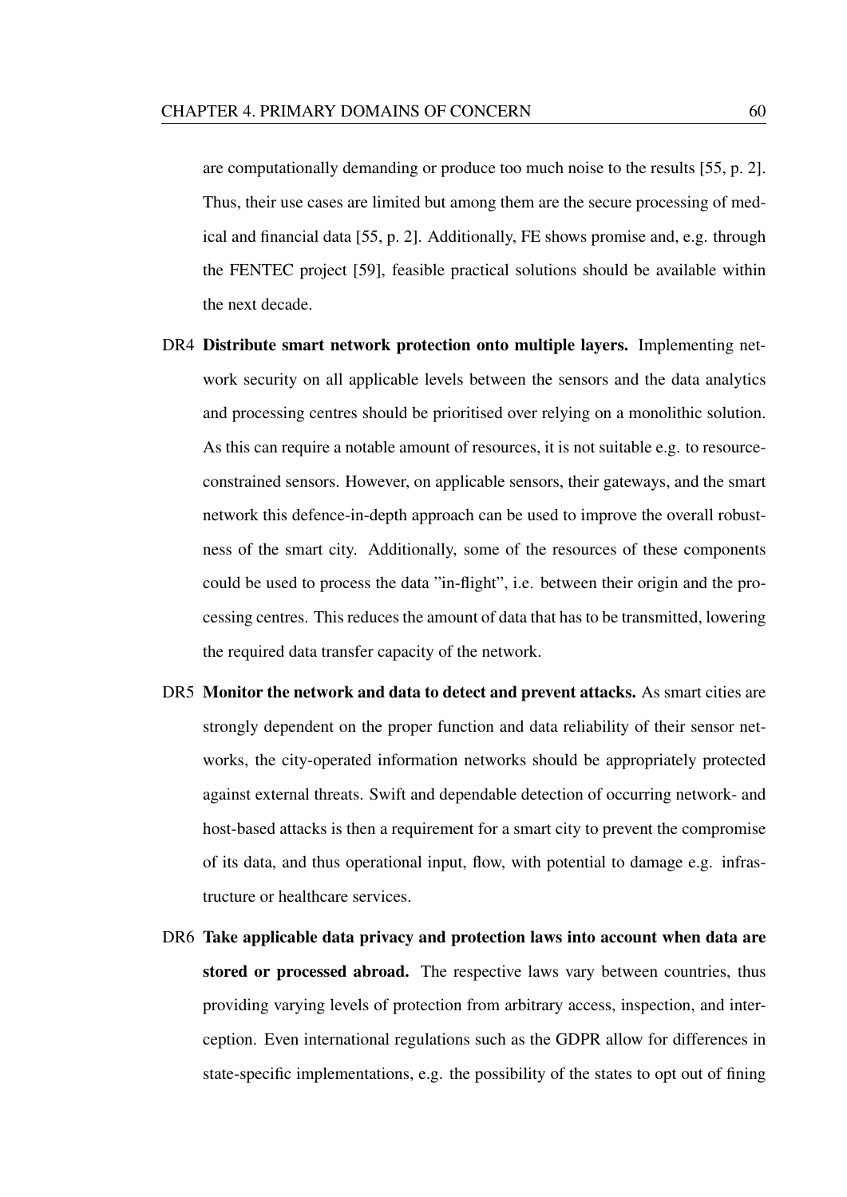are computationally demanding or produce too much noise to the results [55, p. 2]. Thus, their use cases are limited but among them are the secure processing of medical and financial data [55, p. 2]. Additionally, FE shows promise and, e.g. through the FENTEC project [59], feasible practical solutions should be available within the next decade.

DR4 **Distribute smart network protection onto multiple layers.** Implementing network security on all applicable levels between the sensors and the data analytics and processing centres should be prioritised over relying on a monolithic solution. As this can require a notable amount of resources, it is not suitable e.g. to resource-constrained sensors. However, on applicable sensors, their gateways, and the smart network this defence-in-depth approach can be used to improve the overall robustness of the smart city. Additionally, some of the resources of these components could be used to process the data "in-flight", i.e. between their origin and the processing centres. This reduces the amount of data that has to be transmitted, lowering the required data transfer capacity of the network.

DR5 **Monitor the network and data to detect and prevent attacks.** As smart cities are strongly dependent on the proper function and data reliability of their sensor networks, the city-operated information networks should be appropriately protected against external threats. Swift and dependable detection of occurring network- and host-based attacks is then a requirement for a smart city to prevent the compromise of its data, and thus operational input, flow, with potential to damage e.g. infrastructure or healthcare services.

DR6 **Take applicable data privacy and protection laws into account when data are stored or processed abroad.** The respective laws vary between countries, thus providing varying levels of protection from arbitrary access, inspection, and interception. Even international regulations such as the GDPR allow for differences in state-specific implementations, e.g. the possibility of the states to opt out of fining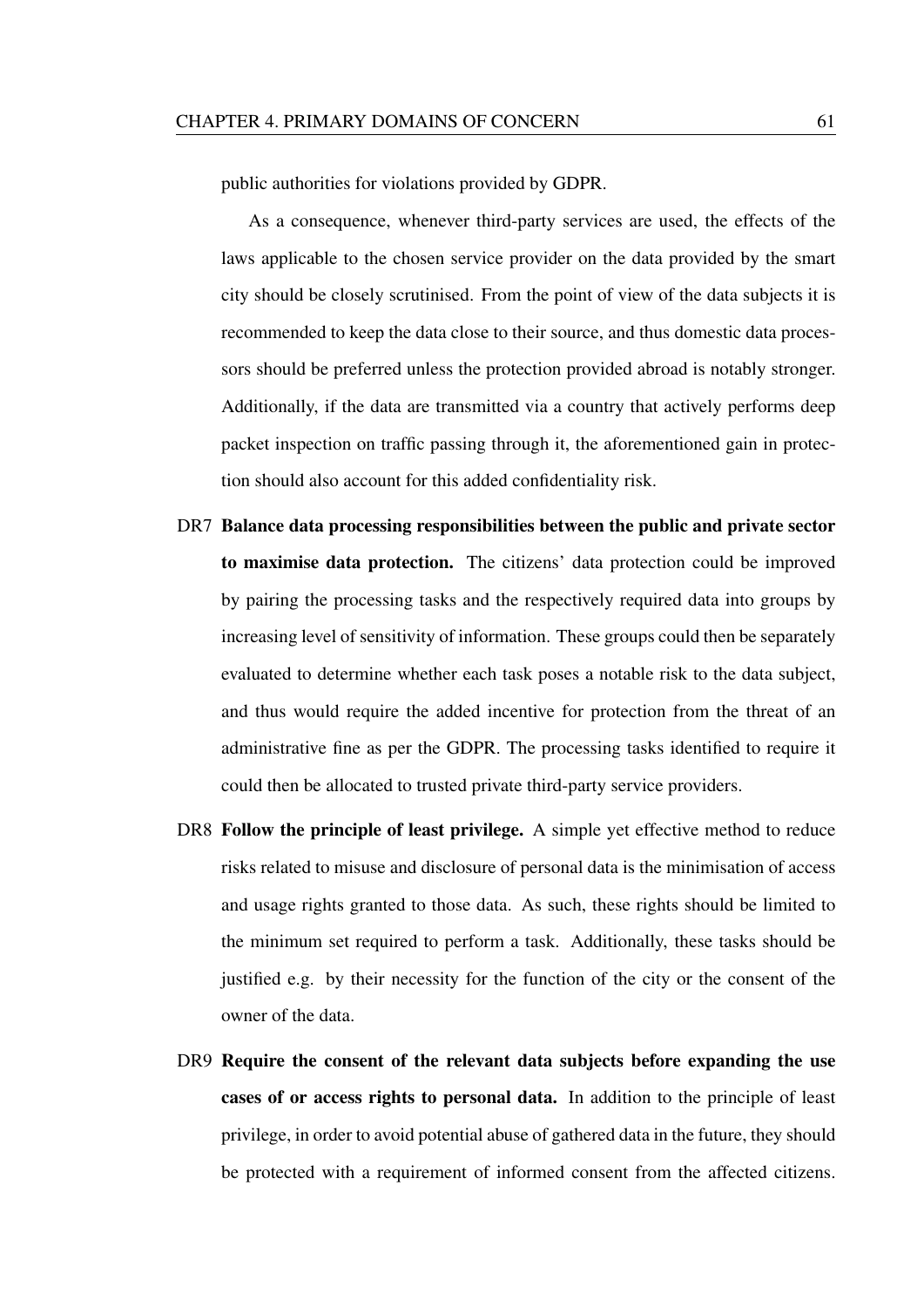public authorities for violations provided by GDPR.

As a consequence, whenever third-party services are used, the effects of the laws applicable to the chosen service provider on the data provided by the smart city should be closely scrutinised. From the point of view of the data subjects it is recommended to keep the data close to their source, and thus domestic data processors should be preferred unless the protection provided abroad is notably stronger. Additionally, if the data are transmitted via a country that actively performs deep packet inspection on traffic passing through it, the aforementioned gain in protection should also account for this added confidentiality risk.

DR7 **Balance data processing responsibilities between the public and private sector to maximise data protection.** The citizens' data protection could be improved by pairing the processing tasks and the respectively required data into groups by increasing level of sensitivity of information. These groups could then be separately evaluated to determine whether each task poses a notable risk to the data subject, and thus would require the added incentive for protection from the threat of an administrative fine as per the GDPR. The processing tasks identified to require it could then be allocated to trusted private third-party service providers.

DR8 **Follow the principle of least privilege.** A simple yet effective method to reduce risks related to misuse and disclosure of personal data is the minimisation of access and usage rights granted to those data. As such, these rights should be limited to the minimum set required to perform a task. Additionally, these tasks should be justified e.g. by their necessity for the function of the city or the consent of the owner of the data.

DR9 **Require the consent of the relevant data subjects before expanding the use cases of or access rights to personal data.** In addition to the principle of least privilege, in order to avoid potential abuse of gathered data in the future, they should be protected with a requirement of informed consent from the affected citizens.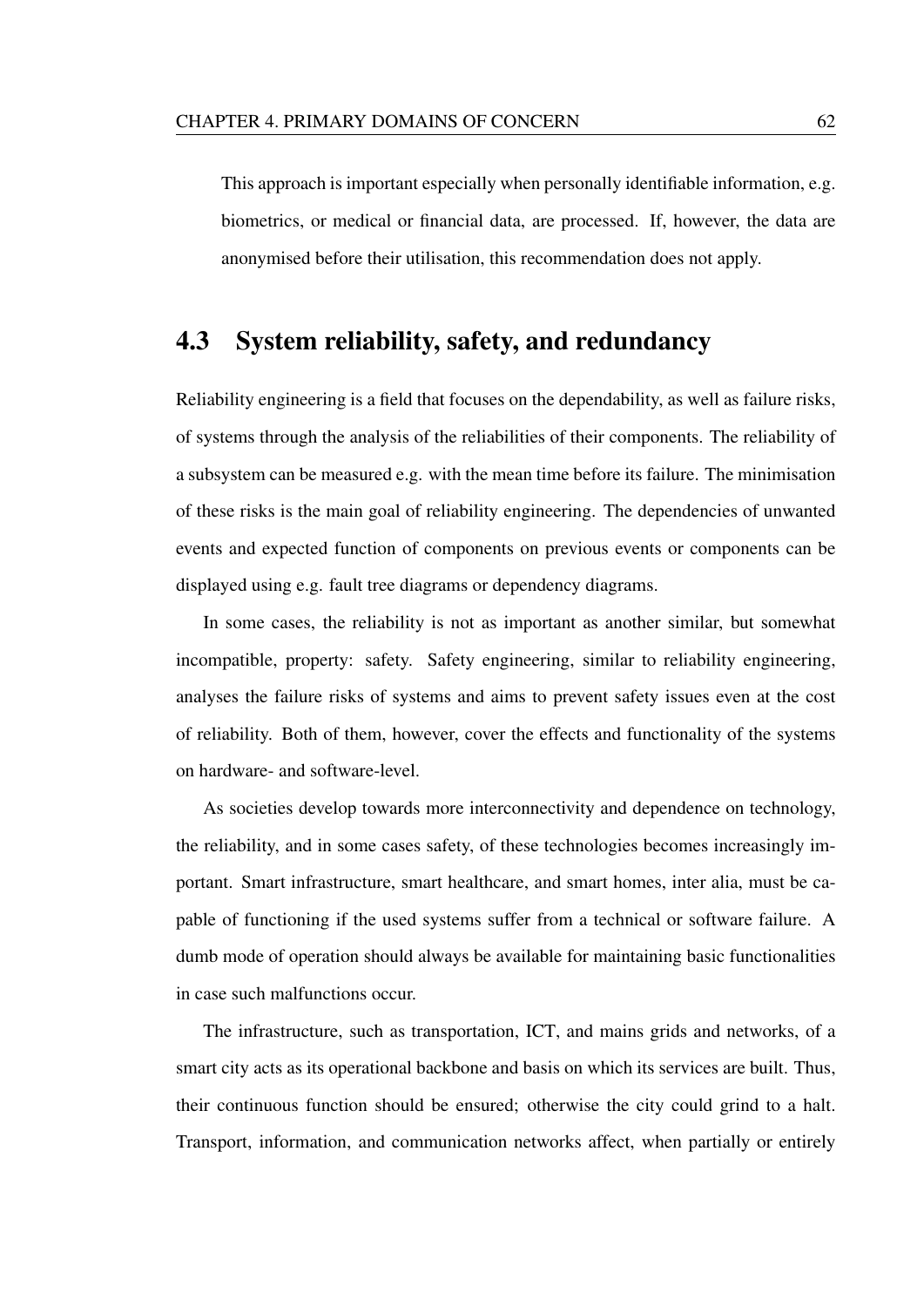This approach is important especially when personally identifiable information, e.g. biometrics, or medical or financial data, are processed. If, however, the data are anonymised before their utilisation, this recommendation does not apply.

## 4.3 System reliability, safety, and redundancy

Reliability engineering is a field that focuses on the dependability, as well as failure risks, of systems through the analysis of the reliabilities of their components. The reliability of a subsystem can be measured e.g. with the mean time before its failure. The minimisation of these risks is the main goal of reliability engineering. The dependencies of unwanted events and expected function of components on previous events or components can be displayed using e.g. fault tree diagrams or dependency diagrams.

In some cases, the reliability is not as important as another similar, but somewhat incompatible, property: safety. Safety engineering, similar to reliability engineering, analyses the failure risks of systems and aims to prevent safety issues even at the cost of reliability. Both of them, however, cover the effects and functionality of the systems on hardware- and software-level.

As societies develop towards more interconnectivity and dependence on technology, the reliability, and in some cases safety, of these technologies becomes increasingly important. Smart infrastructure, smart healthcare, and smart homes, inter alia, must be capable of functioning if the used systems suffer from a technical or software failure. A dumb mode of operation should always be available for maintaining basic functionalities in case such malfunctions occur.

The infrastructure, such as transportation, ICT, and mains grids and networks, of a smart city acts as its operational backbone and basis on which its services are built. Thus, their continuous function should be ensured; otherwise the city could grind to a halt. Transport, information, and communication networks affect, when partially or entirely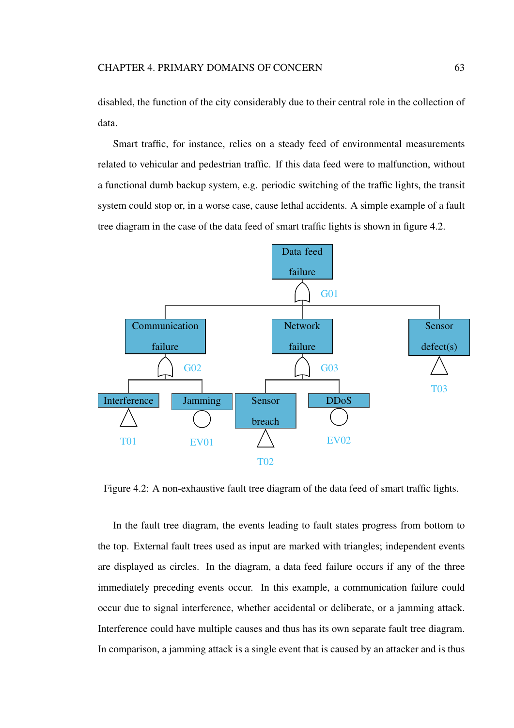disabled, the function of the city considerably due to their central role in the collection of data.

Smart traffic, for instance, relies on a steady feed of environmental measurements related to vehicular and pedestrian traffic. If this data feed were to malfunction, without a functional dumb backup system, e.g. periodic switching of the traffic lights, the transit system could stop or, in a worse case, cause lethal accidents. A simple example of a fault tree diagram in the case of the data feed of smart traffic lights is shown in figure 4.2.

Figure 4.2: A non-exhaustive fault tree diagram of the data feed of smart traffic lights.

In the fault tree diagram, the events leading to fault states progress from bottom to the top. External fault trees used as input are marked with triangles; independent events are displayed as circles. In the diagram, a data feed failure occurs if any of the three immediately preceding events occur. In this example, a communication failure could occur due to signal interference, whether accidental or deliberate, or a jamming attack. Interference could have multiple causes and thus has its own separate fault tree diagram. In comparison, a jamming attack is a single event that is caused by an attacker and is thus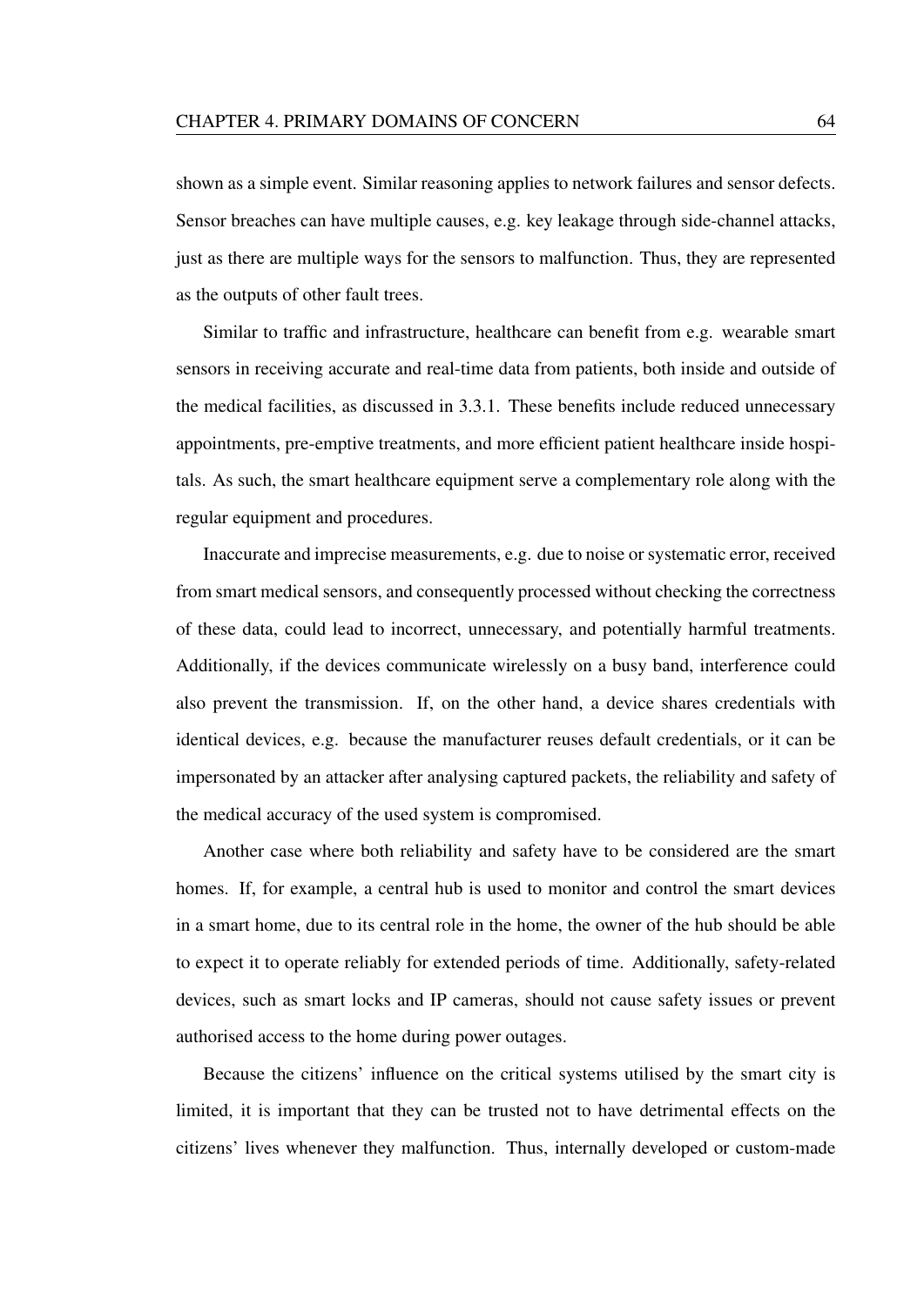shown as a simple event. Similar reasoning applies to network failures and sensor defects. Sensor breaches can have multiple causes, e.g. key leakage through side-channel attacks, just as there are multiple ways for the sensors to malfunction. Thus, they are represented as the outputs of other fault trees.

Similar to traffic and infrastructure, healthcare can benefit from e.g. wearable smart sensors in receiving accurate and real-time data from patients, both inside and outside of the medical facilities, as discussed in 3.3.1. These benefits include reduced unnecessary appointments, pre-emptive treatments, and more efficient patient healthcare inside hospitals. As such, the smart healthcare equipment serve a complementary role along with the regular equipment and procedures.

Inaccurate and imprecise measurements, e.g. due to noise or systematic error, received from smart medical sensors, and consequently processed without checking the correctness of these data, could lead to incorrect, unnecessary, and potentially harmful treatments. Additionally, if the devices communicate wirelessly on a busy band, interference could also prevent the transmission. If, on the other hand, a device shares credentials with identical devices, e.g. because the manufacturer reuses default credentials, or it can be impersonated by an attacker after analysing captured packets, the reliability and safety of the medical accuracy of the used system is compromised.

Another case where both reliability and safety have to be considered are the smart homes. If, for example, a central hub is used to monitor and control the smart devices in a smart home, due to its central role in the home, the owner of the hub should be able to expect it to operate reliably for extended periods of time. Additionally, safety-related devices, such as smart locks and IP cameras, should not cause safety issues or prevent authorised access to the home during power outages.

Because the citizens' influence on the critical systems utilised by the smart city is limited, it is important that they can be trusted not to have detrimental effects on the citizens' lives whenever they malfunction. Thus, internally developed or custom-made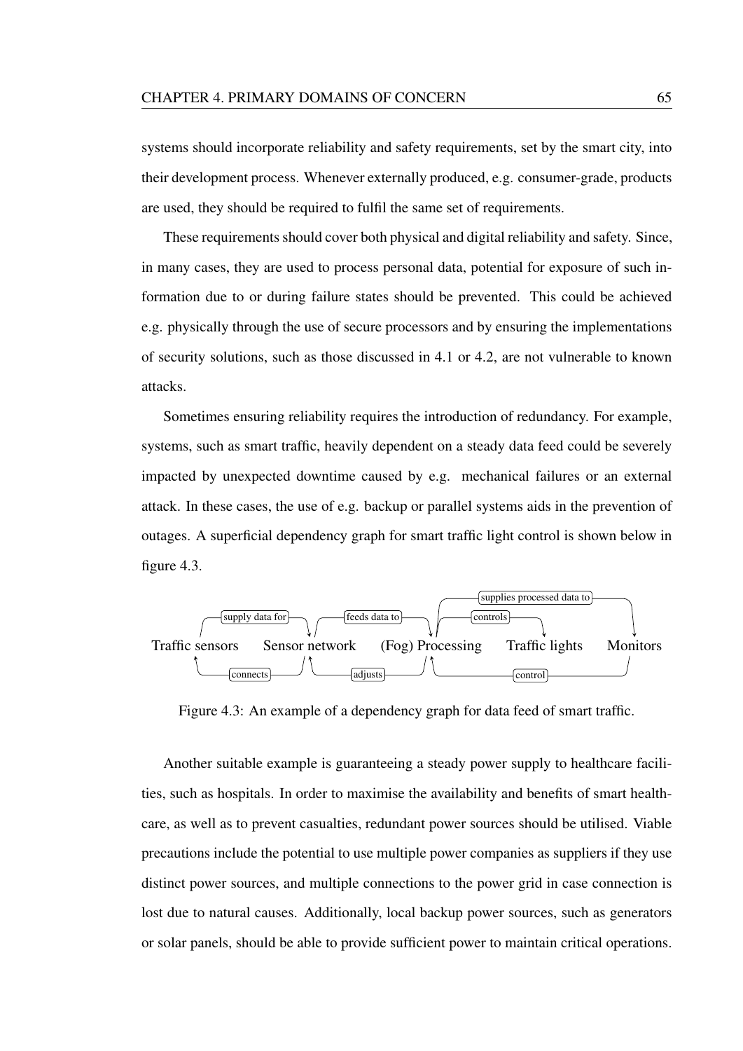systems should incorporate reliability and safety requirements, set by the smart city, into their development process. Whenever externally produced, e.g. consumer-grade, products are used, they should be required to fulfil the same set of requirements.

These requirements should cover both physical and digital reliability and safety. Since, in many cases, they are used to process personal data, potential for exposure of such information due to or during failure states should be prevented. This could be achieved e.g. physically through the use of secure processors and by ensuring the implementations of security solutions, such as those discussed in 4.1 or 4.2, are not vulnerable to known attacks.

Sometimes ensuring reliability requires the introduction of redundancy. For example, systems, such as smart traffic, heavily dependent on a steady data feed could be severely impacted by unexpected downtime caused by e.g. mechanical failures or an external attack. In these cases, the use of e.g. backup or parallel systems aids in the prevention of outages. A superficial dependency graph for smart traffic light control is shown below in figure 4.3.

supplies processed data to

supply data for — feeds data to — controls

Traffic sensors — Sensor network — (Fog) Processing — Traffic lights — Monitors

connects — adjusts — control

Figure 4.3: An example of a dependency graph for data feed of smart traffic.

Another suitable example is guaranteeing a steady power supply to healthcare facilities, such as hospitals. In order to maximise the availability and benefits of smart healthcare, as well as to prevent casualties, redundant power sources should be utilised. Viable precautions include the potential to use multiple power companies as suppliers if they use distinct power sources, and multiple connections to the power grid in case connection is lost due to natural causes. Additionally, local backup power sources, such as generators or solar panels, should be able to provide sufficient power to maintain critical operations.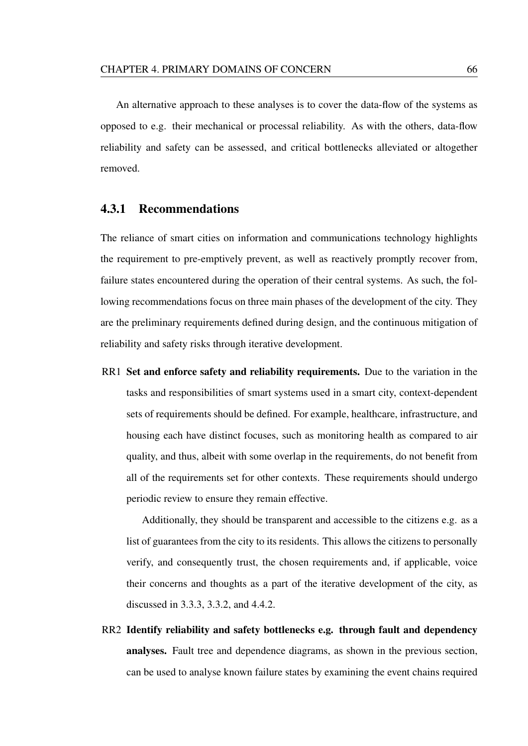An alternative approach to these analyses is to cover the data-flow of the systems as opposed to e.g. their mechanical or processal reliability. As with the others, data-flow reliability and safety can be assessed, and critical bottlenecks alleviated or altogether removed.

### 4.3.1 Recommendations

The reliance of smart cities on information and communications technology highlights the requirement to pre-emptively prevent, as well as reactively promptly recover from, failure states encountered during the operation of their central systems. As such, the following recommendations focus on three main phases of the development of the city. They are the preliminary requirements defined during design, and the continuous mitigation of reliability and safety risks through iterative development.

RR1 **Set and enforce safety and reliability requirements.** Due to the variation in the tasks and responsibilities of smart systems used in a smart city, context-dependent sets of requirements should be defined. For example, healthcare, infrastructure, and housing each have distinct focuses, such as monitoring health as compared to air quality, and thus, albeit with some overlap in the requirements, do not benefit from all of the requirements set for other contexts. These requirements should undergo periodic review to ensure they remain effective.

Additionally, they should be transparent and accessible to the citizens e.g. as a list of guarantees from the city to its residents. This allows the citizens to personally verify, and consequently trust, the chosen requirements and, if applicable, voice their concerns and thoughts as a part of the iterative development of the city, as discussed in 3.3.3, 3.3.2, and 4.4.2.

RR2 **Identify reliability and safety bottlenecks e.g. through fault and dependency analyses.** Fault tree and dependence diagrams, as shown in the previous section, can be used to analyse known failure states by examining the event chains required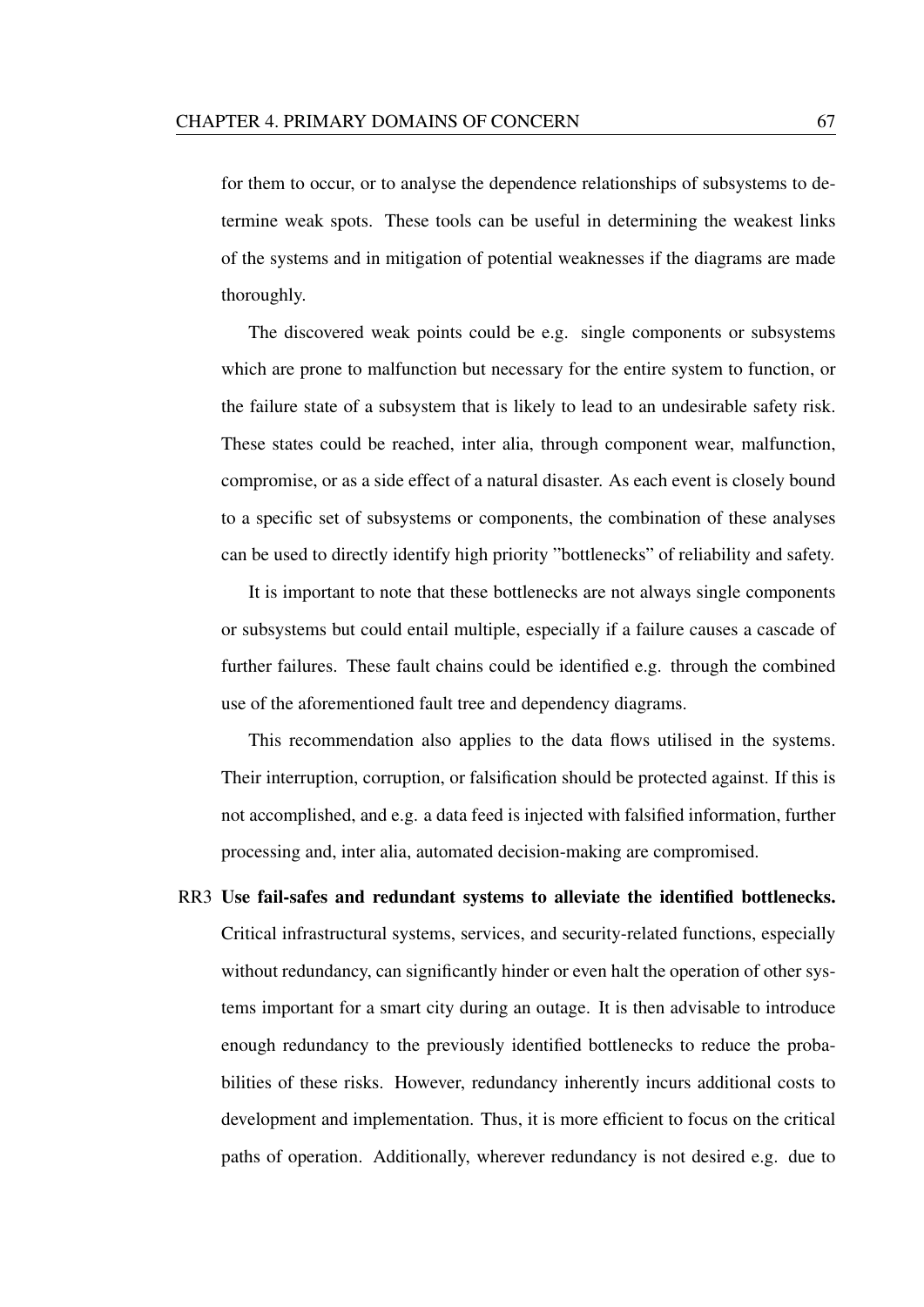for them to occur, or to analyse the dependence relationships of subsystems to determine weak spots. These tools can be useful in determining the weakest links of the systems and in mitigation of potential weaknesses if the diagrams are made thoroughly.

The discovered weak points could be e.g. single components or subsystems which are prone to malfunction but necessary for the entire system to function, or the failure state of a subsystem that is likely to lead to an undesirable safety risk. These states could be reached, inter alia, through component wear, malfunction, compromise, or as a side effect of a natural disaster. As each event is closely bound to a specific set of subsystems or components, the combination of these analyses can be used to directly identify high priority "bottlenecks" of reliability and safety.

It is important to note that these bottlenecks are not always single components or subsystems but could entail multiple, especially if a failure causes a cascade of further failures. These fault chains could be identified e.g. through the combined use of the aforementioned fault tree and dependency diagrams.

This recommendation also applies to the data flows utilised in the systems. Their interruption, corruption, or falsification should be protected against. If this is not accomplished, and e.g. a data feed is injected with falsified information, further processing and, inter alia, automated decision-making are compromised.

RR3 **Use fail-safes and redundant systems to alleviate the identified bottlenecks.** Critical infrastructural systems, services, and security-related functions, especially without redundancy, can significantly hinder or even halt the operation of other systems important for a smart city during an outage. It is then advisable to introduce enough redundancy to the previously identified bottlenecks to reduce the probabilities of these risks. However, redundancy inherently incurs additional costs to development and implementation. Thus, it is more efficient to focus on the critical paths of operation. Additionally, wherever redundancy is not desired e.g. due to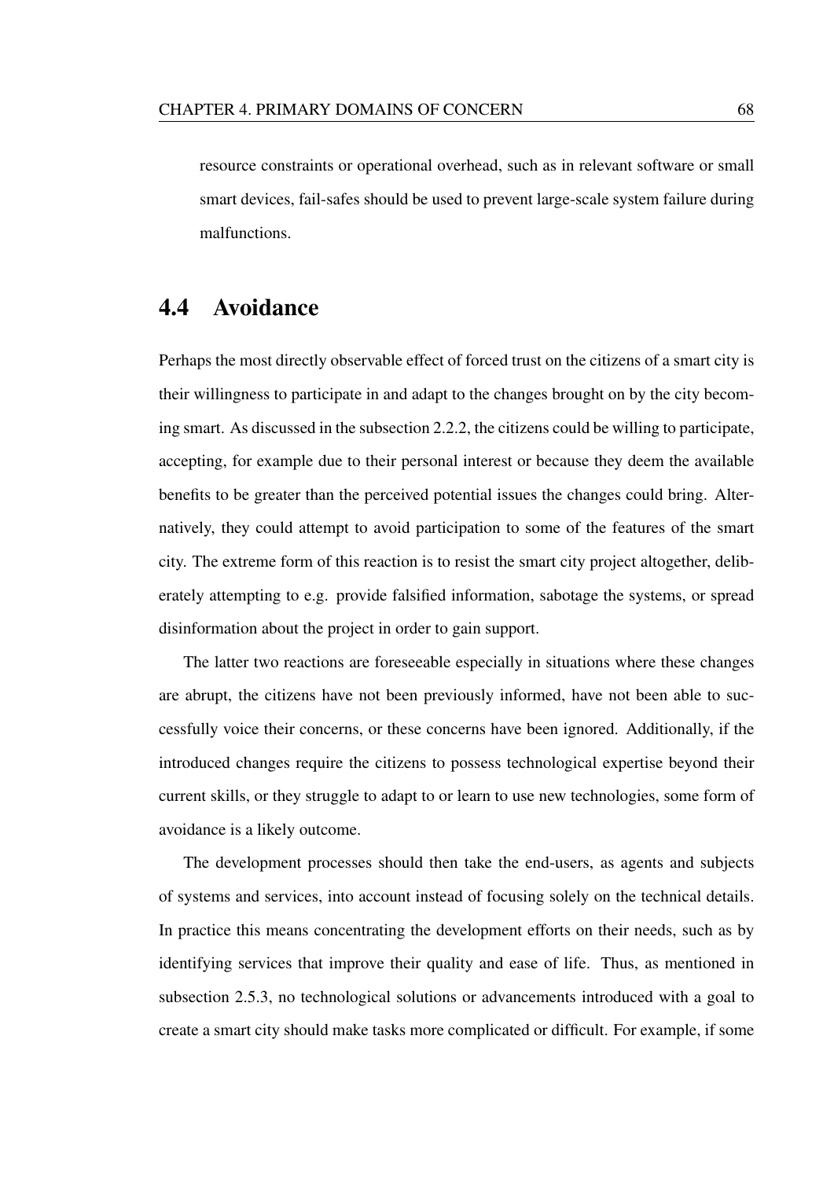resource constraints or operational overhead, such as in relevant software or small smart devices, fail-safes should be used to prevent large-scale system failure during malfunctions.

## 4.4 Avoidance

Perhaps the most directly observable effect of forced trust on the citizens of a smart city is their willingness to participate in and adapt to the changes brought on by the city becoming smart. As discussed in the subsection 2.2.2, the citizens could be willing to participate, accepting, for example due to their personal interest or because they deem the available benefits to be greater than the perceived potential issues the changes could bring. Alternatively, they could attempt to avoid participation to some of the features of the smart city. The extreme form of this reaction is to resist the smart city project altogether, deliberately attempting to e.g. provide falsified information, sabotage the systems, or spread disinformation about the project in order to gain support.

The latter two reactions are foreseeable especially in situations where these changes are abrupt, the citizens have not been previously informed, have not been able to successfully voice their concerns, or these concerns have been ignored. Additionally, if the introduced changes require the citizens to possess technological expertise beyond their current skills, or they struggle to adapt to or learn to use new technologies, some form of avoidance is a likely outcome.

The development processes should then take the end-users, as agents and subjects of systems and services, into account instead of focusing solely on the technical details. In practice this means concentrating the development efforts on their needs, such as by identifying services that improve their quality and ease of life. Thus, as mentioned in subsection 2.5.3, no technological solutions or advancements introduced with a goal to create a smart city should make tasks more complicated or difficult. For example, if some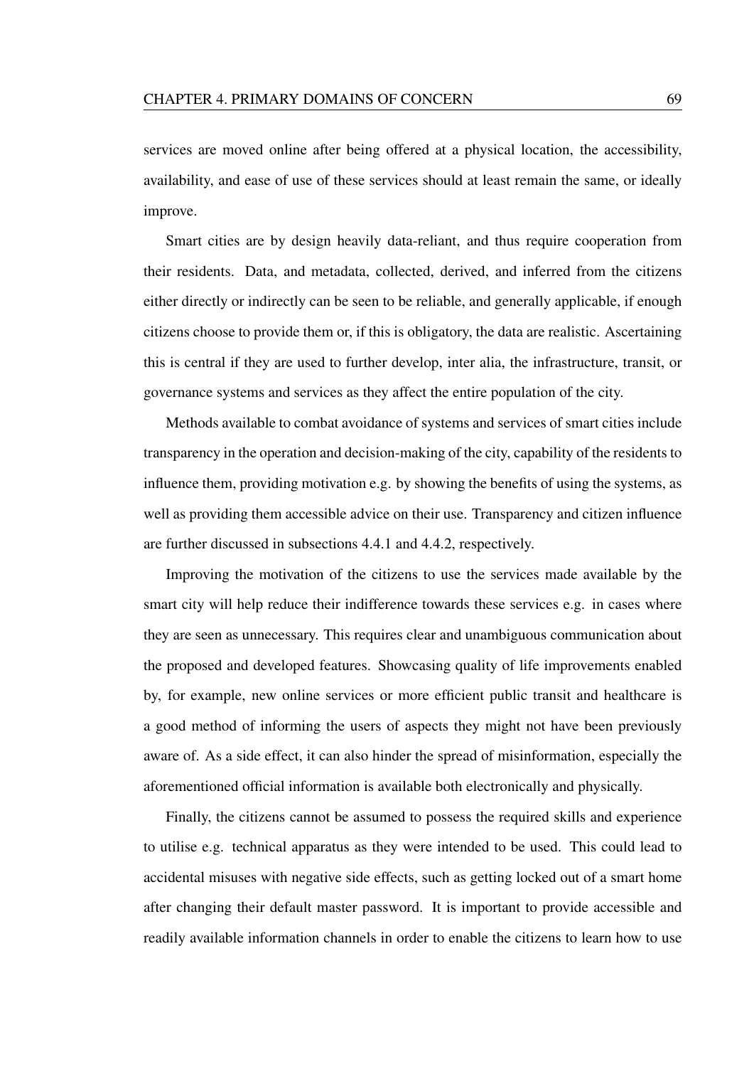services are moved online after being offered at a physical location, the accessibility, availability, and ease of use of these services should at least remain the same, or ideally improve.

Smart cities are by design heavily data-reliant, and thus require cooperation from their residents. Data, and metadata, collected, derived, and inferred from the citizens either directly or indirectly can be seen to be reliable, and generally applicable, if enough citizens choose to provide them or, if this is obligatory, the data are realistic. Ascertaining this is central if they are used to further develop, inter alia, the infrastructure, transit, or governance systems and services as they affect the entire population of the city.

Methods available to combat avoidance of systems and services of smart cities include transparency in the operation and decision-making of the city, capability of the residents to influence them, providing motivation e.g. by showing the benefits of using the systems, as well as providing them accessible advice on their use. Transparency and citizen influence are further discussed in subsections 4.4.1 and 4.4.2, respectively.

Improving the motivation of the citizens to use the services made available by the smart city will help reduce their indifference towards these services e.g. in cases where they are seen as unnecessary. This requires clear and unambiguous communication about the proposed and developed features. Showcasing quality of life improvements enabled by, for example, new online services or more efficient public transit and healthcare is a good method of informing the users of aspects they might not have been previously aware of. As a side effect, it can also hinder the spread of misinformation, especially the aforementioned official information is available both electronically and physically.

Finally, the citizens cannot be assumed to possess the required skills and experience to utilise e.g. technical apparatus as they were intended to be used. This could lead to accidental misuses with negative side effects, such as getting locked out of a smart home after changing their default master password. It is important to provide accessible and readily available information channels in order to enable the citizens to learn how to use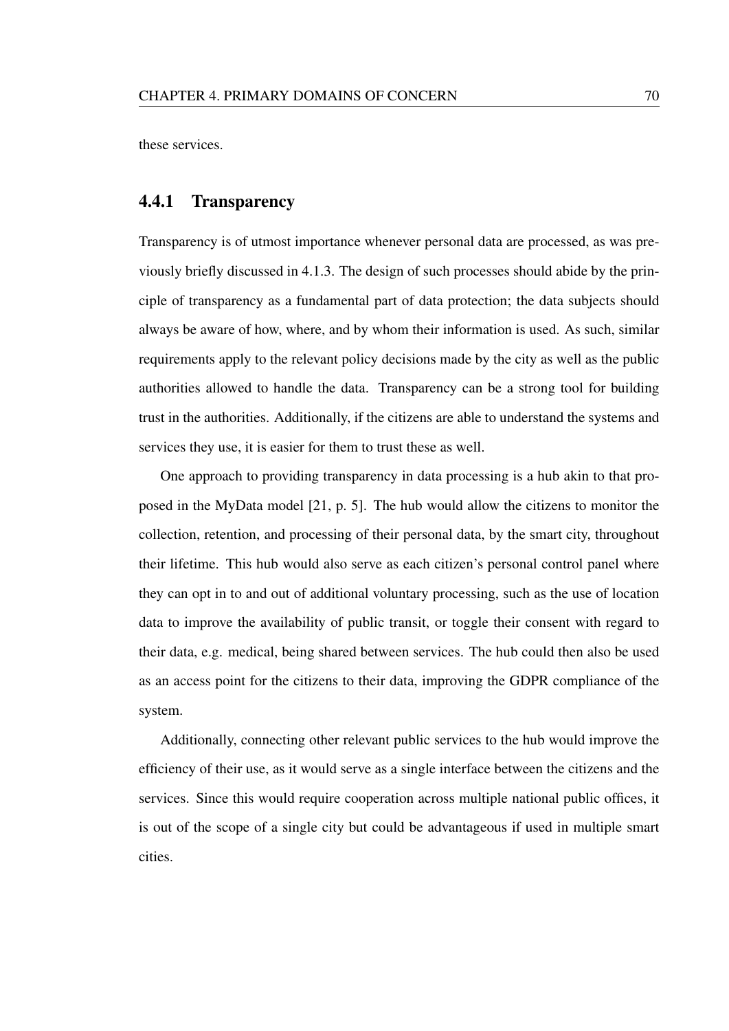these services.

### 4.4.1 Transparency

Transparency is of utmost importance whenever personal data are processed, as was previously briefly discussed in 4.1.3. The design of such processes should abide by the principle of transparency as a fundamental part of data protection; the data subjects should always be aware of how, where, and by whom their information is used. As such, similar requirements apply to the relevant policy decisions made by the city as well as the public authorities allowed to handle the data. Transparency can be a strong tool for building trust in the authorities. Additionally, if the citizens are able to understand the systems and services they use, it is easier for them to trust these as well.

One approach to providing transparency in data processing is a hub akin to that proposed in the MyData model [21, p. 5]. The hub would allow the citizens to monitor the collection, retention, and processing of their personal data, by the smart city, throughout their lifetime. This hub would also serve as each citizen's personal control panel where they can opt in to and out of additional voluntary processing, such as the use of location data to improve the availability of public transit, or toggle their consent with regard to their data, e.g. medical, being shared between services. The hub could then also be used as an access point for the citizens to their data, improving the GDPR compliance of the system.

Additionally, connecting other relevant public services to the hub would improve the efficiency of their use, as it would serve as a single interface between the citizens and the services. Since this would require cooperation across multiple national public offices, it is out of the scope of a single city but could be advantageous if used in multiple smart cities.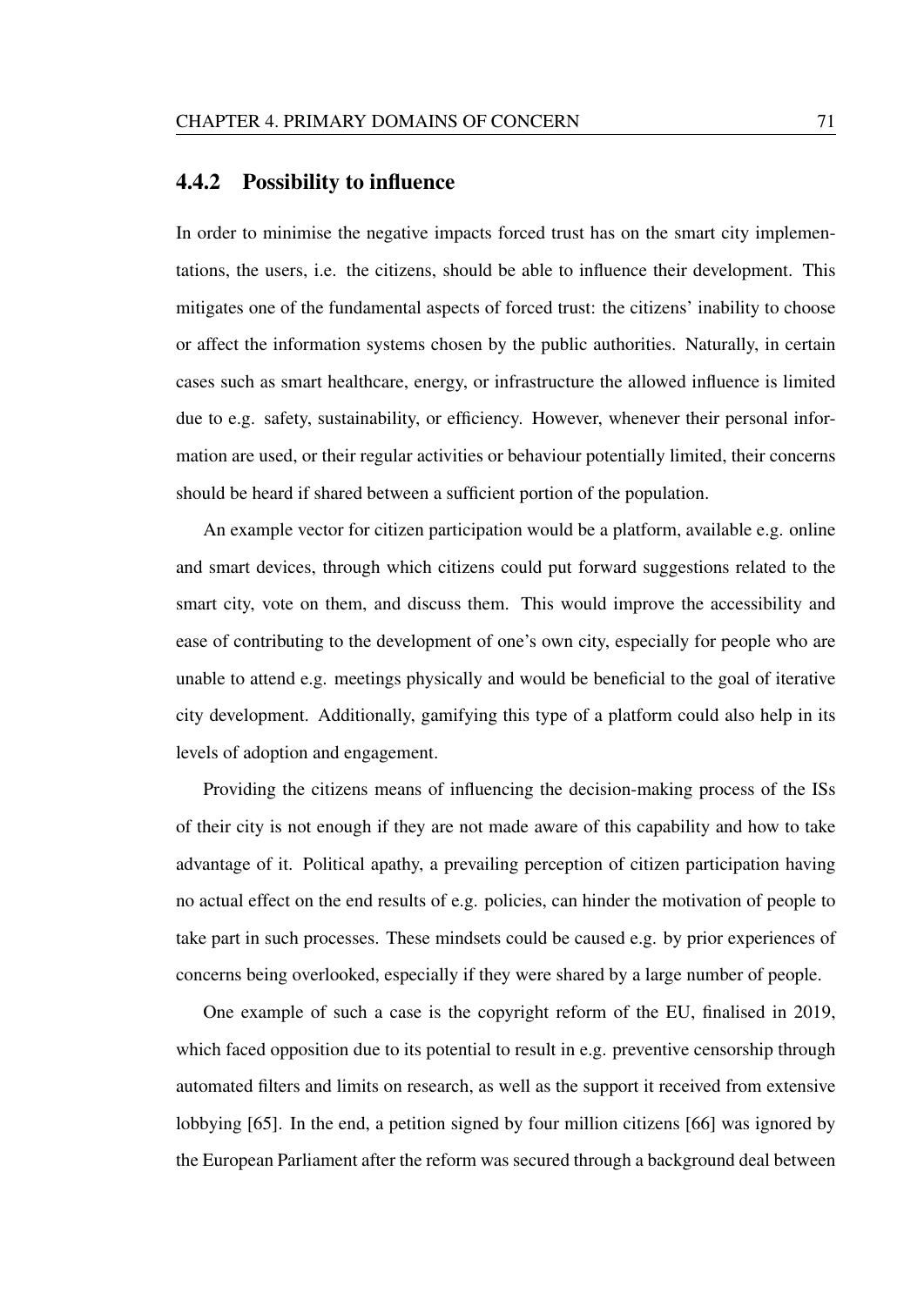### 4.4.2 Possibility to influence

In order to minimise the negative impacts forced trust has on the smart city implementations, the users, i.e. the citizens, should be able to influence their development. This mitigates one of the fundamental aspects of forced trust: the citizens' inability to choose or affect the information systems chosen by the public authorities. Naturally, in certain cases such as smart healthcare, energy, or infrastructure the allowed influence is limited due to e.g. safety, sustainability, or efficiency. However, whenever their personal information are used, or their regular activities or behaviour potentially limited, their concerns should be heard if shared between a sufficient portion of the population.

An example vector for citizen participation would be a platform, available e.g. online and smart devices, through which citizens could put forward suggestions related to the smart city, vote on them, and discuss them. This would improve the accessibility and ease of contributing to the development of one's own city, especially for people who are unable to attend e.g. meetings physically and would be beneficial to the goal of iterative city development. Additionally, gamifying this type of a platform could also help in its levels of adoption and engagement.

Providing the citizens means of influencing the decision-making process of the ISs of their city is not enough if they are not made aware of this capability and how to take advantage of it. Political apathy, a prevailing perception of citizen participation having no actual effect on the end results of e.g. policies, can hinder the motivation of people to take part in such processes. These mindsets could be caused e.g. by prior experiences of concerns being overlooked, especially if they were shared by a large number of people.

One example of such a case is the copyright reform of the EU, finalised in 2019, which faced opposition due to its potential to result in e.g. preventive censorship through automated filters and limits on research, as well as the support it received from extensive lobbying [65]. In the end, a petition signed by four million citizens [66] was ignored by the European Parliament after the reform was secured through a background deal between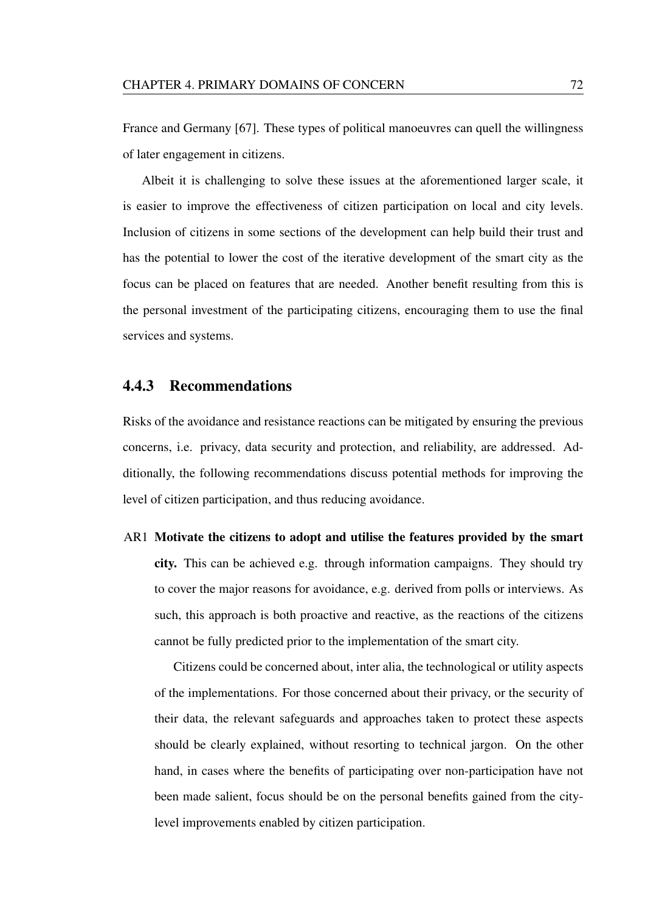France and Germany [67]. These types of political manoeuvres can quell the willingness of later engagement in citizens.

Albeit it is challenging to solve these issues at the aforementioned larger scale, it is easier to improve the effectiveness of citizen participation on local and city levels. Inclusion of citizens in some sections of the development can help build their trust and has the potential to lower the cost of the iterative development of the smart city as the focus can be placed on features that are needed. Another benefit resulting from this is the personal investment of the participating citizens, encouraging them to use the final services and systems.

### 4.4.3 Recommendations

Risks of the avoidance and resistance reactions can be mitigated by ensuring the previous concerns, i.e. privacy, data security and protection, and reliability, are addressed. Additionally, the following recommendations discuss potential methods for improving the level of citizen participation, and thus reducing avoidance.

AR1 **Motivate the citizens to adopt and utilise the features provided by the smart city.** This can be achieved e.g. through information campaigns. They should try to cover the major reasons for avoidance, e.g. derived from polls or interviews. As such, this approach is both proactive and reactive, as the reactions of the citizens cannot be fully predicted prior to the implementation of the smart city.

Citizens could be concerned about, inter alia, the technological or utility aspects of the implementations. For those concerned about their privacy, or the security of their data, the relevant safeguards and approaches taken to protect these aspects should be clearly explained, without resorting to technical jargon. On the other hand, in cases where the benefits of participating over non-participation have not been made salient, focus should be on the personal benefits gained from the city-level improvements enabled by citizen participation.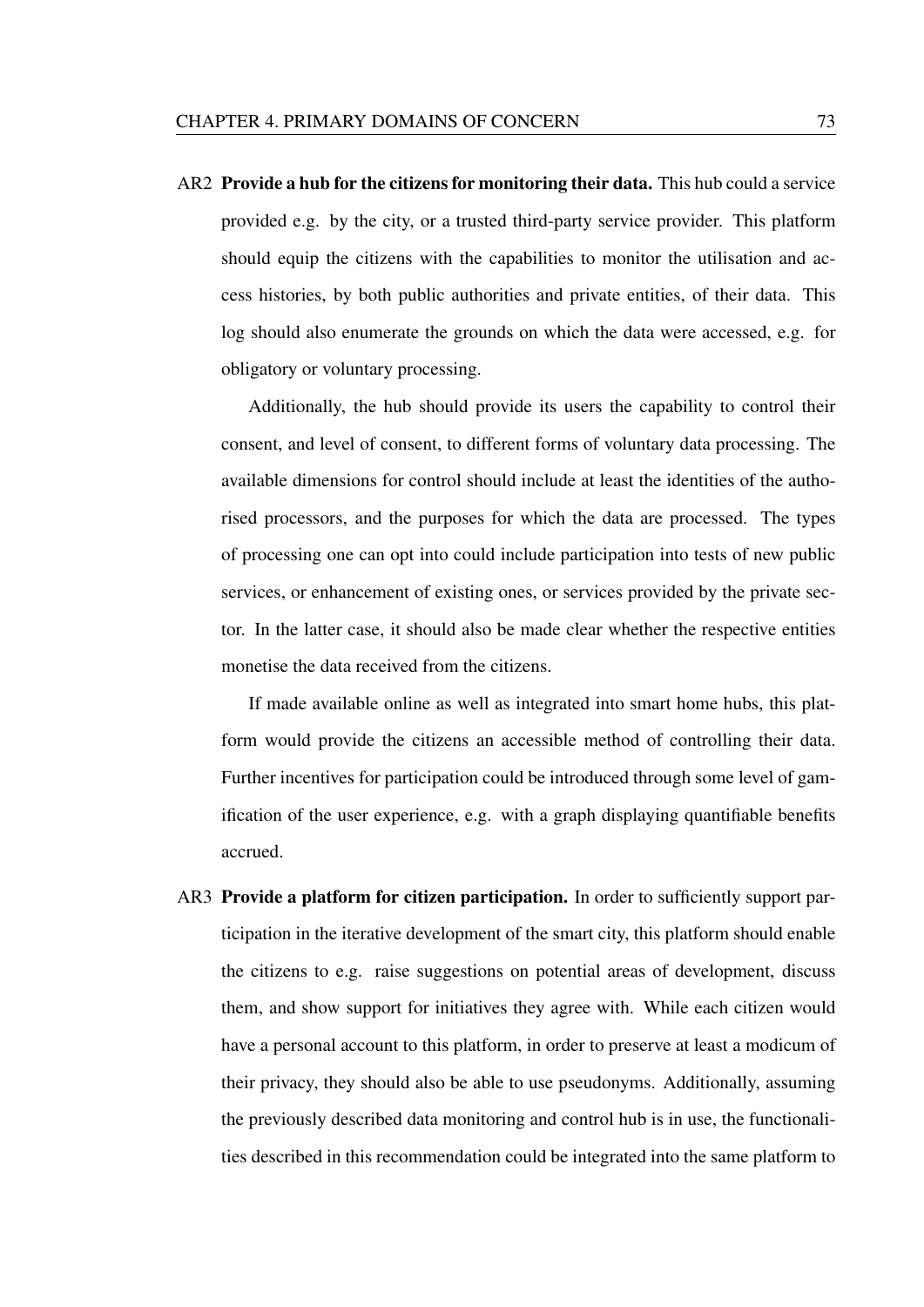AR2 **Provide a hub for the citizens for monitoring their data.** This hub could a service provided e.g. by the city, or a trusted third-party service provider. This platform should equip the citizens with the capabilities to monitor the utilisation and access histories, by both public authorities and private entities, of their data. This log should also enumerate the grounds on which the data were accessed, e.g. for obligatory or voluntary processing.

Additionally, the hub should provide its users the capability to control their consent, and level of consent, to different forms of voluntary data processing. The available dimensions for control should include at least the identities of the authorised processors, and the purposes for which the data are processed. The types of processing one can opt into could include participation into tests of new public services, or enhancement of existing ones, or services provided by the private sector. In the latter case, it should also be made clear whether the respective entities monetise the data received from the citizens.

If made available online as well as integrated into smart home hubs, this platform would provide the citizens an accessible method of controlling their data. Further incentives for participation could be introduced through some level of gamification of the user experience, e.g. with a graph displaying quantifiable benefits accrued.

AR3 **Provide a platform for citizen participation.** In order to sufficiently support participation in the iterative development of the smart city, this platform should enable the citizens to e.g. raise suggestions on potential areas of development, discuss them, and show support for initiatives they agree with. While each citizen would have a personal account to this platform, in order to preserve at least a modicum of their privacy, they should also be able to use pseudonyms. Additionally, assuming the previously described data monitoring and control hub is in use, the functionalities described in this recommendation could be integrated into the same platform to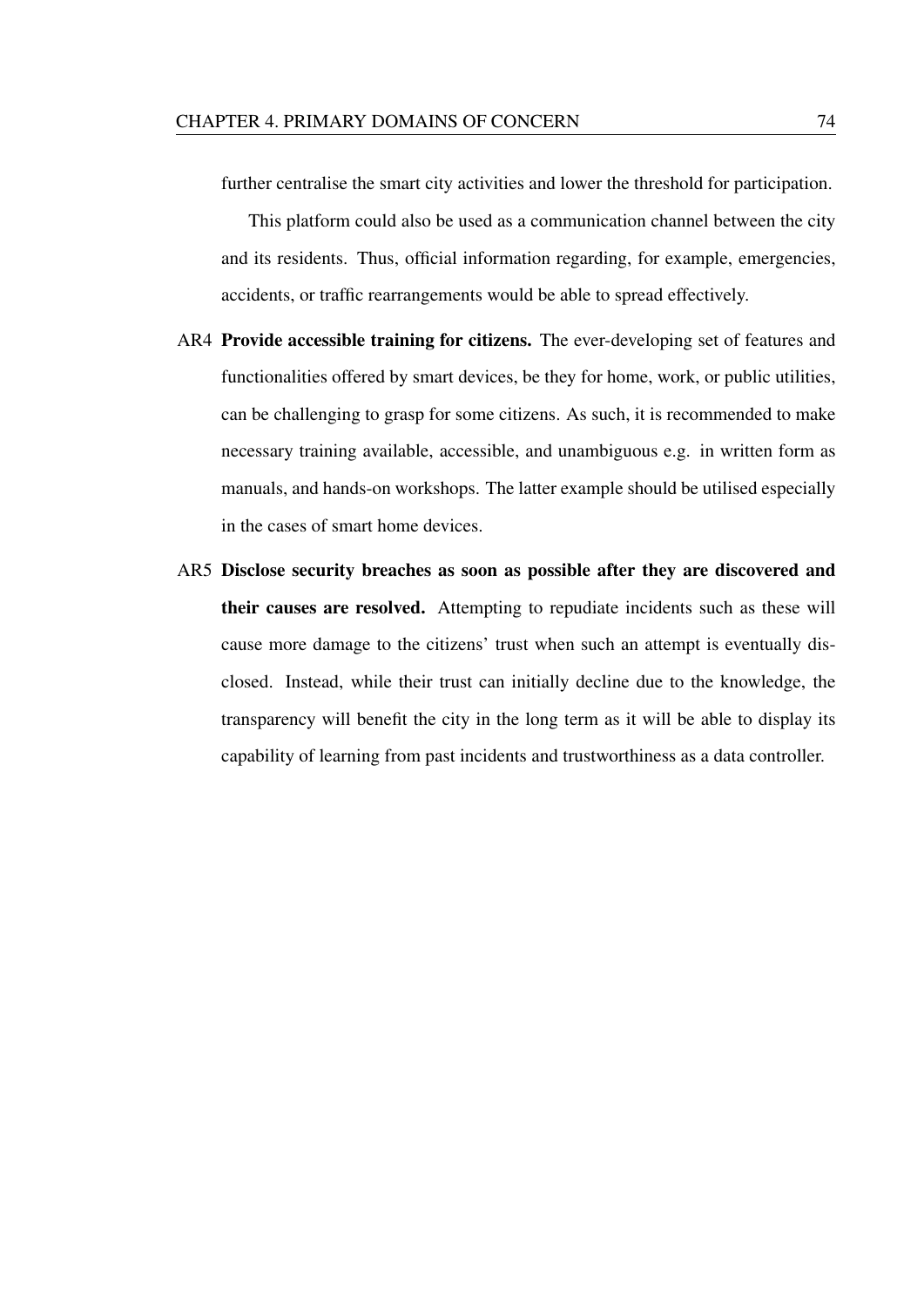further centralise the smart city activities and lower the threshold for participation.

This platform could also be used as a communication channel between the city and its residents. Thus, official information regarding, for example, emergencies, accidents, or traffic rearrangements would be able to spread effectively.

AR4 **Provide accessible training for citizens.** The ever-developing set of features and functionalities offered by smart devices, be they for home, work, or public utilities, can be challenging to grasp for some citizens. As such, it is recommended to make necessary training available, accessible, and unambiguous e.g. in written form as manuals, and hands-on workshops. The latter example should be utilised especially in the cases of smart home devices.

AR5 **Disclose security breaches as soon as possible after they are discovered and their causes are resolved.** Attempting to repudiate incidents such as these will cause more damage to the citizens' trust when such an attempt is eventually disclosed. Instead, while their trust can initially decline due to the knowledge, the transparency will benefit the city in the long term as it will be able to display its capability of learning from past incidents and trustworthiness as a data controller.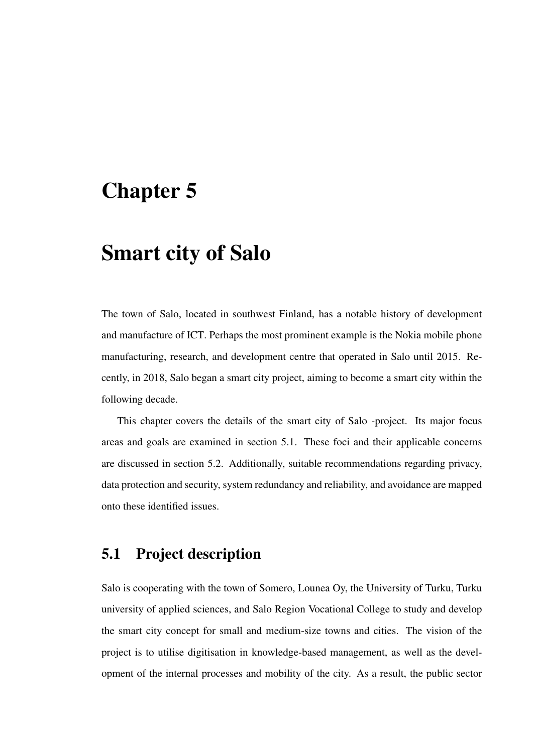# Chapter 5

# Smart city of Salo

The town of Salo, located in southwest Finland, has a notable history of development and manufacture of ICT. Perhaps the most prominent example is the Nokia mobile phone manufacturing, research, and development centre that operated in Salo until 2015. Recently, in 2018, Salo began a smart city project, aiming to become a smart city within the following decade.

This chapter covers the details of the smart city of Salo -project. Its major focus areas and goals are examined in section 5.1. These foci and their applicable concerns are discussed in section 5.2. Additionally, suitable recommendations regarding privacy, data protection and security, system redundancy and reliability, and avoidance are mapped onto these identified issues.

## 5.1 Project description

Salo is cooperating with the town of Somero, Lounea Oy, the University of Turku, Turku university of applied sciences, and Salo Region Vocational College to study and develop the smart city concept for small and medium-size towns and cities. The vision of the project is to utilise digitisation in knowledge-based management, as well as the development of the internal processes and mobility of the city. As a result, the public sector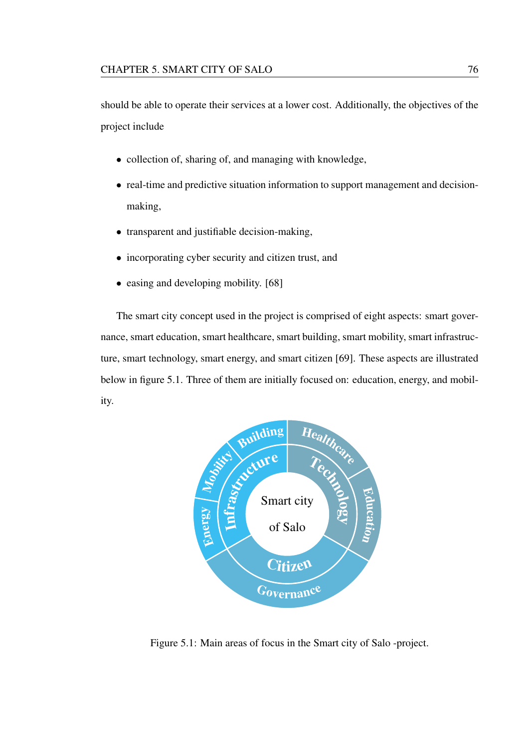should be able to operate their services at a lower cost. Additionally, the objectives of the project include

- collection of, sharing of, and managing with knowledge,
- real-time and predictive situation information to support management and decision-making,
- transparent and justifiable decision-making,
- incorporating cyber security and citizen trust, and
- easing and developing mobility. [68]

The smart city concept used in the project is comprised of eight aspects: smart governance, smart education, smart healthcare, smart building, smart mobility, smart infrastructure, smart technology, smart energy, and smart citizen [69]. These aspects are illustrated below in figure 5.1. Three of them are initially focused on: education, energy, and mobility.

Figure 5.1: Main areas of focus in the Smart city of Salo -project.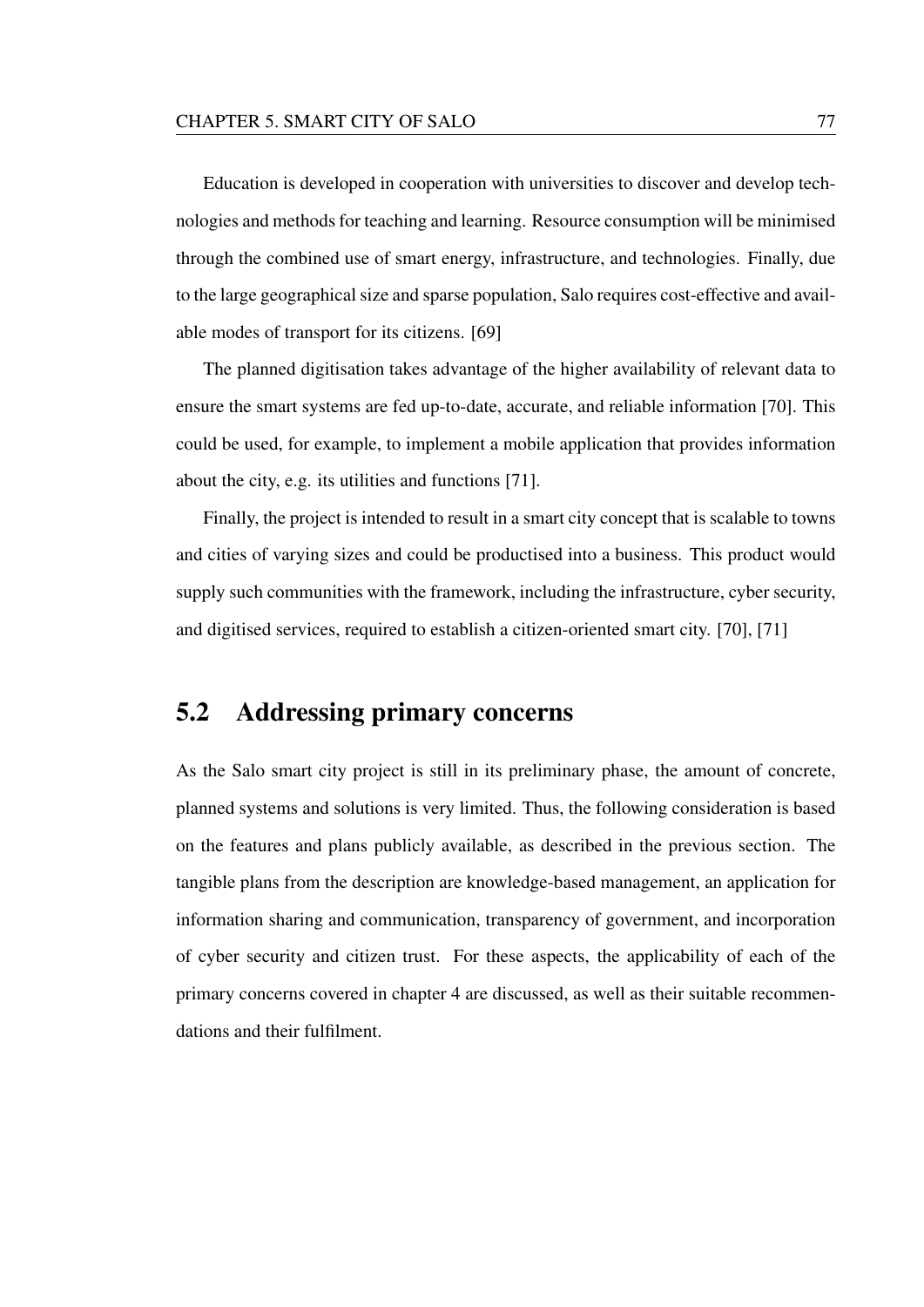Education is developed in cooperation with universities to discover and develop technologies and methods for teaching and learning. Resource consumption will be minimised through the combined use of smart energy, infrastructure, and technologies. Finally, due to the large geographical size and sparse population, Salo requires cost-effective and available modes of transport for its citizens. [69]

The planned digitisation takes advantage of the higher availability of relevant data to ensure the smart systems are fed up-to-date, accurate, and reliable information [70]. This could be used, for example, to implement a mobile application that provides information about the city, e.g. its utilities and functions [71].

Finally, the project is intended to result in a smart city concept that is scalable to towns and cities of varying sizes and could be productised into a business. This product would supply such communities with the framework, including the infrastructure, cyber security, and digitised services, required to establish a citizen-oriented smart city. [70], [71]

## 5.2 Addressing primary concerns

As the Salo smart city project is still in its preliminary phase, the amount of concrete, planned systems and solutions is very limited. Thus, the following consideration is based on the features and plans publicly available, as described in the previous section. The tangible plans from the description are knowledge-based management, an application for information sharing and communication, transparency of government, and incorporation of cyber security and citizen trust. For these aspects, the applicability of each of the primary concerns covered in chapter 4 are discussed, as well as their suitable recommendations and their fulfilment.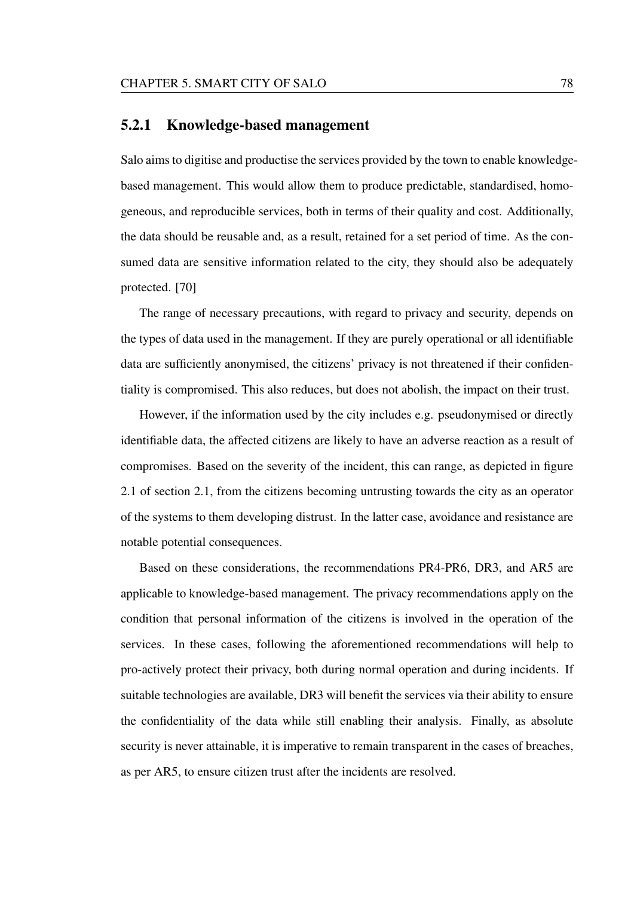### 5.2.1 Knowledge-based management

Salo aims to digitise and productise the services provided by the town to enable knowledge-based management. This would allow them to produce predictable, standardised, homogeneous, and reproducible services, both in terms of their quality and cost. Additionally, the data should be reusable and, as a result, retained for a set period of time. As the consumed data are sensitive information related to the city, they should also be adequately protected. [70]

The range of necessary precautions, with regard to privacy and security, depends on the types of data used in the management. If they are purely operational or all identifiable data are sufficiently anonymised, the citizens' privacy is not threatened if their confidentiality is compromised. This also reduces, but does not abolish, the impact on their trust.

However, if the information used by the city includes e.g. pseudonymised or directly identifiable data, the affected citizens are likely to have an adverse reaction as a result of compromises. Based on the severity of the incident, this can range, as depicted in figure 2.1 of section 2.1, from the citizens becoming untrusting towards the city as an operator of the systems to them developing distrust. In the latter case, avoidance and resistance are notable potential consequences.

Based on these considerations, the recommendations PR4-PR6, DR3, and AR5 are applicable to knowledge-based management. The privacy recommendations apply on the condition that personal information of the citizens is involved in the operation of the services. In these cases, following the aforementioned recommendations will help to pro-actively protect their privacy, both during normal operation and during incidents. If suitable technologies are available, DR3 will benefit the services via their ability to ensure the confidentiality of the data while still enabling their analysis. Finally, as absolute security is never attainable, it is imperative to remain transparent in the cases of breaches, as per AR5, to ensure citizen trust after the incidents are resolved.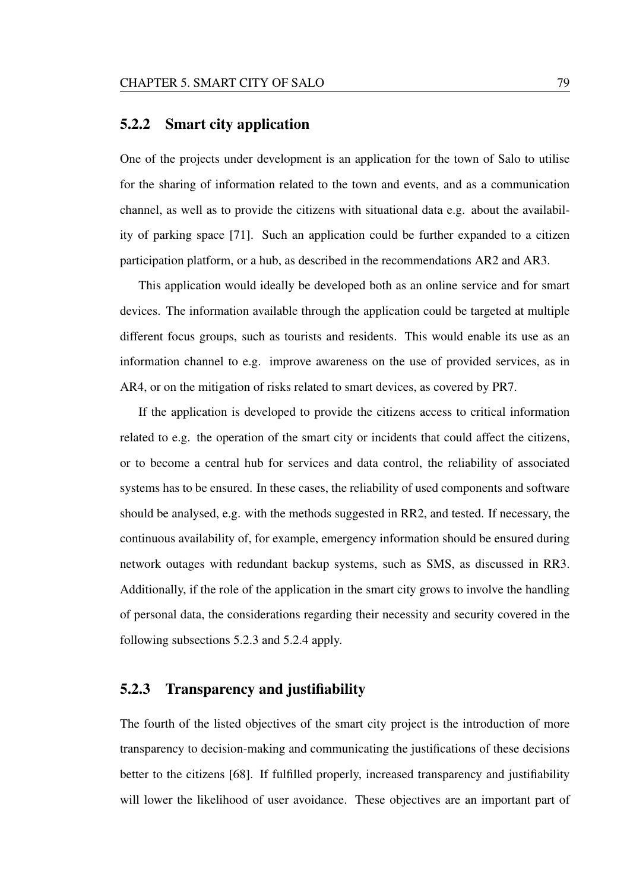### 5.2.2 Smart city application

One of the projects under development is an application for the town of Salo to utilise for the sharing of information related to the town and events, and as a communication channel, as well as to provide the citizens with situational data e.g. about the availability of parking space [71]. Such an application could be further expanded to a citizen participation platform, or a hub, as described in the recommendations AR2 and AR3.

This application would ideally be developed both as an online service and for smart devices. The information available through the application could be targeted at multiple different focus groups, such as tourists and residents. This would enable its use as an information channel to e.g. improve awareness on the use of provided services, as in AR4, or on the mitigation of risks related to smart devices, as covered by PR7.

If the application is developed to provide the citizens access to critical information related to e.g. the operation of the smart city or incidents that could affect the citizens, or to become a central hub for services and data control, the reliability of associated systems has to be ensured. In these cases, the reliability of used components and software should be analysed, e.g. with the methods suggested in RR2, and tested. If necessary, the continuous availability of, for example, emergency information should be ensured during network outages with redundant backup systems, such as SMS, as discussed in RR3. Additionally, if the role of the application in the smart city grows to involve the handling of personal data, the considerations regarding their necessity and security covered in the following subsections 5.2.3 and 5.2.4 apply.

### 5.2.3 Transparency and justifiability

The fourth of the listed objectives of the smart city project is the introduction of more transparency to decision-making and communicating the justifications of these decisions better to the citizens [68]. If fulfilled properly, increased transparency and justifiability will lower the likelihood of user avoidance. These objectives are an important part of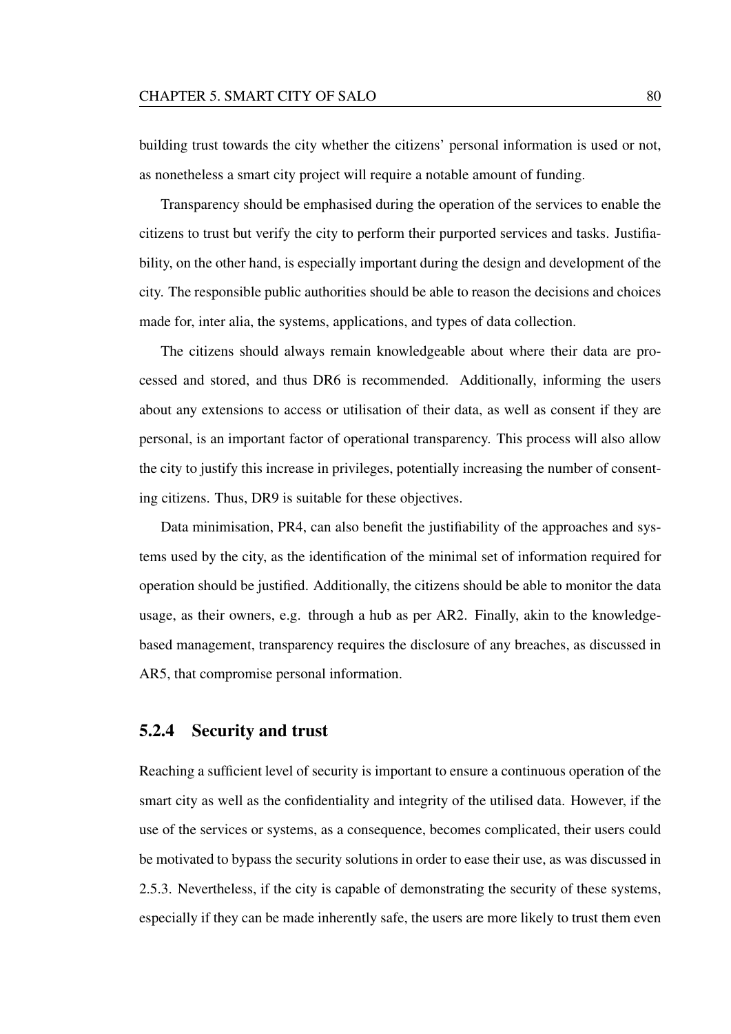building trust towards the city whether the citizens' personal information is used or not, as nonetheless a smart city project will require a notable amount of funding.

Transparency should be emphasised during the operation of the services to enable the citizens to trust but verify the city to perform their purported services and tasks. Justifiability, on the other hand, is especially important during the design and development of the city. The responsible public authorities should be able to reason the decisions and choices made for, inter alia, the systems, applications, and types of data collection.

The citizens should always remain knowledgeable about where their data are processed and stored, and thus DR6 is recommended. Additionally, informing the users about any extensions to access or utilisation of their data, as well as consent if they are personal, is an important factor of operational transparency. This process will also allow the city to justify this increase in privileges, potentially increasing the number of consenting citizens. Thus, DR9 is suitable for these objectives.

Data minimisation, PR4, can also benefit the justifiability of the approaches and systems used by the city, as the identification of the minimal set of information required for operation should be justified. Additionally, the citizens should be able to monitor the data usage, as their owners, e.g. through a hub as per AR2. Finally, akin to the knowledge-based management, transparency requires the disclosure of any breaches, as discussed in AR5, that compromise personal information.

### 5.2.4 Security and trust

Reaching a sufficient level of security is important to ensure a continuous operation of the smart city as well as the confidentiality and integrity of the utilised data. However, if the use of the services or systems, as a consequence, becomes complicated, their users could be motivated to bypass the security solutions in order to ease their use, as was discussed in 2.5.3. Nevertheless, if the city is capable of demonstrating the security of these systems, especially if they can be made inherently safe, the users are more likely to trust them even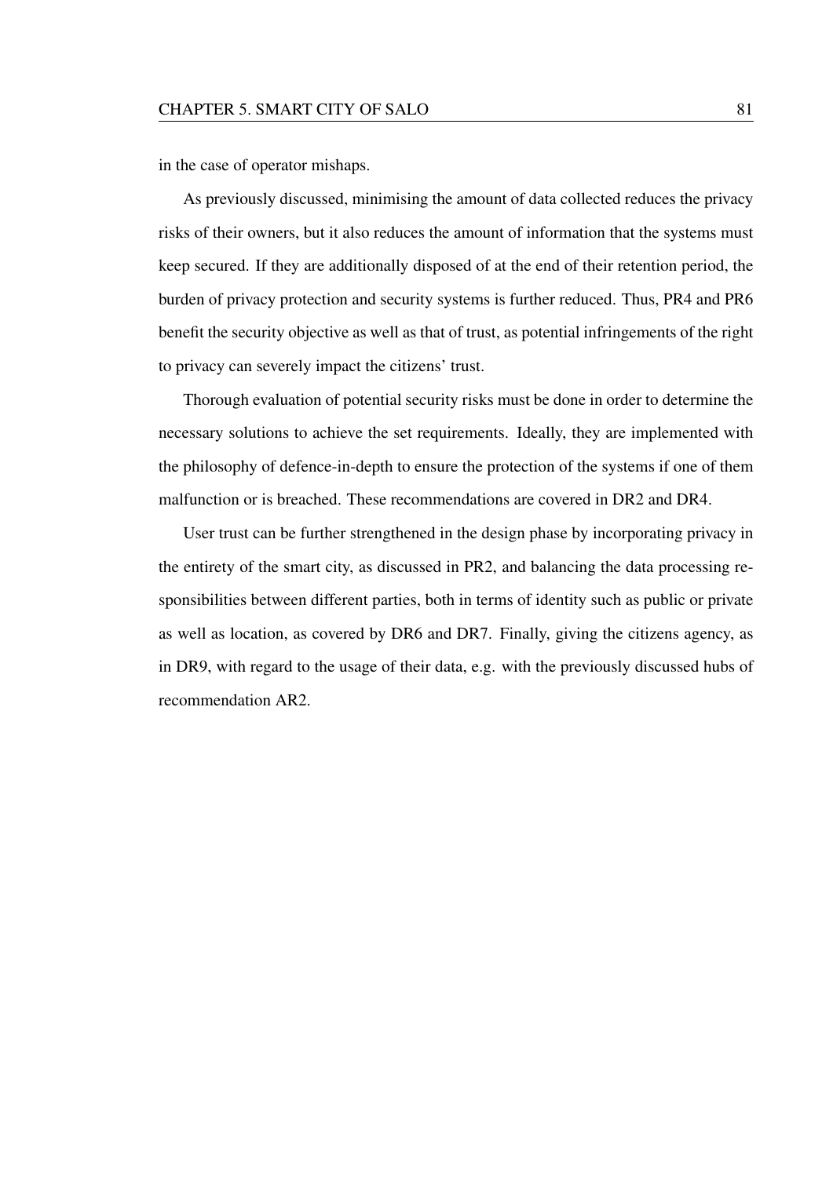in the case of operator mishaps.

As previously discussed, minimising the amount of data collected reduces the privacy risks of their owners, but it also reduces the amount of information that the systems must keep secured. If they are additionally disposed of at the end of their retention period, the burden of privacy protection and security systems is further reduced. Thus, PR4 and PR6 benefit the security objective as well as that of trust, as potential infringements of the right to privacy can severely impact the citizens' trust.

Thorough evaluation of potential security risks must be done in order to determine the necessary solutions to achieve the set requirements. Ideally, they are implemented with the philosophy of defence-in-depth to ensure the protection of the systems if one of them malfunction or is breached. These recommendations are covered in DR2 and DR4.

User trust can be further strengthened in the design phase by incorporating privacy in the entirety of the smart city, as discussed in PR2, and balancing the data processing responsibilities between different parties, both in terms of identity such as public or private as well as location, as covered by DR6 and DR7. Finally, giving the citizens agency, as in DR9, with regard to the usage of their data, e.g. with the previously discussed hubs of recommendation AR2.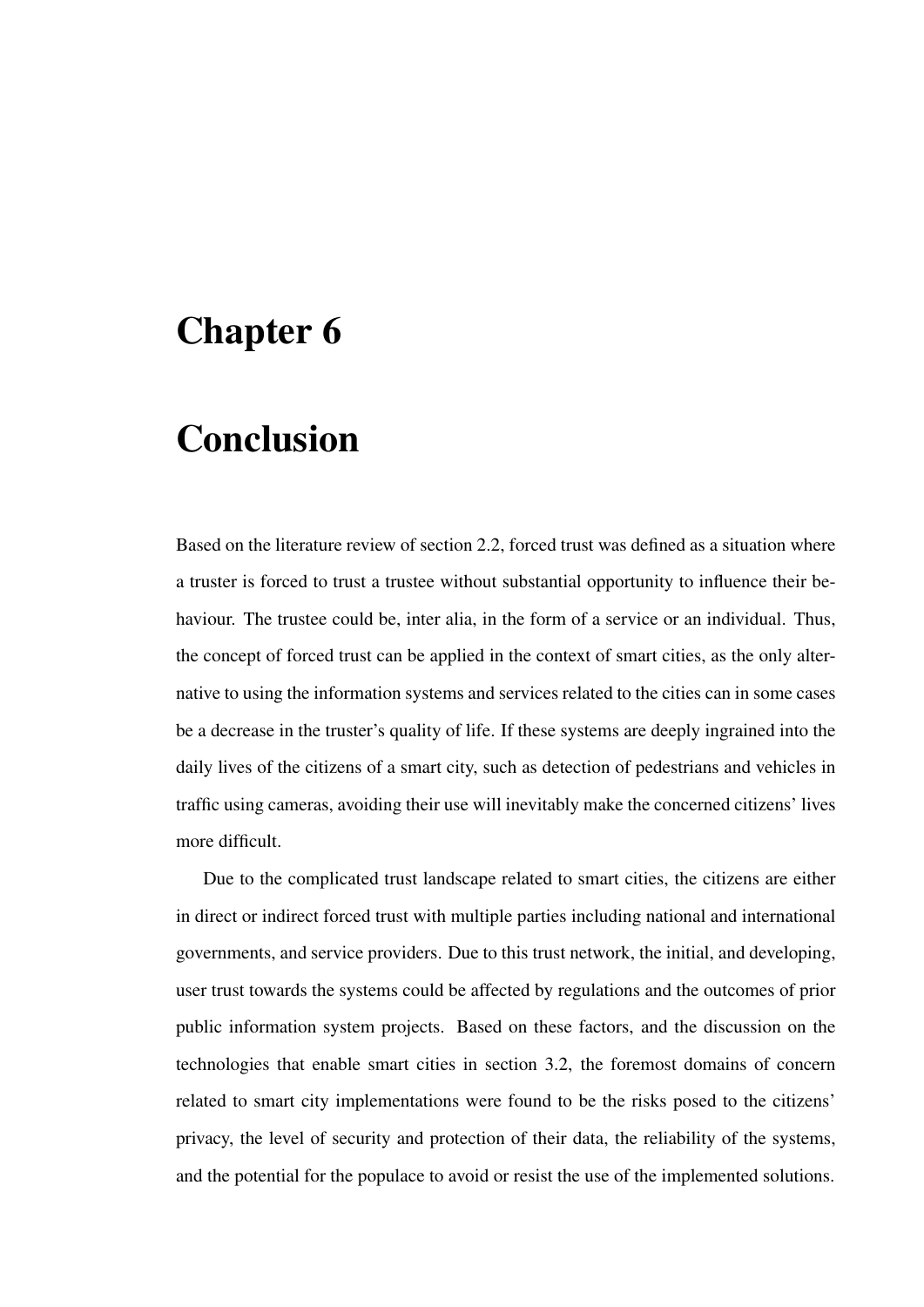# Chapter 6

# Conclusion

Based on the literature review of section 2.2, forced trust was defined as a situation where a truster is forced to trust a trustee without substantial opportunity to influence their behaviour. The trustee could be, inter alia, in the form of a service or an individual. Thus, the concept of forced trust can be applied in the context of smart cities, as the only alternative to using the information systems and services related to the cities can in some cases be a decrease in the truster's quality of life. If these systems are deeply ingrained into the daily lives of the citizens of a smart city, such as detection of pedestrians and vehicles in traffic using cameras, avoiding their use will inevitably make the concerned citizens' lives more difficult.

Due to the complicated trust landscape related to smart cities, the citizens are either in direct or indirect forced trust with multiple parties including national and international governments, and service providers. Due to this trust network, the initial, and developing, user trust towards the systems could be affected by regulations and the outcomes of prior public information system projects. Based on these factors, and the discussion on the technologies that enable smart cities in section 3.2, the foremost domains of concern related to smart city implementations were found to be the risks posed to the citizens' privacy, the level of security and protection of their data, the reliability of the systems, and the potential for the populace to avoid or resist the use of the implemented solutions.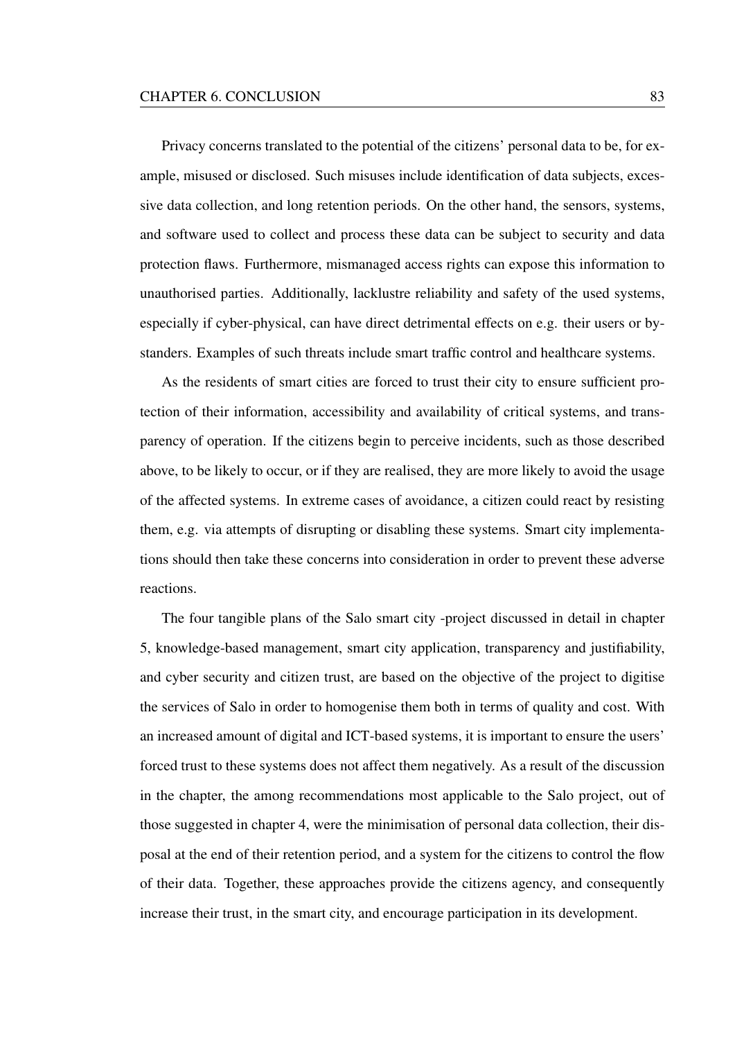Privacy concerns translated to the potential of the citizens' personal data to be, for example, misused or disclosed. Such misuses include identification of data subjects, excessive data collection, and long retention periods. On the other hand, the sensors, systems, and software used to collect and process these data can be subject to security and data protection flaws. Furthermore, mismanaged access rights can expose this information to unauthorised parties. Additionally, lacklustre reliability and safety of the used systems, especially if cyber-physical, can have direct detrimental effects on e.g. their users or bystanders. Examples of such threats include smart traffic control and healthcare systems.

As the residents of smart cities are forced to trust their city to ensure sufficient protection of their information, accessibility and availability of critical systems, and transparency of operation. If the citizens begin to perceive incidents, such as those described above, to be likely to occur, or if they are realised, they are more likely to avoid the usage of the affected systems. In extreme cases of avoidance, a citizen could react by resisting them, e.g. via attempts of disrupting or disabling these systems. Smart city implementations should then take these concerns into consideration in order to prevent these adverse reactions.

The four tangible plans of the Salo smart city -project discussed in detail in chapter 5, knowledge-based management, smart city application, transparency and justifiability, and cyber security and citizen trust, are based on the objective of the project to digitise the services of Salo in order to homogenise them both in terms of quality and cost. With an increased amount of digital and ICT-based systems, it is important to ensure the users' forced trust to these systems does not affect them negatively. As a result of the discussion in the chapter, the among recommendations most applicable to the Salo project, out of those suggested in chapter 4, were the minimisation of personal data collection, their disposal at the end of their retention period, and a system for the citizens to control the flow of their data. Together, these approaches provide the citizens agency, and consequently increase their trust, in the smart city, and encourage participation in its development.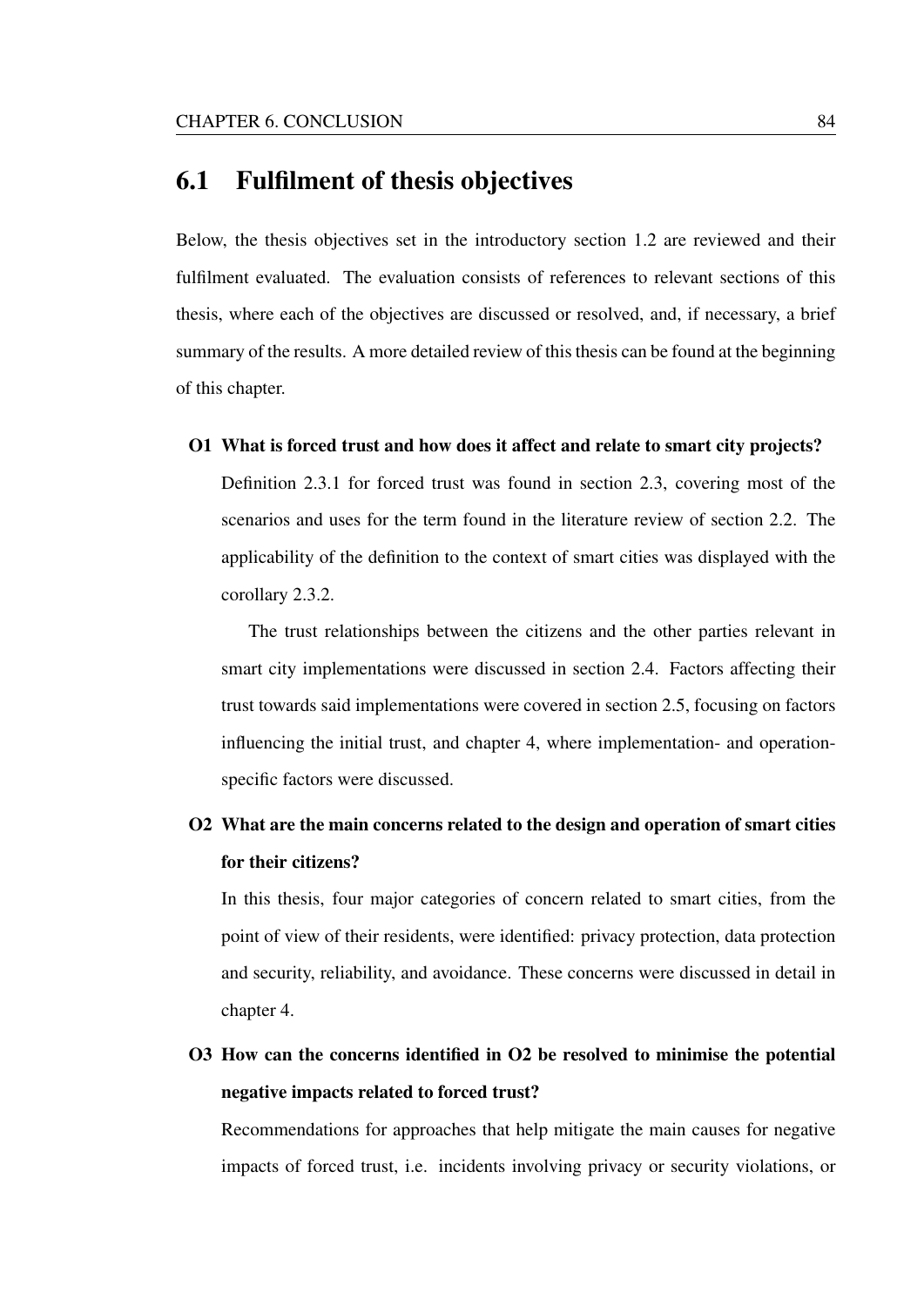## 6.1 Fulfilment of thesis objectives

Below, the thesis objectives set in the introductory section 1.2 are reviewed and their fulfilment evaluated. The evaluation consists of references to relevant sections of this thesis, where each of the objectives are discussed or resolved, and, if necessary, a brief summary of the results. A more detailed review of this thesis can be found at the beginning of this chapter.

**O1 What is forced trust and how does it affect and relate to smart city projects?**

Definition 2.3.1 for forced trust was found in section 2.3, covering most of the scenarios and uses for the term found in the literature review of section 2.2. The applicability of the definition to the context of smart cities was displayed with the corollary 2.3.2.

The trust relationships between the citizens and the other parties relevant in smart city implementations were discussed in section 2.4. Factors affecting their trust towards said implementations were covered in section 2.5, focusing on factors influencing the initial trust, and chapter 4, where implementation- and operation-specific factors were discussed.

**O2 What are the main concerns related to the design and operation of smart cities for their citizens?**

In this thesis, four major categories of concern related to smart cities, from the point of view of their residents, were identified: privacy protection, data protection and security, reliability, and avoidance. These concerns were discussed in detail in chapter 4.

**O3 How can the concerns identified in O2 be resolved to minimise the potential negative impacts related to forced trust?**

Recommendations for approaches that help mitigate the main causes for negative impacts of forced trust, i.e. incidents involving privacy or security violations, or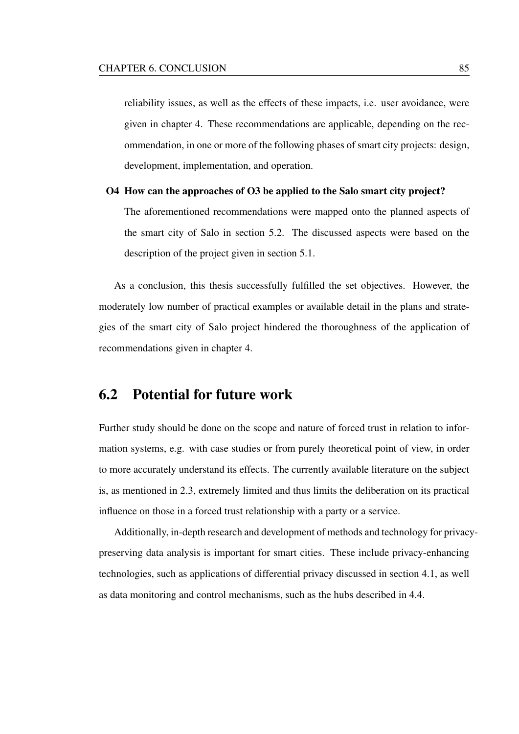reliability issues, as well as the effects of these impacts, i.e. user avoidance, were given in chapter 4. These recommendations are applicable, depending on the recommendation, in one or more of the following phases of smart city projects: design, development, implementation, and operation.

**O4 How can the approaches of O3 be applied to the Salo smart city project?**

The aforementioned recommendations were mapped onto the planned aspects of the smart city of Salo in section 5.2. The discussed aspects were based on the description of the project given in section 5.1.

As a conclusion, this thesis successfully fulfilled the set objectives. However, the moderately low number of practical examples or available detail in the plans and strategies of the smart city of Salo project hindered the thoroughness of the application of recommendations given in chapter 4.

## 6.2 Potential for future work

Further study should be done on the scope and nature of forced trust in relation to information systems, e.g. with case studies or from purely theoretical point of view, in order to more accurately understand its effects. The currently available literature on the subject is, as mentioned in 2.3, extremely limited and thus limits the deliberation on its practical influence on those in a forced trust relationship with a party or a service.

Additionally, in-depth research and development of methods and technology for privacy-preserving data analysis is important for smart cities. These include privacy-enhancing technologies, such as applications of differential privacy discussed in section 4.1, as well as data monitoring and control mechanisms, such as the hubs described in 4.4.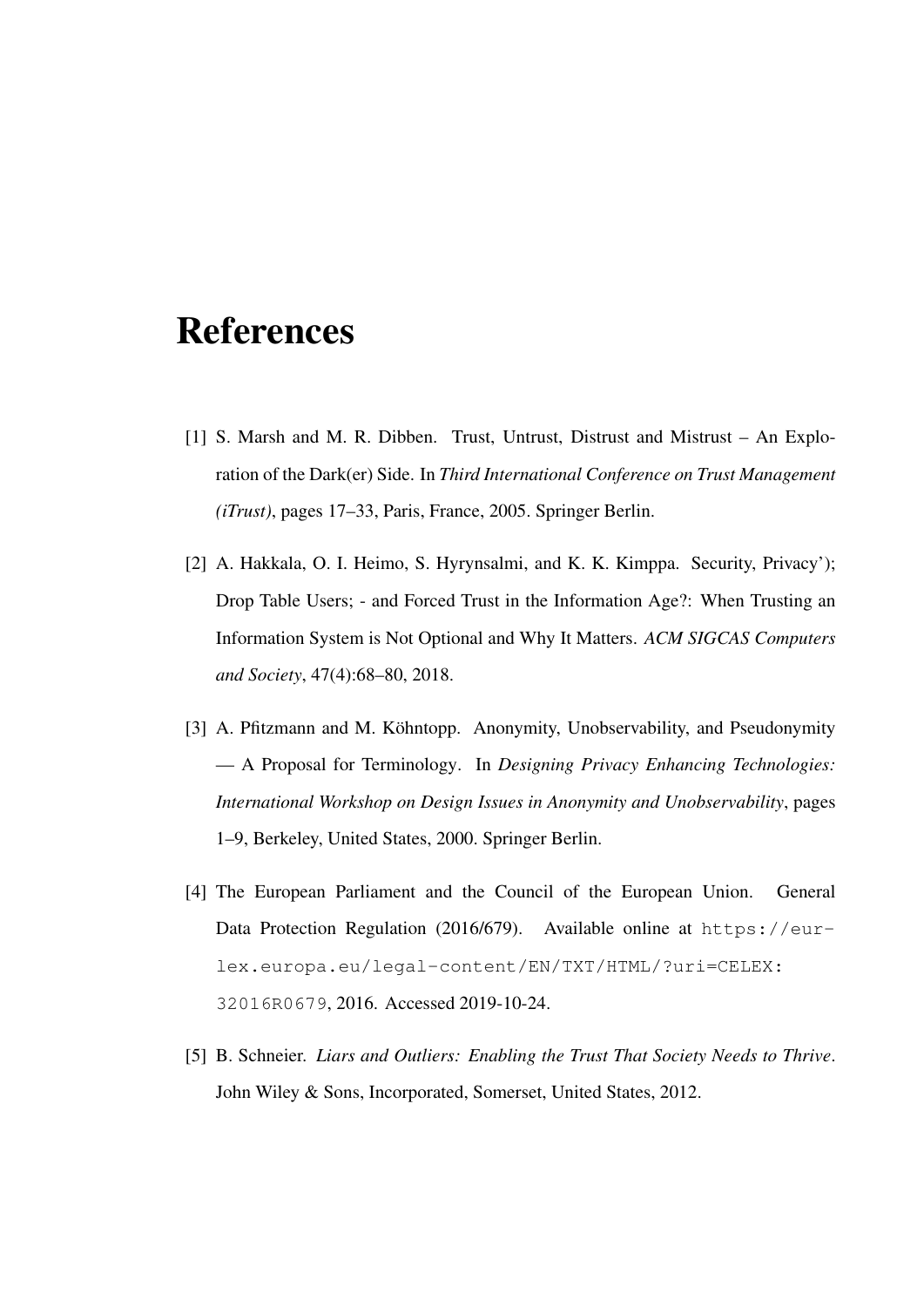# References

[1] S. Marsh and M. R. Dibben. Trust, Untrust, Distrust and Mistrust – An Exploration of the Dark(er) Side. In *Third International Conference on Trust Management (iTrust)*, pages 17–33, Paris, France, 2005. Springer Berlin.

[2] A. Hakkala, O. I. Heimo, S. Hyrynsalmi, and K. K. Kimppa. Security, Privacy'); Drop Table Users; - and Forced Trust in the Information Age?: When Trusting an Information System is Not Optional and Why It Matters. *ACM SIGCAS Computers and Society*, 47(4):68–80, 2018.

[3] A. Pfitzmann and M. Köhntopp. Anonymity, Unobservability, and Pseudonymity — A Proposal for Terminology. In *Designing Privacy Enhancing Technologies: International Workshop on Design Issues in Anonymity and Unobservability*, pages 1–9, Berkeley, United States, 2000. Springer Berlin.

[4] The European Parliament and the Council of the European Union. General Data Protection Regulation (2016/679). Available online at `https://eur-lex.europa.eu/legal-content/EN/TXT/HTML/?uri=CELEX:32016R0679`, 2016. Accessed 2019-10-24.

[5] B. Schneier. *Liars and Outliers: Enabling the Trust That Society Needs to Thrive*. John Wiley & Sons, Incorporated, Somerset, United States, 2012.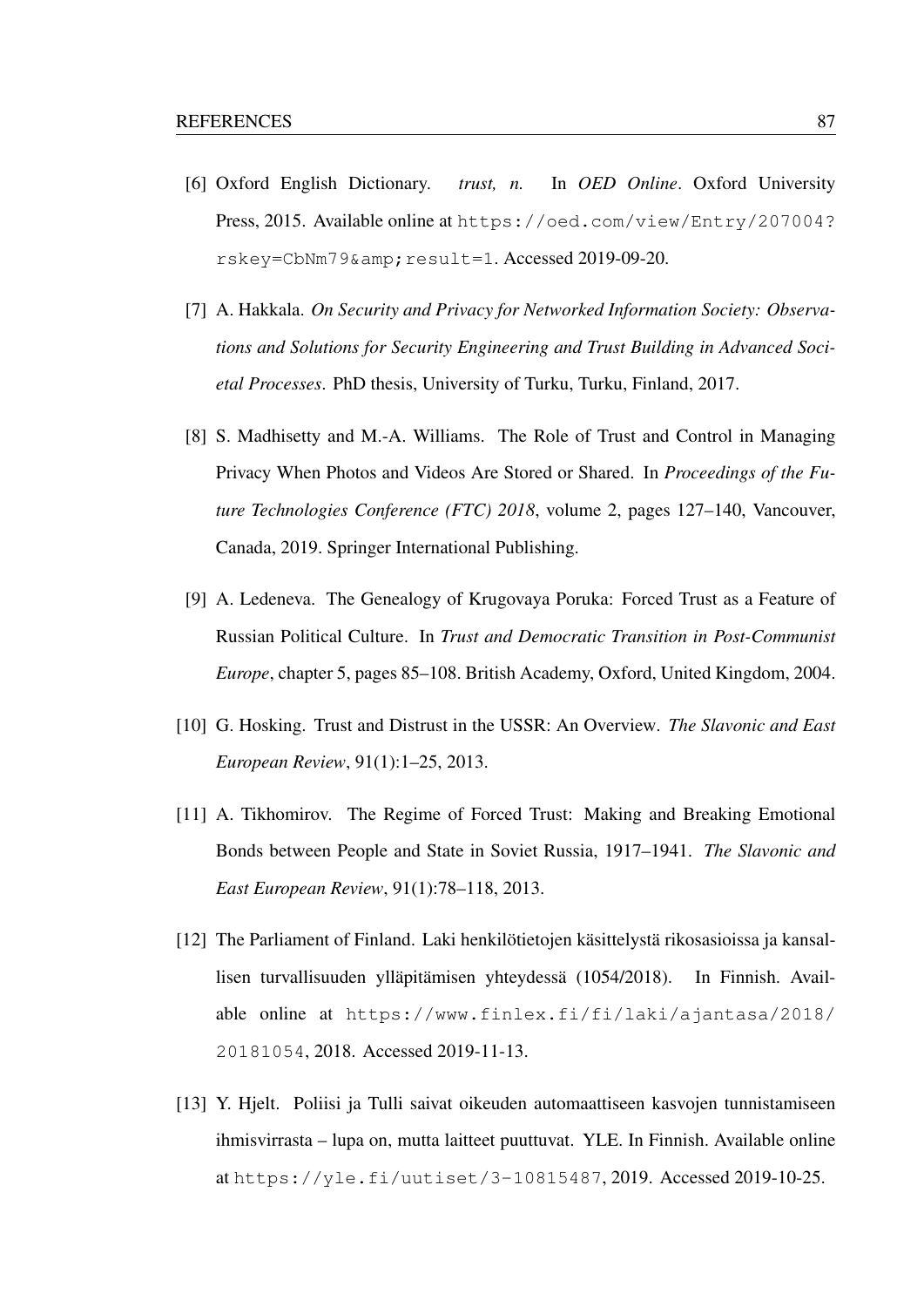[6] Oxford English Dictionary. *trust, n.* In *OED Online*. Oxford University Press, 2015. Available online at `https://oed.com/view/Entry/207004?rskey=CbNm79&amp;result=1`. Accessed 2019-09-20.

[7] A. Hakkala. *On Security and Privacy for Networked Information Society: Observations and Solutions for Security Engineering and Trust Building in Advanced Societal Processes*. PhD thesis, University of Turku, Turku, Finland, 2017.

[8] S. Madhisetty and M.-A. Williams. The Role of Trust and Control in Managing Privacy When Photos and Videos Are Stored or Shared. In *Proceedings of the Future Technologies Conference (FTC) 2018*, volume 2, pages 127–140, Vancouver, Canada, 2019. Springer International Publishing.

[9] A. Ledeneva. The Genealogy of Krugovaya Poruka: Forced Trust as a Feature of Russian Political Culture. In *Trust and Democratic Transition in Post-Communist Europe*, chapter 5, pages 85–108. British Academy, Oxford, United Kingdom, 2004.

[10] G. Hosking. Trust and Distrust in the USSR: An Overview. *The Slavonic and East European Review*, 91(1):1–25, 2013.

[11] A. Tikhomirov. The Regime of Forced Trust: Making and Breaking Emotional Bonds between People and State in Soviet Russia, 1917–1941. *The Slavonic and East European Review*, 91(1):78–118, 2013.

[12] The Parliament of Finland. Laki henkilötietojen käsittelystä rikosasioissa ja kansallisen turvallisuuden ylläpitämisen yhteydessä (1054/2018). In Finnish. Available online at `https://www.finlex.fi/fi/laki/ajantasa/2018/20181054`, 2018. Accessed 2019-11-13.

[13] Y. Hjelt. Poliisi ja Tulli saivat oikeuden automaattiseen kasvojen tunnistamiseen ihmisvirrasta – lupa on, mutta laitteet puuttuvat. YLE. In Finnish. Available online at `https://yle.fi/uutiset/3-10815487`, 2019. Accessed 2019-10-25.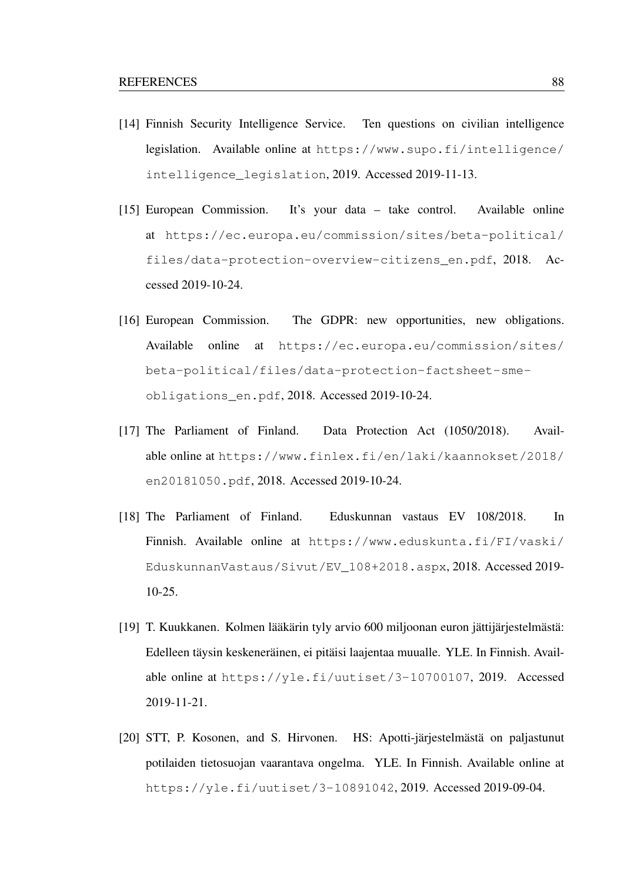[14] Finnish Security Intelligence Service. Ten questions on civilian intelligence legislation. Available online at https://www.supo.fi/intelligence/intelligence_legislation, 2019. Accessed 2019-11-13.

[15] European Commission. It's your data – take control. Available online at https://ec.europa.eu/commission/sites/beta-political/files/data-protection-overview-citizens_en.pdf, 2018. Accessed 2019-10-24.

[16] European Commission. The GDPR: new opportunities, new obligations. Available online at https://ec.europa.eu/commission/sites/beta-political/files/data-protection-factsheet-sme-obligations_en.pdf, 2018. Accessed 2019-10-24.

[17] The Parliament of Finland. Data Protection Act (1050/2018). Available online at https://www.finlex.fi/en/laki/kaannokset/2018/en20181050.pdf, 2018. Accessed 2019-10-24.

[18] The Parliament of Finland. Eduskunnan vastaus EV 108/2018. In Finnish. Available online at https://www.eduskunta.fi/FI/vaski/EduskunnanVastaus/Sivut/EV_108+2018.aspx, 2018. Accessed 2019-10-25.

[19] T. Kuukkanen. Kolmen lääkärin tyly arvio 600 miljoonan euron jättijärjestelmästä: Edelleen täysin keskeneräinen, ei pitäisi laajentaa muualle. YLE. In Finnish. Available online at https://yle.fi/uutiset/3-10700107, 2019. Accessed 2019-11-21.

[20] STT, P. Kosonen, and S. Hirvonen. HS: Apotti-järjestelmästä on paljastunut potilaiden tietosuojan vaarantava ongelma. YLE. In Finnish. Available online at https://yle.fi/uutiset/3-10891042, 2019. Accessed 2019-09-04.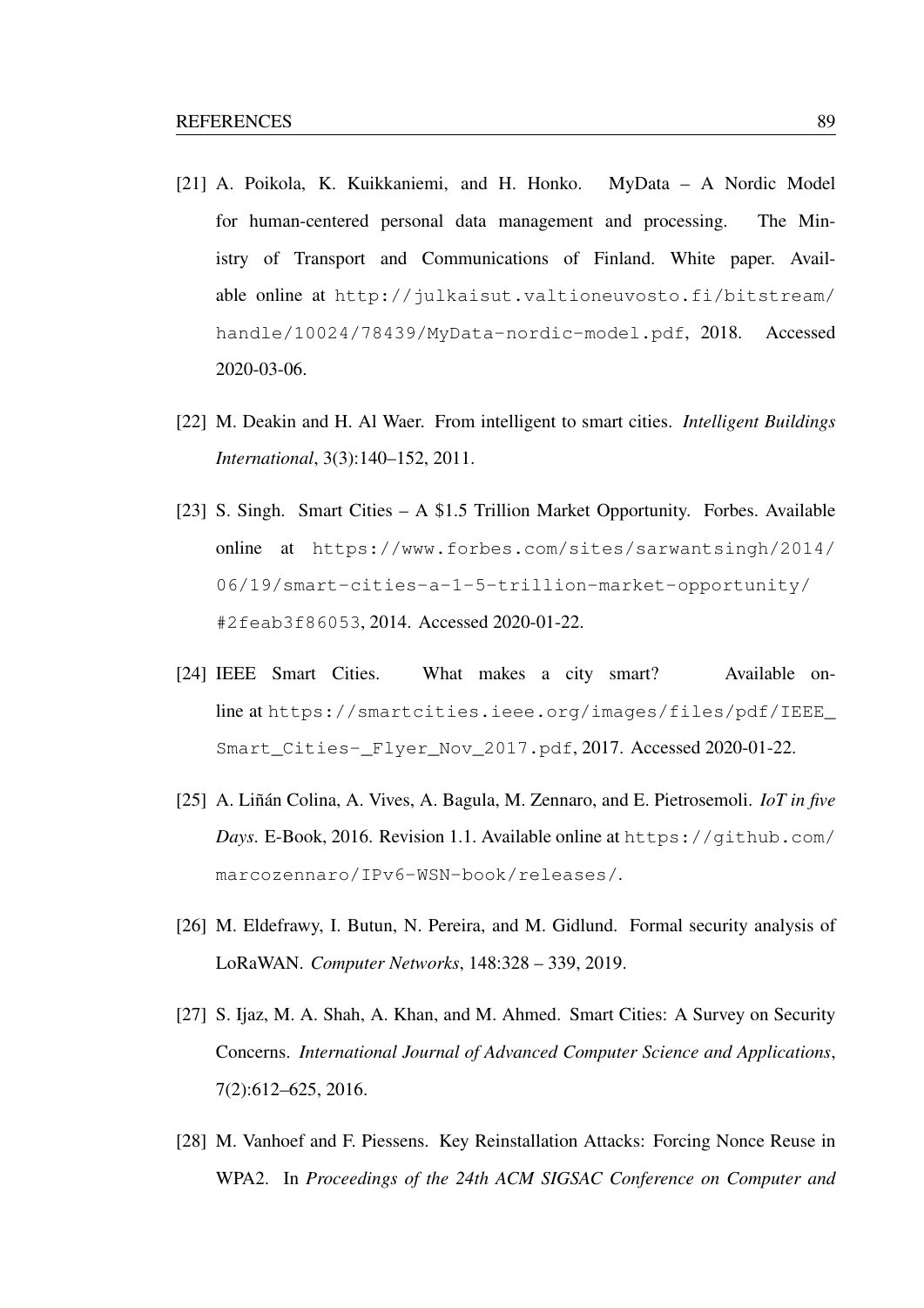[21] A. Poikola, K. Kuikkaniemi, and H. Honko. MyData – A Nordic Model for human-centered personal data management and processing. The Ministry of Transport and Communications of Finland. White paper. Available online at http://julkaisut.valtioneuvosto.fi/bitstream/handle/10024/78439/MyData-nordic-model.pdf, 2018. Accessed 2020-03-06.

[22] M. Deakin and H. Al Waer. From intelligent to smart cities. *Intelligent Buildings International*, 3(3):140–152, 2011.

[23] S. Singh. Smart Cities – A $1.5 Trillion Market Opportunity. Forbes. Available online at https://www.forbes.com/sites/sarwantsingh/2014/06/19/smart-cities-a-1-5-trillion-market-opportunity/#2feab3f86053, 2014. Accessed 2020-01-22.

[24] IEEE Smart Cities. What makes a city smart? Available online at https://smartcities.ieee.org/images/files/pdf/IEEE_Smart_Cities-_Flyer_Nov_2017.pdf, 2017. Accessed 2020-01-22.

[25] A. Liñán Colina, A. Vives, A. Bagula, M. Zennaro, and E. Pietrosemoli. *IoT in five Days*. E-Book, 2016. Revision 1.1. Available online at https://github.com/marcozennaro/IPv6-WSN-book/releases/.

[26] M. Eldefrawy, I. Butun, N. Pereira, and M. Gidlund. Formal security analysis of LoRaWAN. *Computer Networks*, 148:328 – 339, 2019.

[27] S. Ijaz, M. A. Shah, A. Khan, and M. Ahmed. Smart Cities: A Survey on Security Concerns. *International Journal of Advanced Computer Science and Applications*, 7(2):612–625, 2016.

[28] M. Vanhoef and F. Piessens. Key Reinstallation Attacks: Forcing Nonce Reuse in WPA2. In *Proceedings of the 24th ACM SIGSAC Conference on Computer and*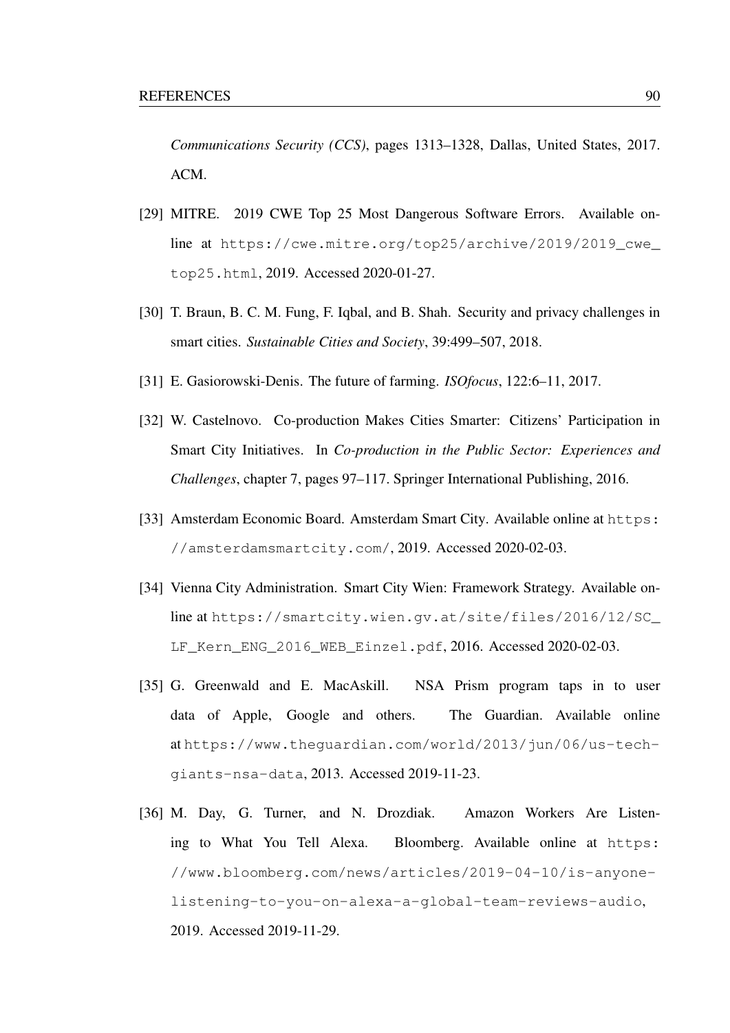*Communications Security (CCS)*, pages 1313–1328, Dallas, United States, 2017. ACM.

[29] MITRE. 2019 CWE Top 25 Most Dangerous Software Errors. Available online at `https://cwe.mitre.org/top25/archive/2019/2019_cwe_top25.html`, 2019. Accessed 2020-01-27.

[30] T. Braun, B. C. M. Fung, F. Iqbal, and B. Shah. Security and privacy challenges in smart cities. *Sustainable Cities and Society*, 39:499–507, 2018.

[31] E. Gasiorowski-Denis. The future of farming. *ISOfocus*, 122:6–11, 2017.

[32] W. Castelnovo. Co-production Makes Cities Smarter: Citizens' Participation in Smart City Initiatives. In *Co-production in the Public Sector: Experiences and Challenges*, chapter 7, pages 97–117. Springer International Publishing, 2016.

[33] Amsterdam Economic Board. Amsterdam Smart City. Available online at `https://amsterdamsmartcity.com/`, 2019. Accessed 2020-02-03.

[34] Vienna City Administration. Smart City Wien: Framework Strategy. Available online at `https://smartcity.wien.gv.at/site/files/2016/12/SC_LF_Kern_ENG_2016_WEB_Einzel.pdf`, 2016. Accessed 2020-02-03.

[35] G. Greenwald and E. MacAskill. NSA Prism program taps in to user data of Apple, Google and others. The Guardian. Available online at `https://www.theguardian.com/world/2013/jun/06/us-tech-giants-nsa-data`, 2013. Accessed 2019-11-23.

[36] M. Day, G. Turner, and N. Drozdiak. Amazon Workers Are Listening to What You Tell Alexa. Bloomberg. Available online at `https://www.bloomberg.com/news/articles/2019-04-10/is-anyone-listening-to-you-on-alexa-a-global-team-reviews-audio`, 2019. Accessed 2019-11-29.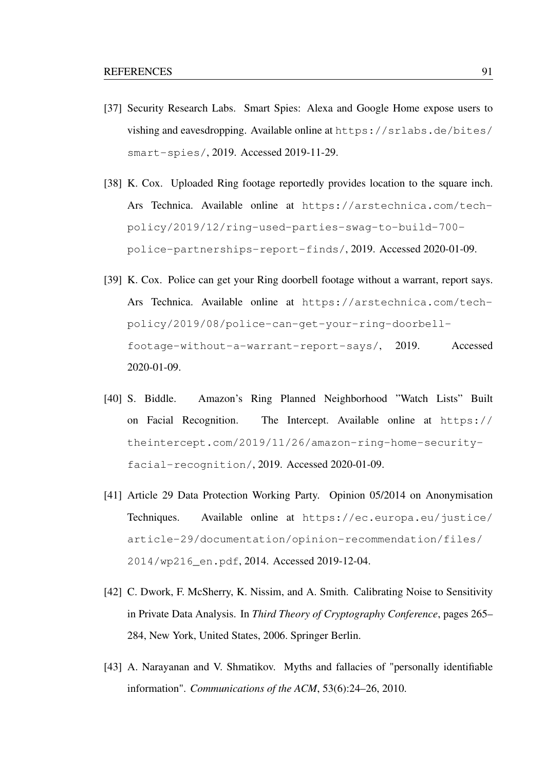[37] Security Research Labs. Smart Spies: Alexa and Google Home expose users to vishing and eavesdropping. Available online at `https://srlabs.de/bites/smart-spies/`, 2019. Accessed 2019-11-29.

[38] K. Cox. Uploaded Ring footage reportedly provides location to the square inch. Ars Technica. Available online at `https://arstechnica.com/tech-policy/2019/12/ring-used-parties-swag-to-build-700-police-partnerships-report-finds/`, 2019. Accessed 2020-01-09.

[39] K. Cox. Police can get your Ring doorbell footage without a warrant, report says. Ars Technica. Available online at `https://arstechnica.com/tech-policy/2019/08/police-can-get-your-ring-doorbell-footage-without-a-warrant-report-says/`, 2019. Accessed 2020-01-09.

[40] S. Biddle. Amazon's Ring Planned Neighborhood "Watch Lists" Built on Facial Recognition. The Intercept. Available online at `https://theintercept.com/2019/11/26/amazon-ring-home-security-facial-recognition/`, 2019. Accessed 2020-01-09.

[41] Article 29 Data Protection Working Party. Opinion 05/2014 on Anonymisation Techniques. Available online at `https://ec.europa.eu/justice/article-29/documentation/opinion-recommendation/files/2014/wp216_en.pdf`, 2014. Accessed 2019-12-04.

[42] C. Dwork, F. McSherry, K. Nissim, and A. Smith. Calibrating Noise to Sensitivity in Private Data Analysis. In *Third Theory of Cryptography Conference*, pages 265–284, New York, United States, 2006. Springer Berlin.

[43] A. Narayanan and V. Shmatikov. Myths and fallacies of "personally identifiable information". *Communications of the ACM*, 53(6):24–26, 2010.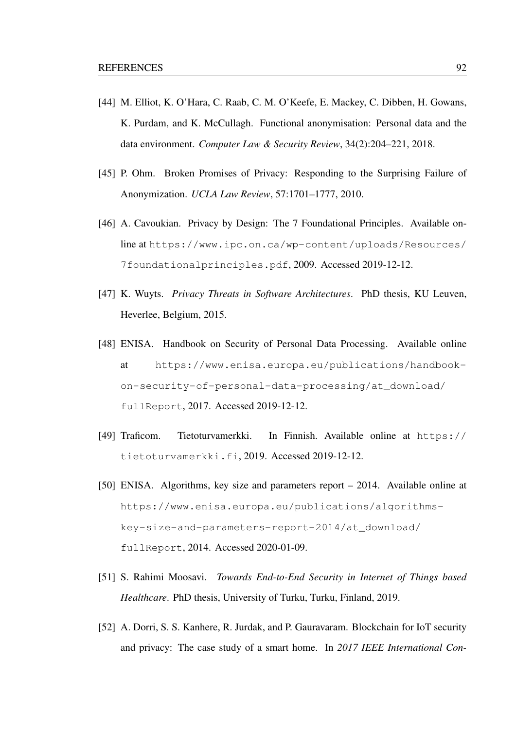[44] M. Elliot, K. O'Hara, C. Raab, C. M. O'Keefe, E. Mackey, C. Dibben, H. Gowans, K. Purdam, and K. McCullagh. Functional anonymisation: Personal data and the data environment. *Computer Law & Security Review*, 34(2):204–221, 2018.

[45] P. Ohm. Broken Promises of Privacy: Responding to the Surprising Failure of Anonymization. *UCLA Law Review*, 57:1701–1777, 2010.

[46] A. Cavoukian. Privacy by Design: The 7 Foundational Principles. Available online at `https://www.ipc.on.ca/wp-content/uploads/Resources/7foundationalprinciples.pdf`, 2009. Accessed 2019-12-12.

[47] K. Wuyts. *Privacy Threats in Software Architectures*. PhD thesis, KU Leuven, Heverlee, Belgium, 2015.

[48] ENISA. Handbook on Security of Personal Data Processing. Available online at `https://www.enisa.europa.eu/publications/handbook-on-security-of-personal-data-processing/at_download/fullReport`, 2017. Accessed 2019-12-12.

[49] Traficom. Tietoturvamerkki. In Finnish. Available online at `https://tietoturvamerkki.fi`, 2019. Accessed 2019-12-12.

[50] ENISA. Algorithms, key size and parameters report – 2014. Available online at `https://www.enisa.europa.eu/publications/algorithms-key-size-and-parameters-report-2014/at_download/fullReport`, 2014. Accessed 2020-01-09.

[51] S. Rahimi Moosavi. *Towards End-to-End Security in Internet of Things based Healthcare*. PhD thesis, University of Turku, Turku, Finland, 2019.

[52] A. Dorri, S. S. Kanhere, R. Jurdak, and P. Gauravaram. Blockchain for IoT security and privacy: The case study of a smart home. In *2017 IEEE International Con-*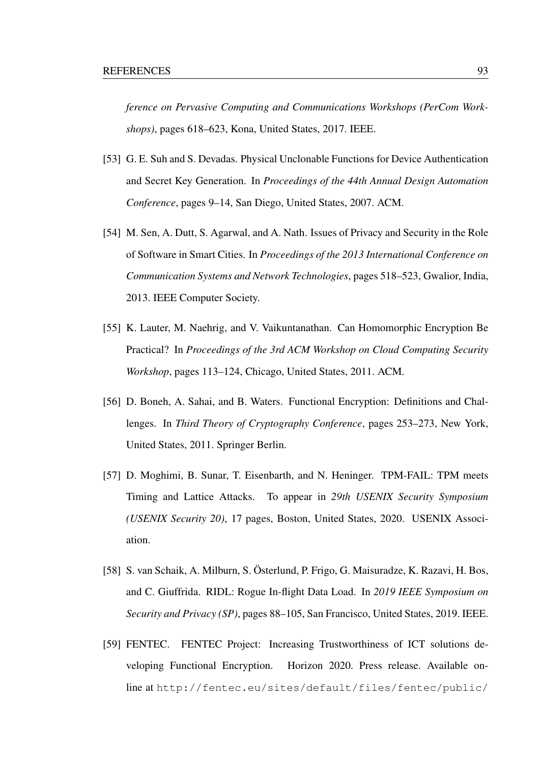*ference on Pervasive Computing and Communications Workshops (PerCom Workshops)*, pages 618–623, Kona, United States, 2017. IEEE.

[53] G. E. Suh and S. Devadas. Physical Unclonable Functions for Device Authentication and Secret Key Generation. In *Proceedings of the 44th Annual Design Automation Conference*, pages 9–14, San Diego, United States, 2007. ACM.

[54] M. Sen, A. Dutt, S. Agarwal, and A. Nath. Issues of Privacy and Security in the Role of Software in Smart Cities. In *Proceedings of the 2013 International Conference on Communication Systems and Network Technologies*, pages 518–523, Gwalior, India, 2013. IEEE Computer Society.

[55] K. Lauter, M. Naehrig, and V. Vaikuntanathan. Can Homomorphic Encryption Be Practical? In *Proceedings of the 3rd ACM Workshop on Cloud Computing Security Workshop*, pages 113–124, Chicago, United States, 2011. ACM.

[56] D. Boneh, A. Sahai, and B. Waters. Functional Encryption: Definitions and Challenges. In *Third Theory of Cryptography Conference*, pages 253–273, New York, United States, 2011. Springer Berlin.

[57] D. Moghimi, B. Sunar, T. Eisenbarth, and N. Heninger. TPM-FAIL: TPM meets Timing and Lattice Attacks. To appear in *29th USENIX Security Symposium (USENIX Security 20)*, 17 pages, Boston, United States, 2020. USENIX Association.

[58] S. van Schaik, A. Milburn, S. Österlund, P. Frigo, G. Maisuradze, K. Razavi, H. Bos, and C. Giuffrida. RIDL: Rogue In-flight Data Load. In *2019 IEEE Symposium on Security and Privacy (SP)*, pages 88–105, San Francisco, United States, 2019. IEEE.

[59] FENTEC. FENTEC Project: Increasing Trustworthiness of ICT solutions developing Functional Encryption. Horizon 2020. Press release. Available online at `http://fentec.eu/sites/default/files/fentec/public/`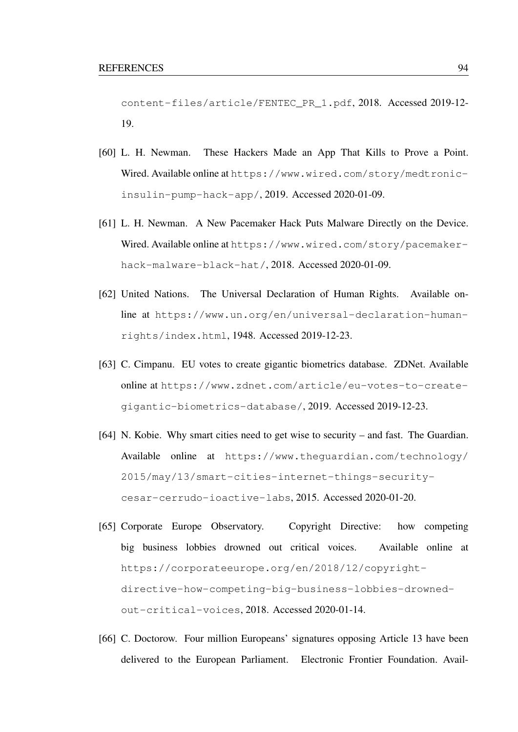content-files/article/FENTEC_PR_1.pdf, 2018. Accessed 2019-12-19.

[60] L. H. Newman. These Hackers Made an App That Kills to Prove a Point. Wired. Available online at https://www.wired.com/story/medtronic-insulin-pump-hack-app/, 2019. Accessed 2020-01-09.

[61] L. H. Newman. A New Pacemaker Hack Puts Malware Directly on the Device. Wired. Available online at https://www.wired.com/story/pacemaker-hack-malware-black-hat/, 2018. Accessed 2020-01-09.

[62] United Nations. The Universal Declaration of Human Rights. Available online at https://www.un.org/en/universal-declaration-human-rights/index.html, 1948. Accessed 2019-12-23.

[63] C. Cimpanu. EU votes to create gigantic biometrics database. ZDNet. Available online at https://www.zdnet.com/article/eu-votes-to-create-gigantic-biometrics-database/, 2019. Accessed 2019-12-23.

[64] N. Kobie. Why smart cities need to get wise to security – and fast. The Guardian. Available online at https://www.theguardian.com/technology/2015/may/13/smart-cities-internet-things-security-cesar-cerrudo-ioactive-labs, 2015. Accessed 2020-01-20.

[65] Corporate Europe Observatory. Copyright Directive: how competing big business lobbies drowned out critical voices. Available online at https://corporateeurope.org/en/2018/12/copyright-directive-how-competing-big-business-lobbies-drowned-out-critical-voices, 2018. Accessed 2020-01-14.

[66] C. Doctorow. Four million Europeans' signatures opposing Article 13 have been delivered to the European Parliament. Electronic Frontier Foundation. Avail-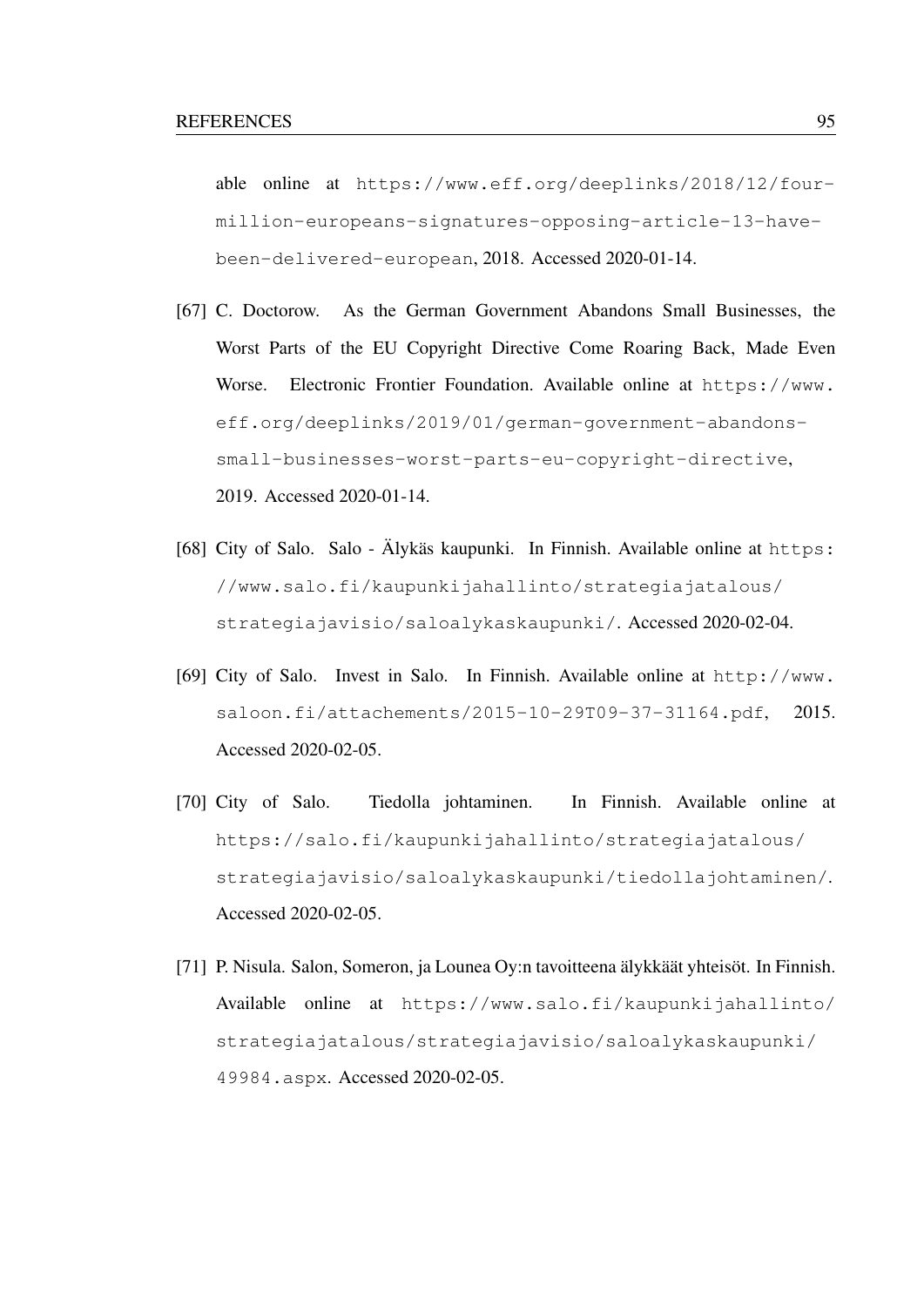able online at https://www.eff.org/deeplinks/2018/12/four-million-europeans-signatures-opposing-article-13-have-been-delivered-european, 2018. Accessed 2020-01-14.

[67] C. Doctorow. As the German Government Abandons Small Businesses, the Worst Parts of the EU Copyright Directive Come Roaring Back, Made Even Worse. Electronic Frontier Foundation. Available online at https://www.eff.org/deeplinks/2019/01/german-government-abandons-small-businesses-worst-parts-eu-copyright-directive, 2019. Accessed 2020-01-14.

[68] City of Salo. Salo - Älykäs kaupunki. In Finnish. Available online at https://www.salo.fi/kaupunkijahallinto/strategiajatalous/strategiajavisio/saloalykaskaupunki/. Accessed 2020-02-04.

[69] City of Salo. Invest in Salo. In Finnish. Available online at http://www.saloon.fi/attachements/2015-10-29T09-37-31164.pdf, 2015. Accessed 2020-02-05.

[70] City of Salo. Tiedolla johtaminen. In Finnish. Available online at https://salo.fi/kaupunkijahallinto/strategiajatalous/strategiajavisio/saloalykaskaupunki/tiedollajohtaminen/. Accessed 2020-02-05.

[71] P. Nisula. Salon, Someron, ja Lounea Oy:n tavoitteena älykkäät yhteisöt. In Finnish. Available online at https://www.salo.fi/kaupunkijahallinto/strategiajatalous/strategiajavisio/saloalykaskaupunki/49984.aspx. Accessed 2020-02-05.